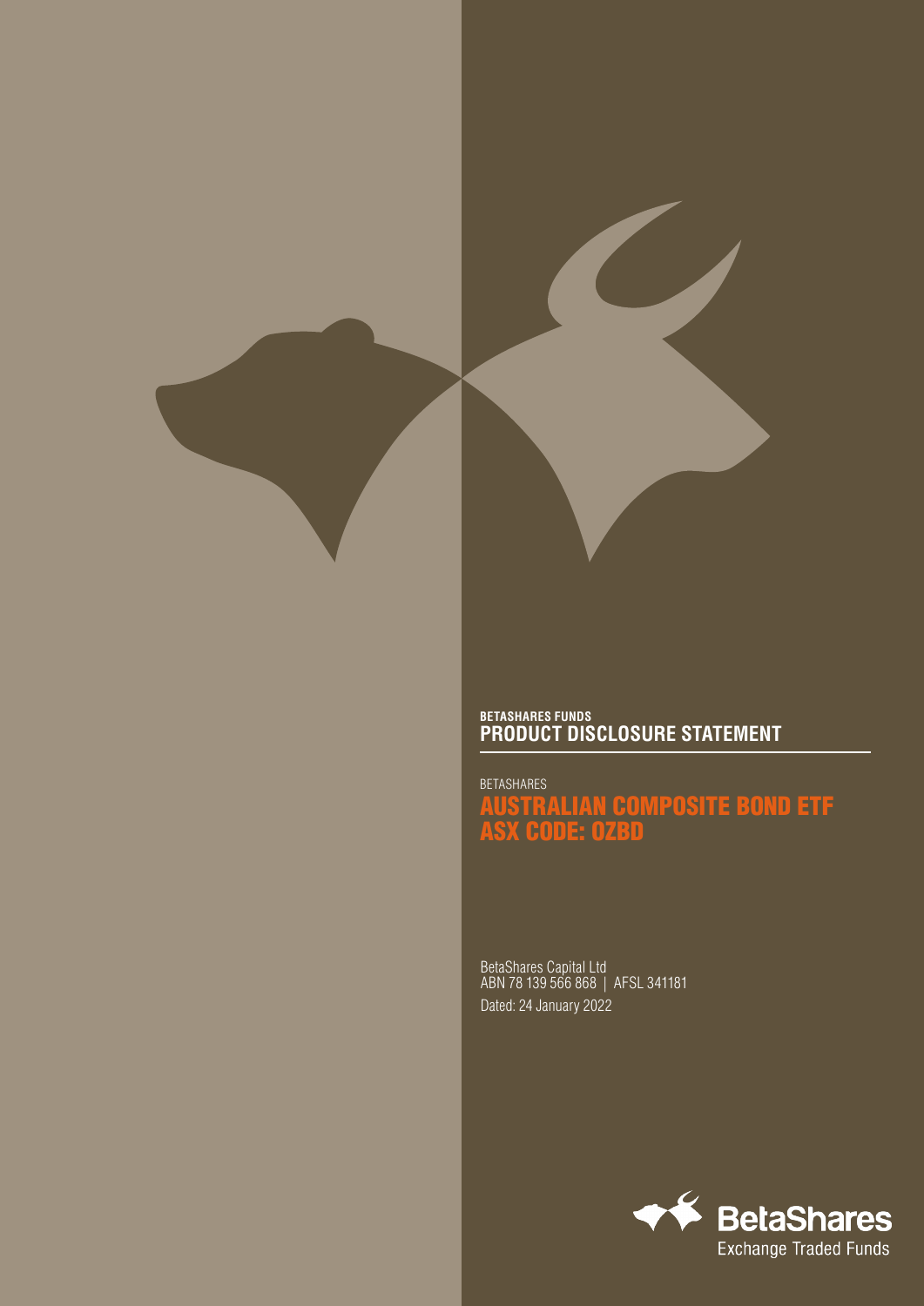**BETASHARES FUNDS**

# PRODUCT DISCLOSURE STATEMENT

BETASHARES

## AUSTRALIAN COMPOSITE BOND ETF
## ASX CODE: OZBD

BetaShares Capital Ltd
ABN 78 139 566 868 | AFSL 341181

Dated: 24 January 2022

BetaShares
Exchange Traded Funds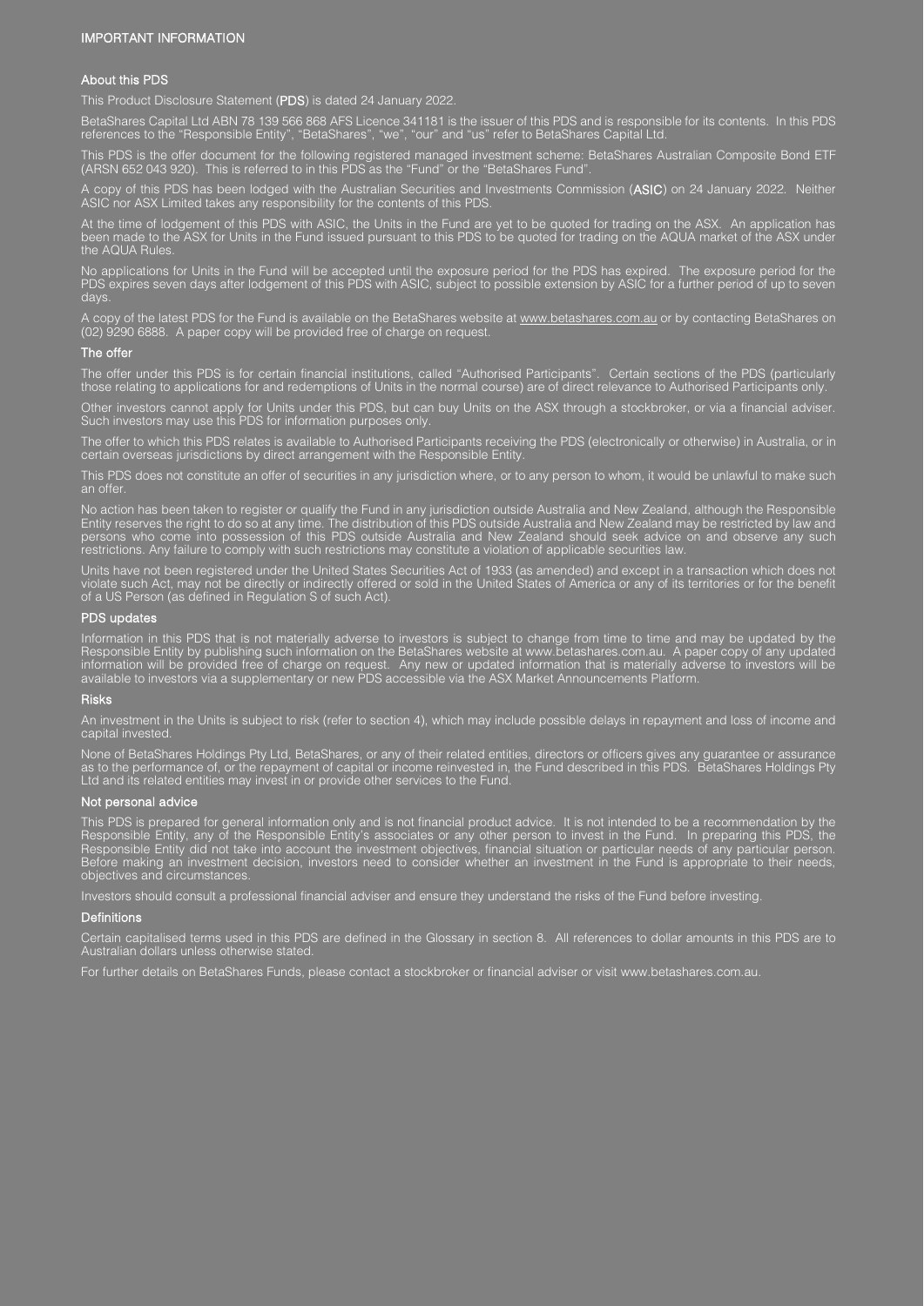# IMPORTANT INFORMATION

## About this PDS

This Product Disclosure Statement (**PDS**) is dated 24 January 2022.

BetaShares Capital Ltd ABN 78 139 566 868 AFS Licence 341181 is the issuer of this PDS and is responsible for its contents. In this PDS references to the "Responsible Entity", "BetaShares", "we", "our" and "us" refer to BetaShares Capital Ltd.

This PDS is the offer document for the following registered managed investment scheme: BetaShares Australian Composite Bond ETF (ARSN 652 043 920). This is referred to in this PDS as the "Fund" or the "BetaShares Fund".

A copy of this PDS has been lodged with the Australian Securities and Investments Commission (**ASIC**) on 24 January 2022. Neither ASIC nor ASX Limited takes any responsibility for the contents of this PDS.

At the time of lodgement of this PDS with ASIC, the Units in the Fund are yet to be quoted for trading on the ASX. An application has been made to the ASX for Units in the Fund issued pursuant to this PDS to be quoted for trading on the AQUA market of the ASX under the AQUA Rules.

No applications for Units in the Fund will be accepted until the exposure period for the PDS has expired. The exposure period for the PDS expires seven days after lodgement of this PDS with ASIC, subject to possible extension by ASIC for a further period of up to seven days.

A copy of the latest PDS for the Fund is available on the BetaShares website at www.betashares.com.au or by contacting BetaShares on (02) 9290 6888. A paper copy will be provided free of charge on request.

## The offer

The offer under this PDS is for certain financial institutions, called "Authorised Participants". Certain sections of the PDS (particularly those relating to applications for and redemptions of Units in the normal course) are of direct relevance to Authorised Participants only.

Other investors cannot apply for Units under this PDS, but can buy Units on the ASX through a stockbroker, or via a financial adviser. Such investors may use this PDS for information purposes only.

The offer to which this PDS relates is available to Authorised Participants receiving the PDS (electronically or otherwise) in Australia, or in certain overseas jurisdictions by direct arrangement with the Responsible Entity.

This PDS does not constitute an offer of securities in any jurisdiction where, or to any person to whom, it would be unlawful to make such an offer.

No action has been taken to register or qualify the Fund in any jurisdiction outside Australia and New Zealand, although the Responsible Entity reserves the right to do so at any time. The distribution of this PDS outside Australia and New Zealand may be restricted by law and persons who come into possession of this PDS outside Australia and New Zealand should seek advice on and observe any such restrictions. Any failure to comply with such restrictions may constitute a violation of applicable securities law.

Units have not been registered under the United States Securities Act of 1933 (as amended) and except in a transaction which does not violate such Act, may not be directly or indirectly offered or sold in the United States of America or any of its territories or for the benefit of a US Person (as defined in Regulation S of such Act).

## PDS updates

Information in this PDS that is not materially adverse to investors is subject to change from time to time and may be updated by the Responsible Entity by publishing such information on the BetaShares website at www.betashares.com.au. A paper copy of any updated information will be provided free of charge on request. Any new or updated information that is materially adverse to investors will be available to investors via a supplementary or new PDS accessible via the ASX Market Announcements Platform.

## Risks

An investment in the Units is subject to risk (refer to section 4), which may include possible delays in repayment and loss of income and capital invested.

None of BetaShares Holdings Pty Ltd, BetaShares, or any of their related entities, directors or officers gives any guarantee or assurance as to the performance of, or the repayment of capital or income reinvested in, the Fund described in this PDS. BetaShares Holdings Pty Ltd and its related entities may invest in or provide other services to the Fund.

## Not personal advice

This PDS is prepared for general information only and is not financial product advice. It is not intended to be a recommendation by the Responsible Entity, any of the Responsible Entity's associates or any other person to invest in the Fund. In preparing this PDS, the Responsible Entity did not take into account the investment objectives, financial situation or particular needs of any particular person. Before making an investment decision, investors need to consider whether an investment in the Fund is appropriate to their needs, objectives and circumstances.

Investors should consult a professional financial adviser and ensure they understand the risks of the Fund before investing.

## Definitions

Certain capitalised terms used in this PDS are defined in the Glossary in section 8. All references to dollar amounts in this PDS are to Australian dollars unless otherwise stated.

For further details on BetaShares Funds, please contact a stockbroker or financial adviser or visit www.betashares.com.au.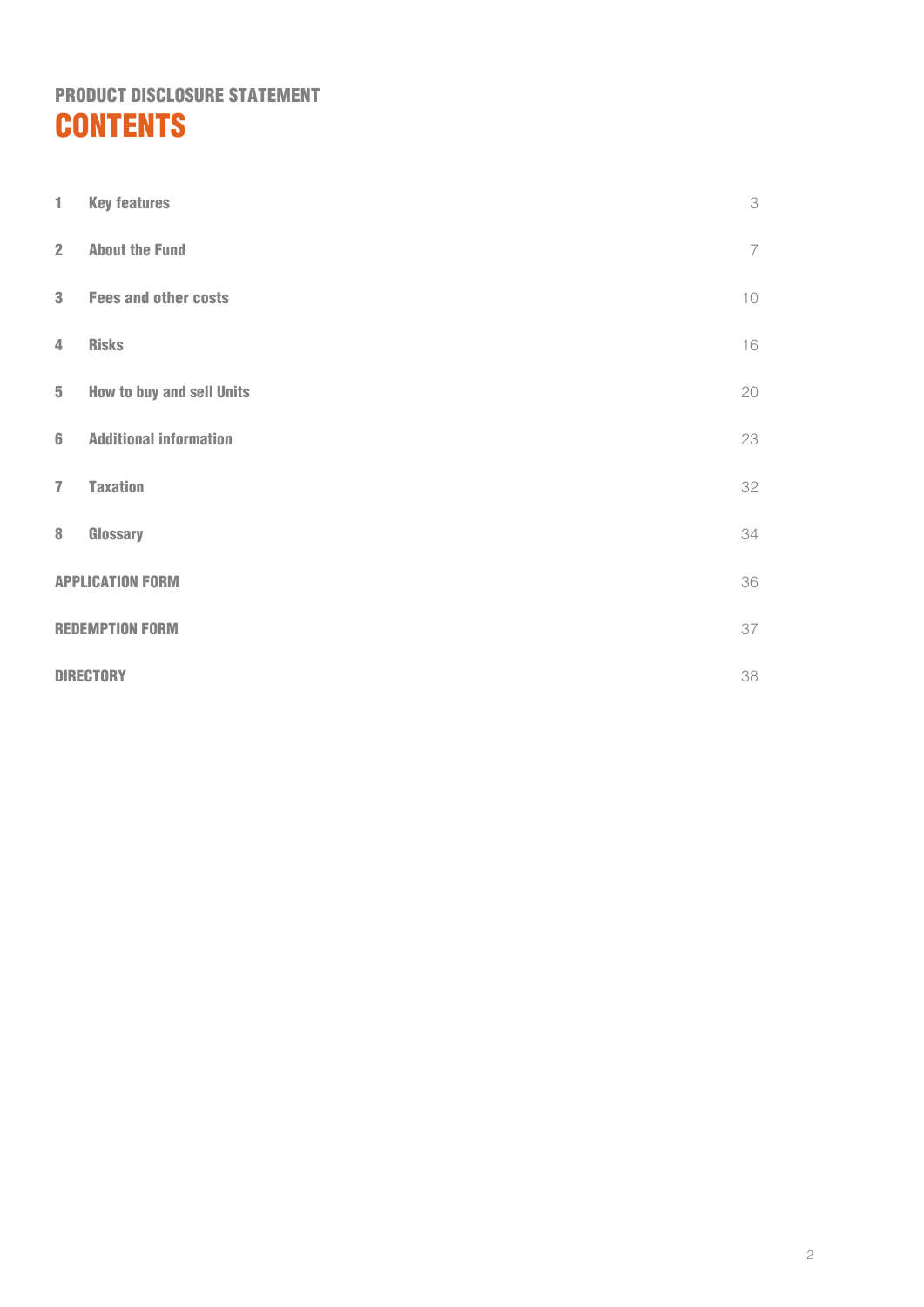## PRODUCT DISCLOSURE STATEMENT

# CONTENTS

| | | |
|---|---|---|
| 1 | **Key features** | 3 |
| 2 | **About the Fund** | 7 |
| 3 | **Fees and other costs** | 10 |
| 4 | **Risks** | 16 |
| 5 | **How to buy and sell Units** | 20 |
| 6 | **Additional information** | 23 |
| 7 | **Taxation** | 32 |
| 8 | **Glossary** | 34 |
| **APPLICATION FORM** | | 36 |
| **REDEMPTION FORM** | | 37 |
| **DIRECTORY** | | 38 |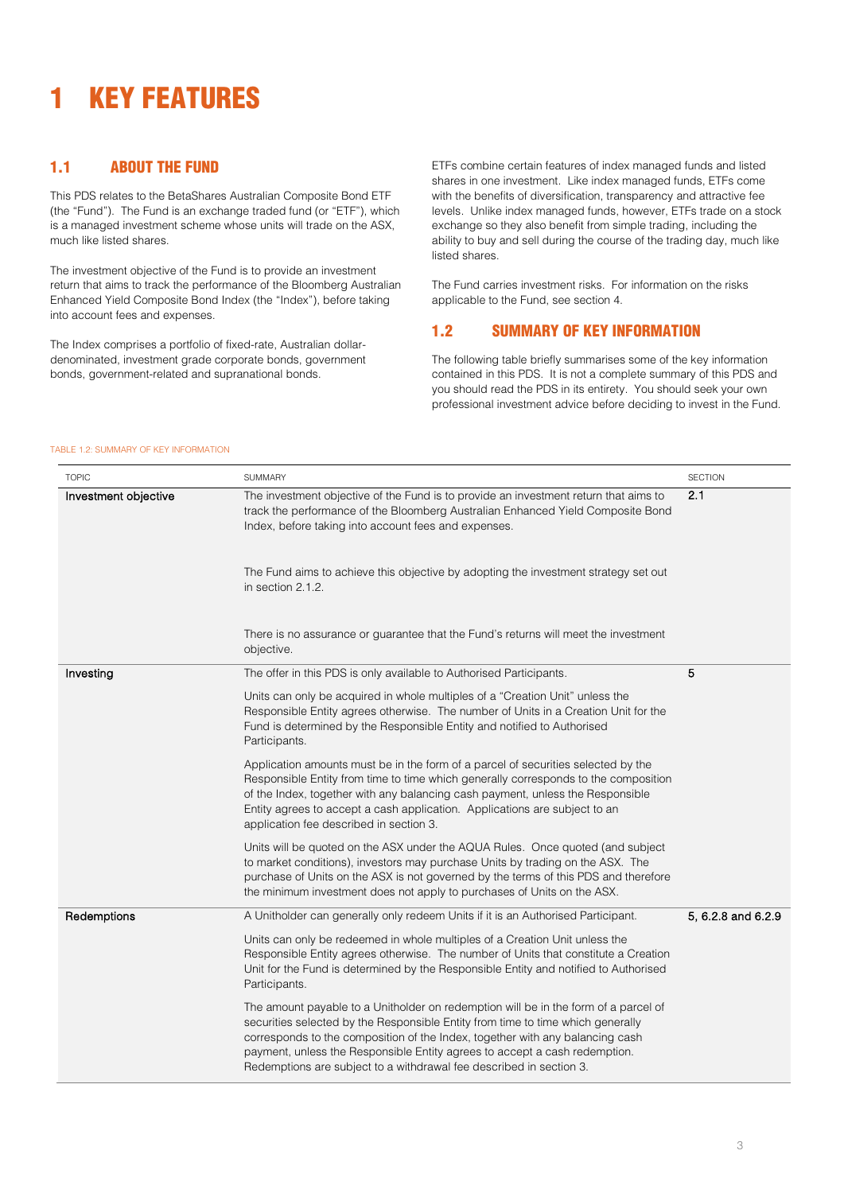# 1 KEY FEATURES

## 1.1 ABOUT THE FUND

This PDS relates to the BetaShares Australian Composite Bond ETF (the "Fund"). The Fund is an exchange traded fund (or "ETF"), which is a managed investment scheme whose units will trade on the ASX, much like listed shares.

The investment objective of the Fund is to provide an investment return that aims to track the performance of the Bloomberg Australian Enhanced Yield Composite Bond Index (the "Index"), before taking into account fees and expenses.

The Index comprises a portfolio of fixed-rate, Australian dollar-denominated, investment grade corporate bonds, government bonds, government-related and supranational bonds.

ETFs combine certain features of index managed funds and listed shares in one investment. Like index managed funds, ETFs come with the benefits of diversification, transparency and attractive fee levels. Unlike index managed funds, however, ETFs trade on a stock exchange so they also benefit from simple trading, including the ability to buy and sell during the course of the trading day, much like listed shares.

The Fund carries investment risks. For information on the risks applicable to the Fund, see section 4.

## 1.2 SUMMARY OF KEY INFORMATION

The following table briefly summarises some of the key information contained in this PDS. It is not a complete summary of this PDS and you should read the PDS in its entirety. You should seek your own professional investment advice before deciding to invest in the Fund.

TABLE 1.2: SUMMARY OF KEY INFORMATION

| TOPIC | SUMMARY | SECTION |
|---|---|---|
| **Investment objective** | The investment objective of the Fund is to provide an investment return that aims to track the performance of the Bloomberg Australian Enhanced Yield Composite Bond Index, before taking into account fees and expenses.<br><br>The Fund aims to achieve this objective by adopting the investment strategy set out in section 2.1.2.<br><br>There is no assurance or guarantee that the Fund's returns will meet the investment objective. | 2.1 |
| **Investing** | The offer in this PDS is only available to Authorised Participants.<br><br>Units can only be acquired in whole multiples of a "Creation Unit" unless the Responsible Entity agrees otherwise. The number of Units in a Creation Unit for the Fund is determined by the Responsible Entity and notified to Authorised Participants.<br><br>Application amounts must be in the form of a parcel of securities selected by the Responsible Entity from time to time which generally corresponds to the composition of the Index, together with any balancing cash payment, unless the Responsible Entity agrees to accept a cash application. Applications are subject to an application fee described in section 3.<br><br>Units will be quoted on the ASX under the AQUA Rules. Once quoted (and subject to market conditions), investors may purchase Units by trading on the ASX. The purchase of Units on the ASX is not governed by the terms of this PDS and therefore the minimum investment does not apply to purchases of Units on the ASX. | 5 |
| **Redemptions** | A Unitholder can generally only redeem Units if it is an Authorised Participant.<br><br>Units can only be redeemed in whole multiples of a Creation Unit unless the Responsible Entity agrees otherwise. The number of Units that constitute a Creation Unit for the Fund is determined by the Responsible Entity and notified to Authorised Participants.<br><br>The amount payable to a Unitholder on redemption will be in the form of a parcel of securities selected by the Responsible Entity from time to time which generally corresponds to the composition of the Index, together with any balancing cash payment, unless the Responsible Entity agrees to accept a cash redemption. Redemptions are subject to a withdrawal fee described in section 3. | 5, 6.2.8 and 6.2.9 |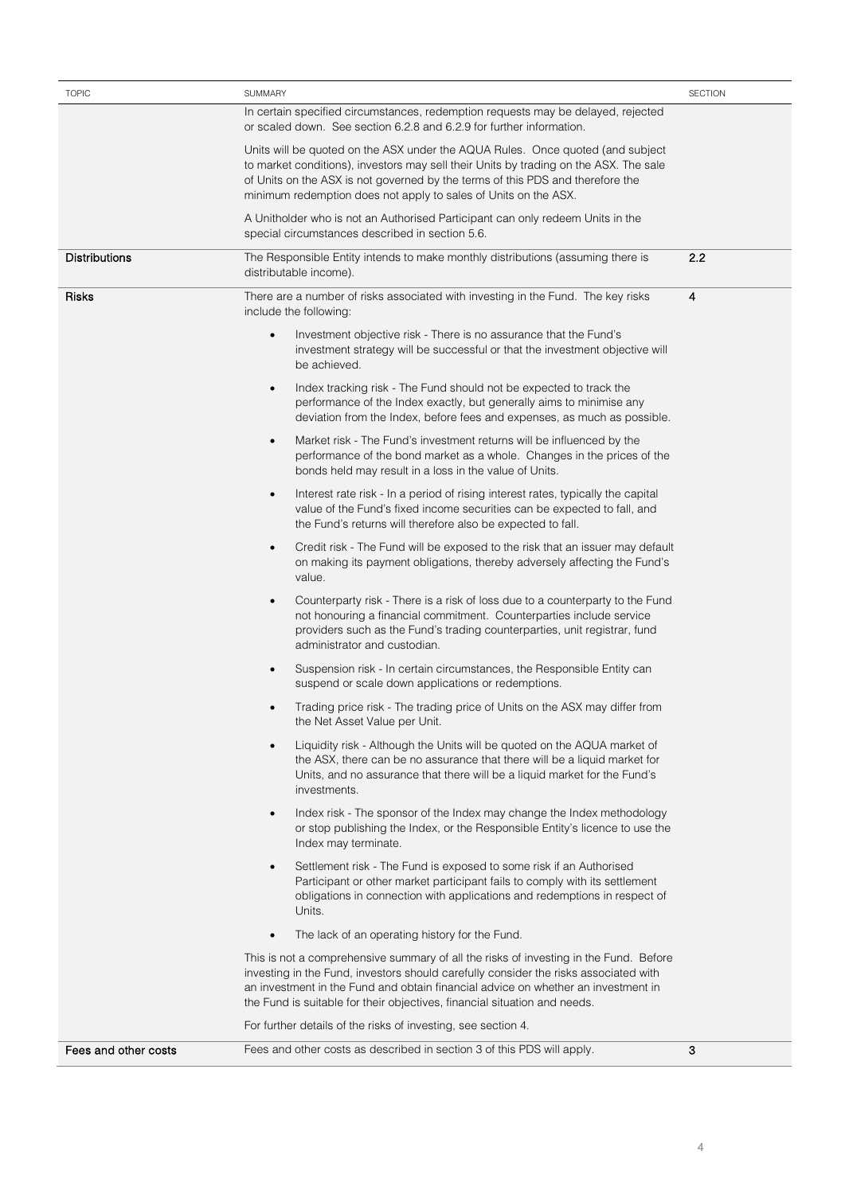| TOPIC | SUMMARY | SECTION |
|---|---|---|
| | In certain specified circumstances, redemption requests may be delayed, rejected or scaled down. See section 6.2.8 and 6.2.9 for further information.<br><br>Units will be quoted on the ASX under the AQUA Rules. Once quoted (and subject to market conditions), investors may sell their Units by trading on the ASX. The sale of Units on the ASX is not governed by the terms of this PDS and therefore the minimum redemption does not apply to sales of Units on the ASX.<br><br>A Unitholder who is not an Authorised Participant can only redeem Units in the special circumstances described in section 5.6. | |
| **Distributions** | The Responsible Entity intends to make monthly distributions (assuming there is distributable income). | 2.2 |
| **Risks** | There are a number of risks associated with investing in the Fund. The key risks include the following:<br><br>• Investment objective risk - There is no assurance that the Fund's investment strategy will be successful or that the investment objective will be achieved.<br><br>• Index tracking risk - The Fund should not be expected to track the performance of the Index exactly, but generally aims to minimise any deviation from the Index, before fees and expenses, as much as possible.<br><br>• Market risk - The Fund's investment returns will be influenced by the performance of the bond market as a whole. Changes in the prices of the bonds held may result in a loss in the value of Units.<br><br>• Interest rate risk - In a period of rising interest rates, typically the capital value of the Fund's fixed income securities can be expected to fall, and the Fund's returns will therefore also be expected to fall.<br><br>• Credit risk - The Fund will be exposed to the risk that an issuer may default on making its payment obligations, thereby adversely affecting the Fund's value.<br><br>• Counterparty risk - There is a risk of loss due to a counterparty to the Fund not honouring a financial commitment. Counterparties include service providers such as the Fund's trading counterparties, unit registrar, fund administrator and custodian.<br><br>• Suspension risk - In certain circumstances, the Responsible Entity can suspend or scale down applications or redemptions.<br><br>• Trading price risk - The trading price of Units on the ASX may differ from the Net Asset Value per Unit.<br><br>• Liquidity risk - Although the Units will be quoted on the AQUA market of the ASX, there can be no assurance that there will be a liquid market for Units, and no assurance that there will be a liquid market for the Fund's investments.<br><br>• Index risk - The sponsor of the Index may change the Index methodology or stop publishing the Index, or the Responsible Entity's licence to use the Index may terminate.<br><br>• Settlement risk - The Fund is exposed to some risk if an Authorised Participant or other market participant fails to comply with its settlement obligations in connection with applications and redemptions in respect of Units.<br><br>• The lack of an operating history for the Fund.<br><br>This is not a comprehensive summary of all the risks of investing in the Fund. Before investing in the Fund, investors should carefully consider the risks associated with an investment in the Fund and obtain financial advice on whether an investment in the Fund is suitable for their objectives, financial situation and needs.<br><br>For further details of the risks of investing, see section 4. | 4 |
| **Fees and other costs** | Fees and other costs as described in section 3 of this PDS will apply. | 3 |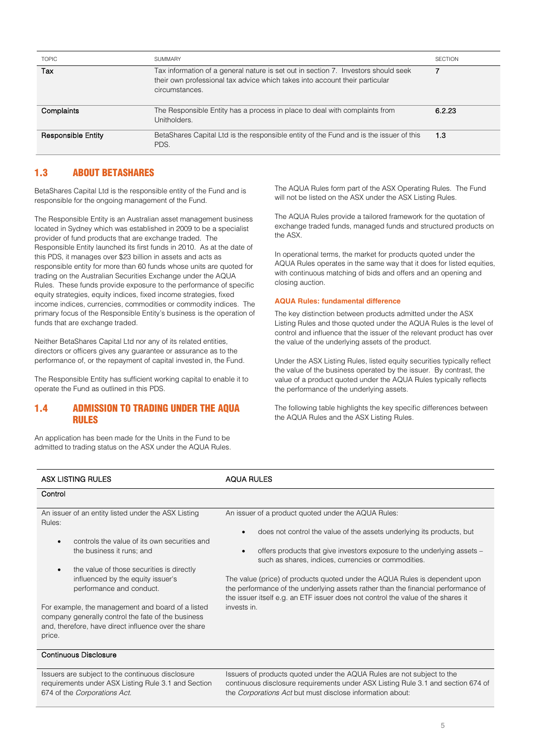| TOPIC | SUMMARY | SECTION |
|---|---|---|
| **Tax** | Tax information of a general nature is set out in section 7. Investors should seek their own professional tax advice which takes into account their particular circumstances. | 7 |
| **Complaints** | The Responsible Entity has a process in place to deal with complaints from Unitholders. | 6.2.23 |
| **Responsible Entity** | BetaShares Capital Ltd is the responsible entity of the Fund and is the issuer of this PDS. | 1.3 |

## 1.3 ABOUT BETASHARES

BetaShares Capital Ltd is the responsible entity of the Fund and is responsible for the ongoing management of the Fund.

The Responsible Entity is an Australian asset management business located in Sydney which was established in 2009 to be a specialist provider of fund products that are exchange traded. The Responsible Entity launched its first funds in 2010. As at the date of this PDS, it manages over $23 billion in assets and acts as responsible entity for more than 60 funds whose units are quoted for trading on the Australian Securities Exchange under the AQUA Rules. These funds provide exposure to the performance of specific equity strategies, equity indices, fixed income strategies, fixed income indices, currencies, commodities or commodity indices. The primary focus of the Responsible Entity's business is the operation of funds that are exchange traded.

Neither BetaShares Capital Ltd nor any of its related entities, directors or officers gives any guarantee or assurance as to the performance of, or the repayment of capital invested in, the Fund.

The Responsible Entity has sufficient working capital to enable it to operate the Fund as outlined in this PDS.

## 1.4 ADMISSION TO TRADING UNDER THE AQUA RULES

An application has been made for the Units in the Fund to be admitted to trading status on the ASX under the AQUA Rules.

The AQUA Rules form part of the ASX Operating Rules. The Fund will not be listed on the ASX under the ASX Listing Rules.

The AQUA Rules provide a tailored framework for the quotation of exchange traded funds, managed funds and structured products on the ASX.

In operational terms, the market for products quoted under the AQUA Rules operates in the same way that it does for listed equities, with continuous matching of bids and offers and an opening and closing auction.

### AQUA Rules: fundamental difference

The key distinction between products admitted under the ASX Listing Rules and those quoted under the AQUA Rules is the level of control and influence that the issuer of the relevant product has over the value of the underlying assets of the product.

Under the ASX Listing Rules, listed equity securities typically reflect the value of the business operated by the issuer. By contrast, the value of a product quoted under the AQUA Rules typically reflects the performance of the underlying assets.

The following table highlights the key specific differences between the AQUA Rules and the ASX Listing Rules.

| ASX LISTING RULES | AQUA RULES |
|---|---|
| **Control** | |
| An issuer of an entity listed under the ASX Listing Rules:<br>• controls the value of its own securities and the business it runs; and<br>• the value of those securities is directly influenced by the equity issuer's performance and conduct.<br><br>For example, the management and board of a listed company generally control the fate of the business and, therefore, have direct influence over the share price. | An issuer of a product quoted under the AQUA Rules:<br>• does not control the value of the assets underlying its products, but<br>• offers products that give investors exposure to the underlying assets – such as shares, indices, currencies or commodities.<br><br>The value (price) of products quoted under the AQUA Rules is dependent upon the performance of the underlying assets rather than the financial performance of the issuer itself e.g. an ETF issuer does not control the value of the shares it invests in. |
| **Continuous Disclosure** | |
| Issuers are subject to the continuous disclosure requirements under ASX Listing Rule 3.1 and Section 674 of the *Corporations Act*. | Issuers of products quoted under the AQUA Rules are not subject to the continuous disclosure requirements under ASX Listing Rule 3.1 and section 674 of the *Corporations Act* but must disclose information about: |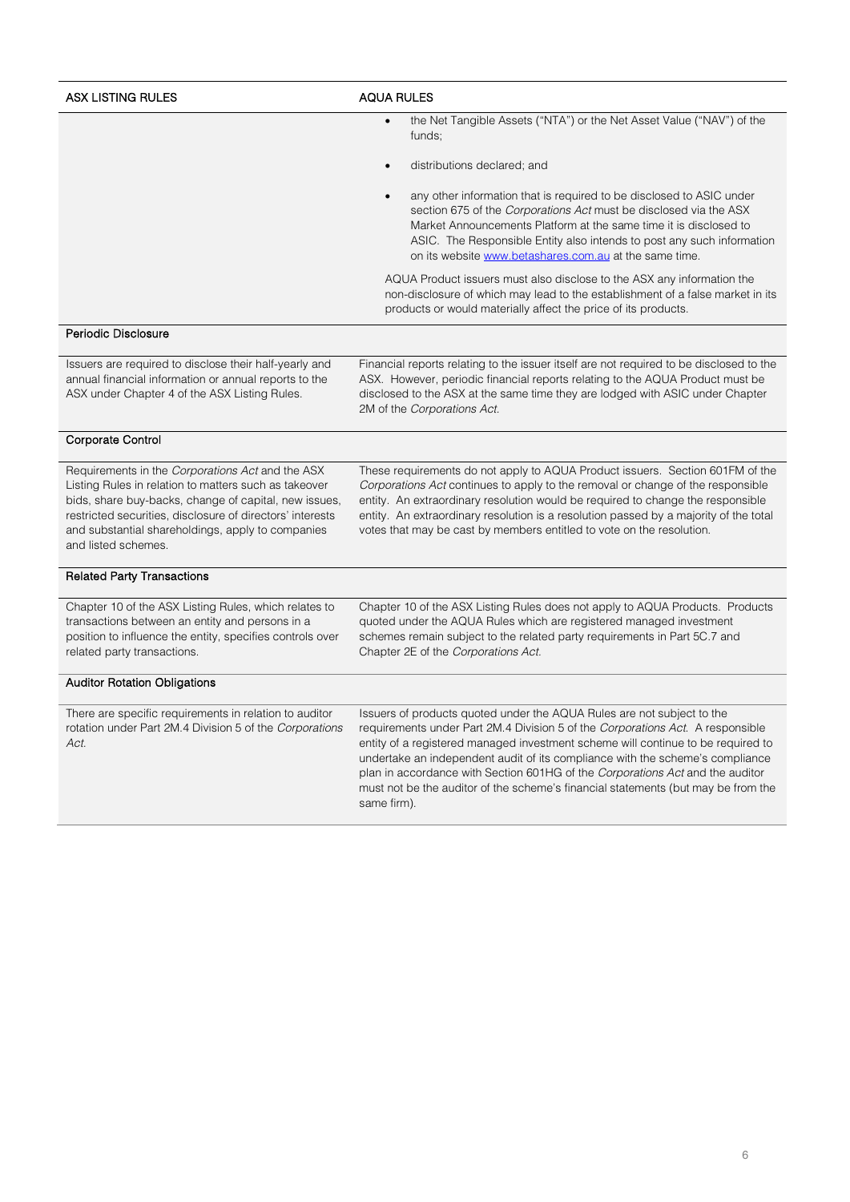| ASX LISTING RULES | AQUA RULES |
|---|---|
| | • the Net Tangible Assets ("NTA") or the Net Asset Value ("NAV") of the funds;<br><br>• distributions declared; and<br><br>• any other information that is required to be disclosed to ASIC under section 675 of the *Corporations Act* must be disclosed via the ASX Market Announcements Platform at the same time it is disclosed to ASIC. The Responsible Entity also intends to post any such information on its website www.betashares.com.au at the same time.<br><br>AQUA Product issuers must also disclose to the ASX any information the non-disclosure of which may lead to the establishment of a false market in its products or would materially affect the price of its products. |
| **Periodic Disclosure** | |
| Issuers are required to disclose their half-yearly and annual financial information or annual reports to the ASX under Chapter 4 of the ASX Listing Rules. | Financial reports relating to the issuer itself are not required to be disclosed to the ASX. However, periodic financial reports relating to the AQUA Product must be disclosed to the ASX at the same time they are lodged with ASIC under Chapter 2M of the *Corporations Act*. |
| **Corporate Control** | |
| Requirements in the *Corporations Act* and the ASX Listing Rules in relation to matters such as takeover bids, share buy-backs, change of capital, new issues, restricted securities, disclosure of directors' interests and substantial shareholdings, apply to companies and listed schemes. | These requirements do not apply to AQUA Product issuers. Section 601FM of the *Corporations Act* continues to apply to the removal or change of the responsible entity. An extraordinary resolution would be required to change the responsible entity. An extraordinary resolution is a resolution passed by a majority of the total votes that may be cast by members entitled to vote on the resolution. |
| **Related Party Transactions** | |
| Chapter 10 of the ASX Listing Rules, which relates to transactions between an entity and persons in a position to influence the entity, specifies controls over related party transactions. | Chapter 10 of the ASX Listing Rules does not apply to AQUA Products. Products quoted under the AQUA Rules which are registered managed investment schemes remain subject to the related party requirements in Part 5C.7 and Chapter 2E of the *Corporations Act*. |
| **Auditor Rotation Obligations** | |
| There are specific requirements in relation to auditor rotation under Part 2M.4 Division 5 of the *Corporations Act*. | Issuers of products quoted under the AQUA Rules are not subject to the requirements under Part 2M.4 Division 5 of the *Corporations Act*. A responsible entity of a registered managed investment scheme will continue to be required to undertake an independent audit of its compliance with the scheme's compliance plan in accordance with Section 601HG of the *Corporations Act* and the auditor must not be the auditor of the scheme's financial statements (but may be from the same firm). |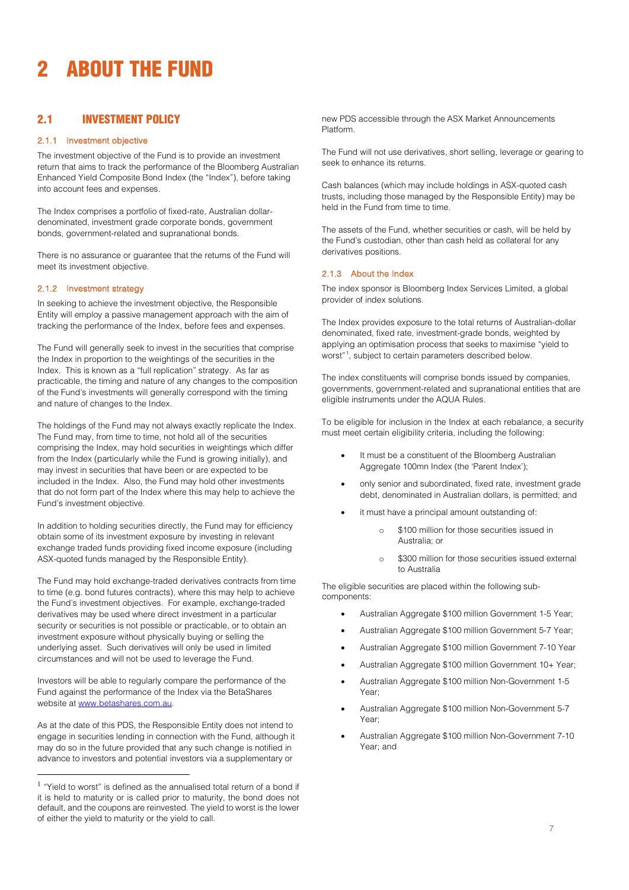# 2 ABOUT THE FUND

## 2.1 INVESTMENT POLICY

### 2.1.1 Investment objective

The investment objective of the Fund is to provide an investment return that aims to track the performance of the Bloomberg Australian Enhanced Yield Composite Bond Index (the "Index"), before taking into account fees and expenses.

The Index comprises a portfolio of fixed-rate, Australian dollar-denominated, investment grade corporate bonds, government bonds, government-related and supranational bonds.

There is no assurance or guarantee that the returns of the Fund will meet its investment objective.

### 2.1.2 Investment strategy

In seeking to achieve the investment objective, the Responsible Entity will employ a passive management approach with the aim of tracking the performance of the Index, before fees and expenses.

The Fund will generally seek to invest in the securities that comprise the Index in proportion to the weightings of the securities in the Index. This is known as a "full replication" strategy. As far as practicable, the timing and nature of any changes to the composition of the Fund's investments will generally correspond with the timing and nature of changes to the Index.

The holdings of the Fund may not always exactly replicate the Index. The Fund may, from time to time, not hold all of the securities comprising the Index, may hold securities in weightings which differ from the Index (particularly while the Fund is growing initially), and may invest in securities that have been or are expected to be included in the Index. Also, the Fund may hold other investments that do not form part of the Index where this may help to achieve the Fund's investment objective.

In addition to holding securities directly, the Fund may for efficiency obtain some of its investment exposure by investing in relevant exchange traded funds providing fixed income exposure (including ASX-quoted funds managed by the Responsible Entity).

The Fund may hold exchange-traded derivatives contracts from time to time (e.g. bond futures contracts), where this may help to achieve the Fund's investment objectives. For example, exchange-traded derivatives may be used where direct investment in a particular security or securities is not possible or practicable, or to obtain an investment exposure without physically buying or selling the underlying asset. Such derivatives will only be used in limited circumstances and will not be used to leverage the Fund.

Investors will be able to regularly compare the performance of the Fund against the performance of the Index via the BetaShares website at www.betashares.com.au.

As at the date of this PDS, the Responsible Entity does not intend to engage in securities lending in connection with the Fund, although it may do so in the future provided that any such change is notified in advance to investors and potential investors via a supplementary or new PDS accessible through the ASX Market Announcements Platform.

The Fund will not use derivatives, short selling, leverage or gearing to seek to enhance its returns.

Cash balances (which may include holdings in ASX-quoted cash trusts, including those managed by the Responsible Entity) may be held in the Fund from time to time.

The assets of the Fund, whether securities or cash, will be held by the Fund's custodian, other than cash held as collateral for any derivatives positions.

### 2.1.3 About the Index

The index sponsor is Bloomberg Index Services Limited, a global provider of index solutions.

The Index provides exposure to the total returns of Australian-dollar denominated, fixed rate, investment-grade bonds, weighted by applying an optimisation process that seeks to maximise "yield to worst"[1], subject to certain parameters described below.

The index constituents will comprise bonds issued by companies, governments, government-related and supranational entities that are eligible instruments under the AQUA Rules.

To be eligible for inclusion in the Index at each rebalance, a security must meet certain eligibility criteria, including the following:

- It must be a constituent of the Bloomberg Australian Aggregate 100mn Index (the 'Parent Index');
- only senior and subordinated, fixed rate, investment grade debt, denominated in Australian dollars, is permitted; and
- it must have a principal amount outstanding of:
  - $100 million for those securities issued in Australia; or
  - $300 million for those securities issued external to Australia

The eligible securities are placed within the following sub-components:

- Australian Aggregate $100 million Government 1-5 Year;
- Australian Aggregate $100 million Government 5-7 Year;
- Australian Aggregate $100 million Government 7-10 Year
- Australian Aggregate $100 million Government 10+ Year;
- Australian Aggregate $100 million Non-Government 1-5 Year;
- Australian Aggregate $100 million Non-Government 5-7 Year;
- Australian Aggregate $100 million Non-Government 7-10 Year; and

[1] "Yield to worst" is defined as the annualised total return of a bond if it is held to maturity or is called prior to maturity, the bond does not default, and the coupons are reinvested. The yield to worst is the lower of either the yield to maturity or the yield to call.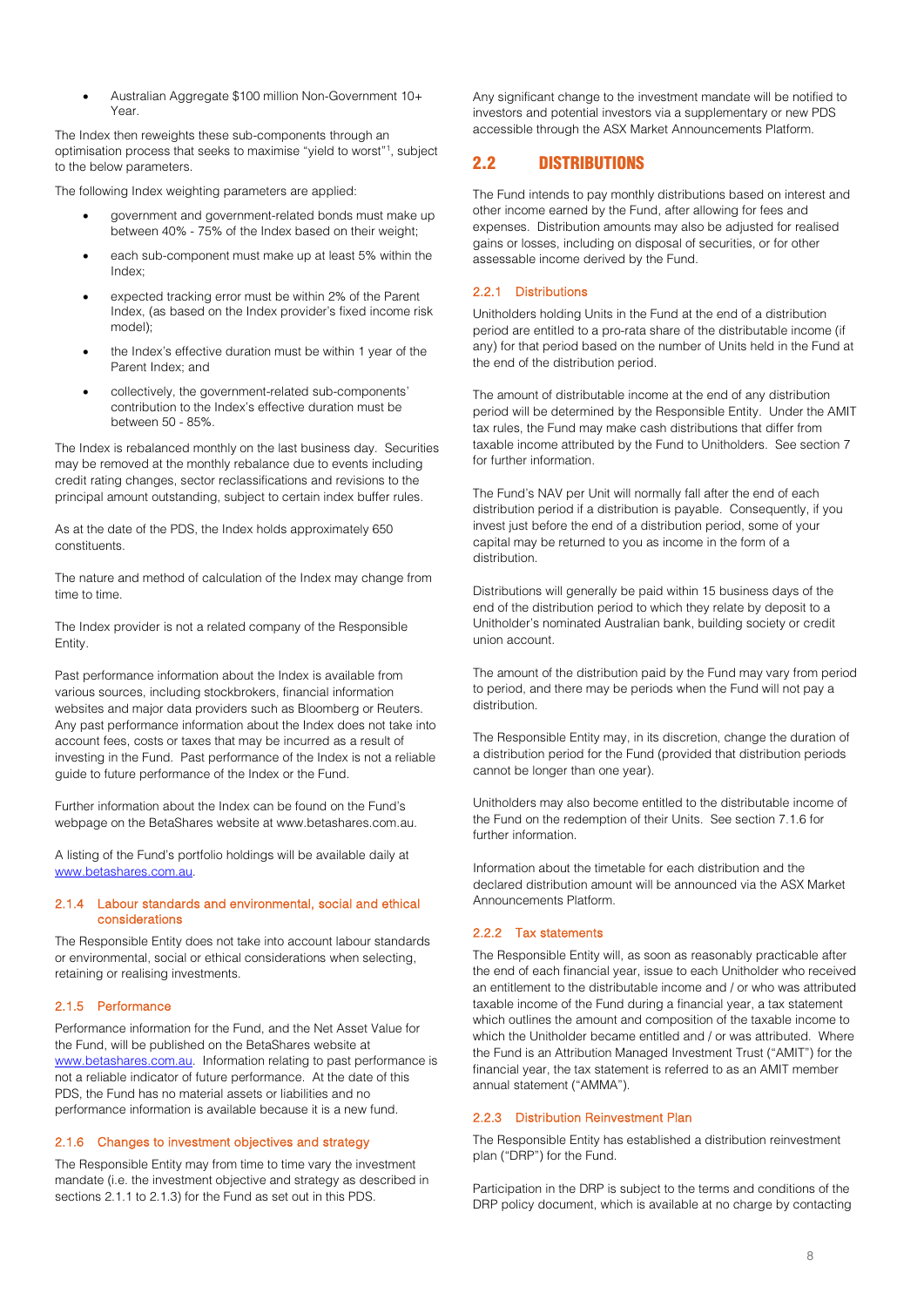- Australian Aggregate $100 million Non-Government 10+ Year.

The Index then reweights these sub-components through an optimisation process that seeks to maximise "yield to worst"[1], subject to the below parameters.

The following Index weighting parameters are applied:

- government and government-related bonds must make up between 40% - 75% of the Index based on their weight;
- each sub-component must make up at least 5% within the Index;
- expected tracking error must be within 2% of the Parent Index, (as based on the Index provider's fixed income risk model);
- the Index's effective duration must be within 1 year of the Parent Index; and
- collectively, the government-related sub-components' contribution to the Index's effective duration must be between 50 - 85%.

The Index is rebalanced monthly on the last business day. Securities may be removed at the monthly rebalance due to events including credit rating changes, sector reclassifications and revisions to the principal amount outstanding, subject to certain index buffer rules.

As at the date of the PDS, the Index holds approximately 650 constituents.

The nature and method of calculation of the Index may change from time to time.

The Index provider is not a related company of the Responsible Entity.

Past performance information about the Index is available from various sources, including stockbrokers, financial information websites and major data providers such as Bloomberg or Reuters. Any past performance information about the Index does not take into account fees, costs or taxes that may be incurred as a result of investing in the Fund. Past performance of the Index is not a reliable guide to future performance of the Index or the Fund.

Further information about the Index can be found on the Fund's webpage on the BetaShares website at www.betashares.com.au.

A listing of the Fund's portfolio holdings will be available daily at www.betashares.com.au.

### 2.1.4 Labour standards and environmental, social and ethical considerations

The Responsible Entity does not take into account labour standards or environmental, social or ethical considerations when selecting, retaining or realising investments.

### 2.1.5 Performance

Performance information for the Fund, and the Net Asset Value for the Fund, will be published on the BetaShares website at www.betashares.com.au. Information relating to past performance is not a reliable indicator of future performance. At the date of this PDS, the Fund has no material assets or liabilities and no performance information is available because it is a new fund.

### 2.1.6 Changes to investment objectives and strategy

The Responsible Entity may from time to time vary the investment mandate (i.e. the investment objective and strategy as described in sections 2.1.1 to 2.1.3) for the Fund as set out in this PDS.

Any significant change to the investment mandate will be notified to investors and potential investors via a supplementary or new PDS accessible through the ASX Market Announcements Platform.

## 2.2 DISTRIBUTIONS

The Fund intends to pay monthly distributions based on interest and other income earned by the Fund, after allowing for fees and expenses. Distribution amounts may also be adjusted for realised gains or losses, including on disposal of securities, or for other assessable income derived by the Fund.

### 2.2.1 Distributions

Unitholders holding Units in the Fund at the end of a distribution period are entitled to a pro-rata share of the distributable income (if any) for that period based on the number of Units held in the Fund at the end of the distribution period.

The amount of distributable income at the end of any distribution period will be determined by the Responsible Entity. Under the AMIT tax rules, the Fund may make cash distributions that differ from taxable income attributed by the Fund to Unitholders. See section 7 for further information.

The Fund's NAV per Unit will normally fall after the end of each distribution period if a distribution is payable. Consequently, if you invest just before the end of a distribution period, some of your capital may be returned to you as income in the form of a distribution.

Distributions will generally be paid within 15 business days of the end of the distribution period to which they relate by deposit to a Unitholder's nominated Australian bank, building society or credit union account.

The amount of the distribution paid by the Fund may vary from period to period, and there may be periods when the Fund will not pay a distribution.

The Responsible Entity may, in its discretion, change the duration of a distribution period for the Fund (provided that distribution periods cannot be longer than one year).

Unitholders may also become entitled to the distributable income of the Fund on the redemption of their Units. See section 7.1.6 for further information.

Information about the timetable for each distribution and the declared distribution amount will be announced via the ASX Market Announcements Platform.

### 2.2.2 Tax statements

The Responsible Entity will, as soon as reasonably practicable after the end of each financial year, issue to each Unitholder who received an entitlement to the distributable income and / or who was attributed taxable income of the Fund during a financial year, a tax statement which outlines the amount and composition of the taxable income to which the Unitholder became entitled and / or was attributed. Where the Fund is an Attribution Managed Investment Trust ("AMIT") for the financial year, the tax statement is referred to as an AMIT member annual statement ("AMMA").

### 2.2.3 Distribution Reinvestment Plan

The Responsible Entity has established a distribution reinvestment plan ("DRP") for the Fund.

Participation in the DRP is subject to the terms and conditions of the DRP policy document, which is available at no charge by contacting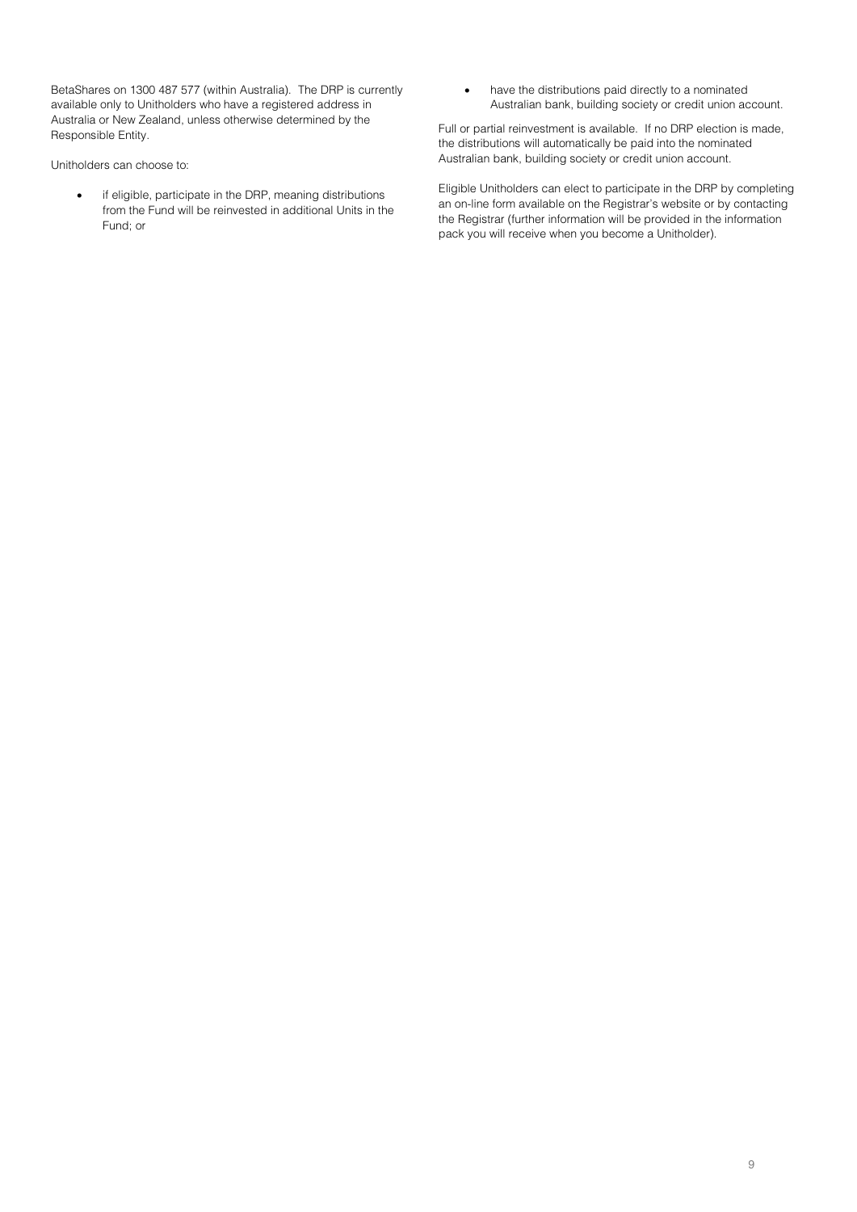BetaShares on 1300 487 577 (within Australia). The DRP is currently available only to Unitholders who have a registered address in Australia or New Zealand, unless otherwise determined by the Responsible Entity.

Unitholders can choose to:

- if eligible, participate in the DRP, meaning distributions from the Fund will be reinvested in additional Units in the Fund; or
- have the distributions paid directly to a nominated Australian bank, building society or credit union account.

Full or partial reinvestment is available. If no DRP election is made, the distributions will automatically be paid into the nominated Australian bank, building society or credit union account.

Eligible Unitholders can elect to participate in the DRP by completing an on-line form available on the Registrar's website or by contacting the Registrar (further information will be provided in the information pack you will receive when you become a Unitholder).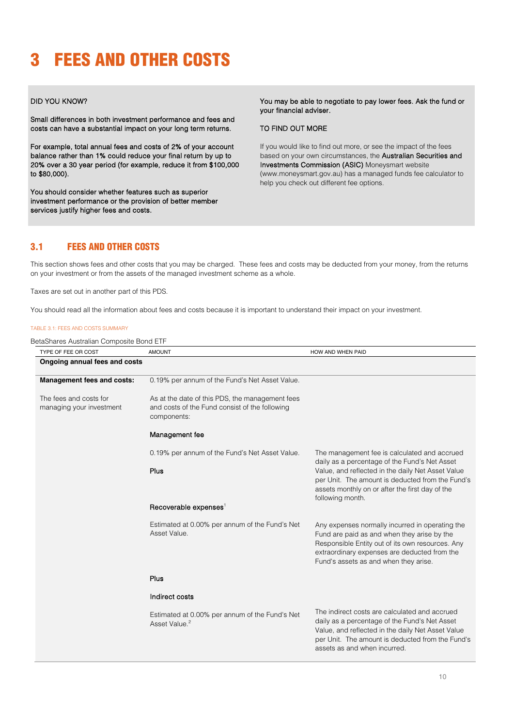# 3 FEES AND OTHER COSTS

DID YOU KNOW?

Small differences in both investment performance and fees and costs can have a substantial impact on your long term returns.

For example, total annual fees and costs of 2% of your account balance rather than 1% could reduce your final return by up to 20% over a 30 year period (for example, reduce it from $100,000 to $80,000).

You should consider whether features such as superior investment performance or the provision of better member services justify higher fees and costs.

You may be able to negotiate to pay lower fees. Ask the fund or your financial adviser.

TO FIND OUT MORE

If you would like to find out more, or see the impact of the fees based on your own circumstances, the Australian Securities and Investments Commission (ASIC) Moneysmart website (www.moneysmart.gov.au) has a managed funds fee calculator to help you check out different fee options.

## 3.1 FEES AND OTHER COSTS

This section shows fees and other costs that you may be charged. These fees and costs may be deducted from your money, from the returns on your investment or from the assets of the managed investment scheme as a whole.

Taxes are set out in another part of this PDS.

You should read all the information about fees and costs because it is important to understand their impact on your investment.

TABLE 3.1: FEES AND COSTS SUMMARY

BetaShares Australian Composite Bond ETF

| TYPE OF FEE OR COST | AMOUNT | HOW AND WHEN PAID |
|---|---|---|
| **Ongoing annual fees and costs** | | |
| **Management fees and costs:** | 0.19% per annum of the Fund's Net Asset Value. | |
| The fees and costs for managing your investment | As at the date of this PDS, the management fees and costs of the Fund consist of the following components: | |
| | **Management fee** | |
| | 0.19% per annum of the Fund's Net Asset Value. | The management fee is calculated and accrued daily as a percentage of the Fund's Net Asset Value, and reflected in the daily Net Asset Value per Unit. The amount is deducted from the Fund's assets monthly on or after the first day of the following month. |
| | **Plus** | |
| | **Recoverable expenses**[1] | |
| | Estimated at 0.00% per annum of the Fund's Net Asset Value. | Any expenses normally incurred in operating the Fund are paid as and when they arise by the Responsible Entity out of its own resources. Any extraordinary expenses are deducted from the Fund's assets as and when they arise. |
| | **Plus** | |
| | **Indirect costs** | |
| | Estimated at 0.00% per annum of the Fund's Net Asset Value.[2] | The indirect costs are calculated and accrued daily as a percentage of the Fund's Net Asset Value, and reflected in the daily Net Asset Value per Unit. The amount is deducted from the Fund's assets as and when incurred. |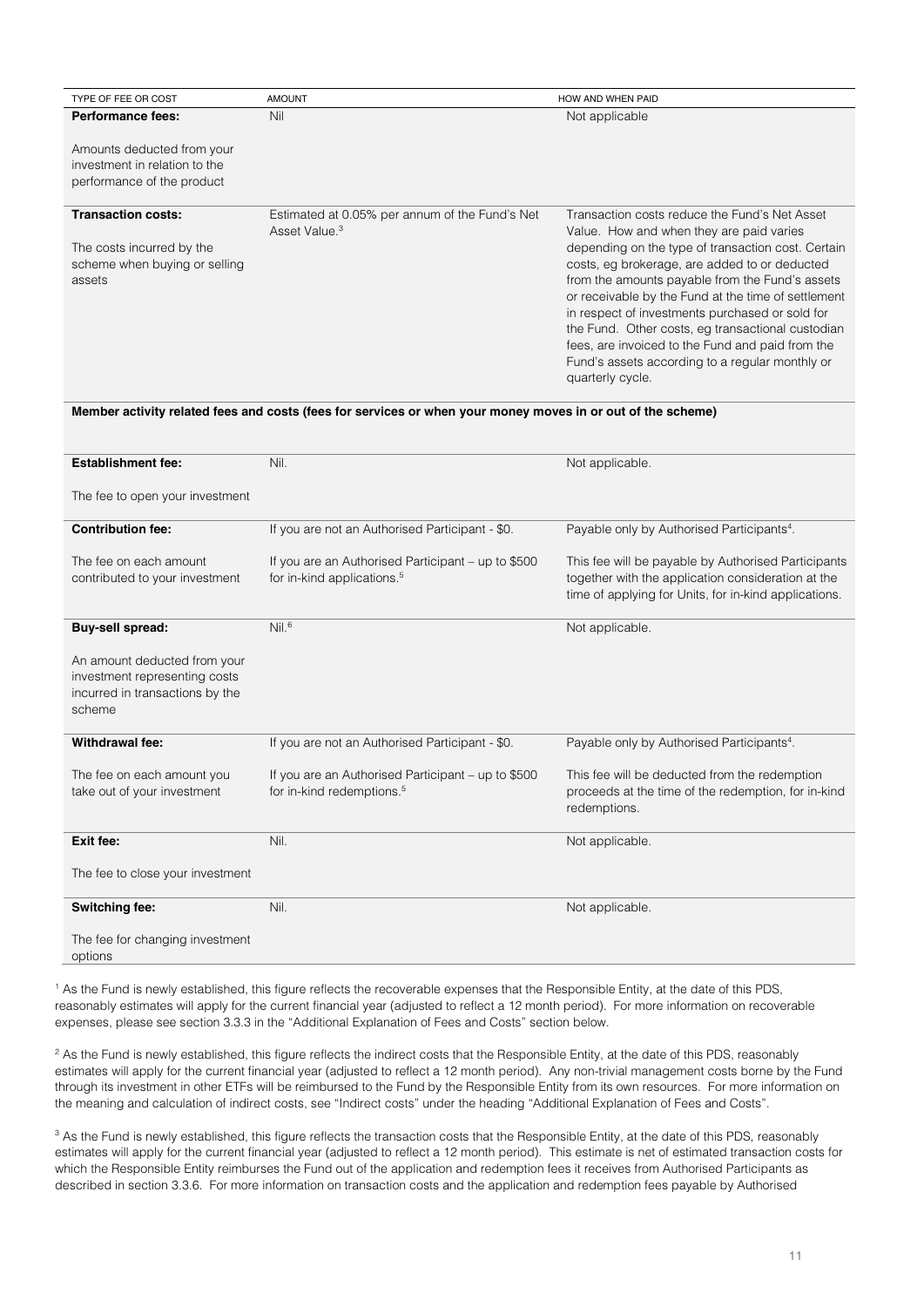| TYPE OF FEE OR COST | AMOUNT | HOW AND WHEN PAID |
|---|---|---|
| **Performance fees:**<br><br>Amounts deducted from your investment in relation to the performance of the product | Nil | Not applicable |
| **Transaction costs:**<br><br>The costs incurred by the scheme when buying or selling assets | Estimated at 0.05% per annum of the Fund's Net Asset Value.[3] | Transaction costs reduce the Fund's Net Asset Value. How and when they are paid varies depending on the type of transaction cost. Certain costs, eg brokerage, are added to or deducted from the amounts payable from the Fund's assets or receivable by the Fund at the time of settlement in respect of investments purchased or sold for the Fund. Other costs, eg transactional custodian fees, are invoiced to the Fund and paid from the Fund's assets according to a regular monthly or quarterly cycle. |
| **Member activity related fees and costs (fees for services or when your money moves in or out of the scheme)** | | |
| **Establishment fee:**<br><br>The fee to open your investment | Nil. | Not applicable. |
| **Contribution fee:**<br><br>The fee on each amount contributed to your investment | If you are not an Authorised Participant - $0.<br><br>If you are an Authorised Participant – up to $500 for in-kind applications.[5] | Payable only by Authorised Participants[4].<br><br>This fee will be payable by Authorised Participants together with the application consideration at the time of applying for Units, for in-kind applications. |
| **Buy-sell spread:**<br><br>An amount deducted from your investment representing costs incurred in transactions by the scheme | Nil.[6] | Not applicable. |
| **Withdrawal fee:**<br><br>The fee on each amount you take out of your investment | If you are not an Authorised Participant - $0.<br><br>If you are an Authorised Participant – up to $500 for in-kind redemptions.[5] | Payable only by Authorised Participants[4].<br><br>This fee will be deducted from the redemption proceeds at the time of the redemption, for in-kind redemptions. |
| **Exit fee:**<br><br>The fee to close your investment | Nil. | Not applicable. |
| **Switching fee:**<br><br>The fee for changing investment options | Nil. | Not applicable. |

[1] As the Fund is newly established, this figure reflects the recoverable expenses that the Responsible Entity, at the date of this PDS, reasonably estimates will apply for the current financial year (adjusted to reflect a 12 month period). For more information on recoverable expenses, please see section 3.3.3 in the "Additional Explanation of Fees and Costs" section below.

[2] As the Fund is newly established, this figure reflects the indirect costs that the Responsible Entity, at the date of this PDS, reasonably estimates will apply for the current financial year (adjusted to reflect a 12 month period). Any non-trivial management costs borne by the Fund through its investment in other ETFs will be reimbursed to the Fund by the Responsible Entity from its own resources. For more information on the meaning and calculation of indirect costs, see "Indirect costs" under the heading "Additional Explanation of Fees and Costs".

[3] As the Fund is newly established, this figure reflects the transaction costs that the Responsible Entity, at the date of this PDS, reasonably estimates will apply for the current financial year (adjusted to reflect a 12 month period). This estimate is net of estimated transaction costs for which the Responsible Entity reimburses the Fund out of the application and redemption fees it receives from Authorised Participants as described in section 3.3.6. For more information on transaction costs and the application and redemption fees payable by Authorised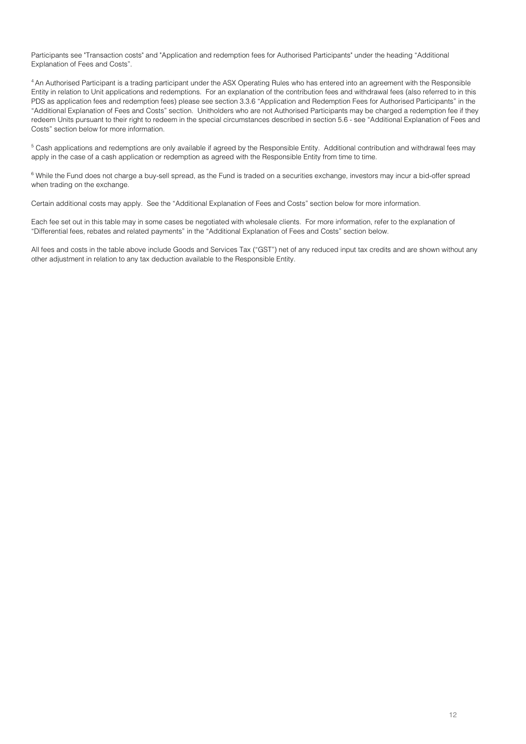Participants see "Transaction costs" and "Application and redemption fees for Authorised Participants" under the heading "Additional Explanation of Fees and Costs".

[4] An Authorised Participant is a trading participant under the ASX Operating Rules who has entered into an agreement with the Responsible Entity in relation to Unit applications and redemptions. For an explanation of the contribution fees and withdrawal fees (also referred to in this PDS as application fees and redemption fees) please see section 3.3.6 "Application and Redemption Fees for Authorised Participants" in the "Additional Explanation of Fees and Costs" section. Unitholders who are not Authorised Participants may be charged a redemption fee if they redeem Units pursuant to their right to redeem in the special circumstances described in section 5.6 - see "Additional Explanation of Fees and Costs" section below for more information.

[5] Cash applications and redemptions are only available if agreed by the Responsible Entity. Additional contribution and withdrawal fees may apply in the case of a cash application or redemption as agreed with the Responsible Entity from time to time.

[6] While the Fund does not charge a buy-sell spread, as the Fund is traded on a securities exchange, investors may incur a bid-offer spread when trading on the exchange.

Certain additional costs may apply. See the "Additional Explanation of Fees and Costs" section below for more information.

Each fee set out in this table may in some cases be negotiated with wholesale clients. For more information, refer to the explanation of "Differential fees, rebates and related payments" in the "Additional Explanation of Fees and Costs" section below.

All fees and costs in the table above include Goods and Services Tax ("GST") net of any reduced input tax credits and are shown without any other adjustment in relation to any tax deduction available to the Responsible Entity.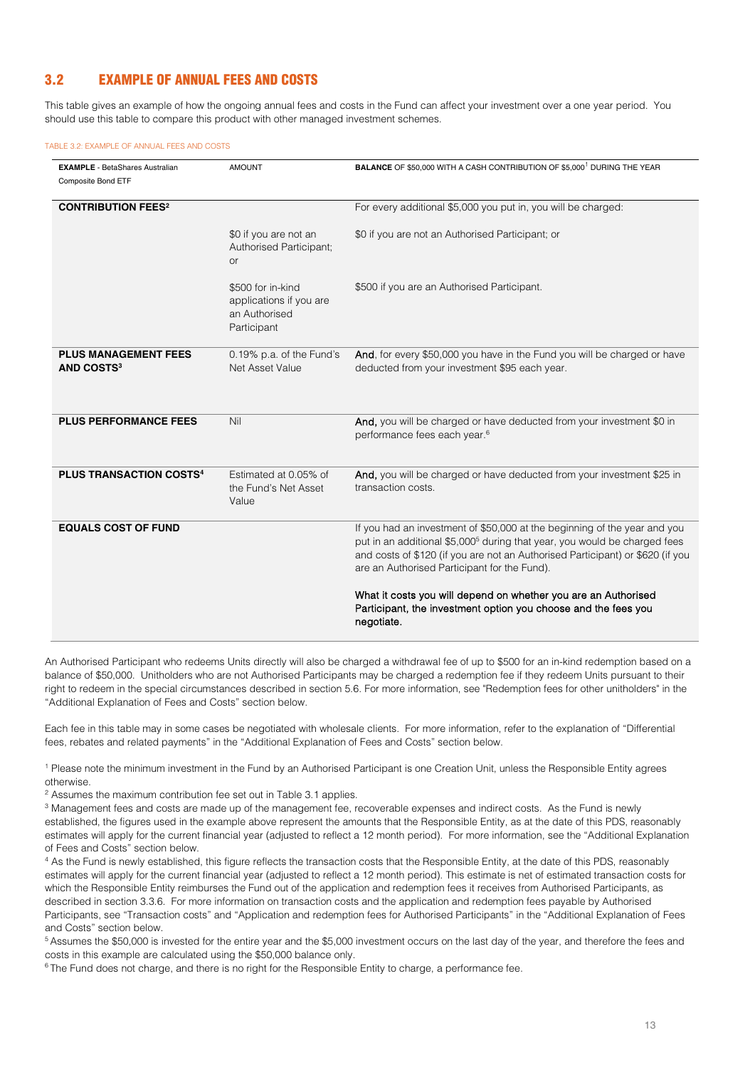## 3.2 EXAMPLE OF ANNUAL FEES AND COSTS

This table gives an example of how the ongoing annual fees and costs in the Fund can affect your investment over a one year period. You should use this table to compare this product with other managed investment schemes.

TABLE 3.2: EXAMPLE OF ANNUAL FEES AND COSTS

| **EXAMPLE** - BetaShares Australian Composite Bond ETF | AMOUNT | **BALANCE** OF $50,000 WITH A CASH CONTRIBUTION OF $5,000[1] DURING THE YEAR |
|---|---|---|
| **CONTRIBUTION FEES[2]** | | For every additional $5,000 you put in, you will be charged: |
| | $0 if you are not an Authorised Participant; or | $0 if you are not an Authorised Participant; or |
| | $500 for in-kind applications if you are an Authorised Participant | $500 if you are an Authorised Participant. |
| **PLUS MANAGEMENT FEES AND COSTS[3]** | 0.19% p.a. of the Fund's Net Asset Value | **And**, for every $50,000 you have in the Fund you will be charged or have deducted from your investment $95 each year. |
| **PLUS PERFORMANCE FEES** | Nil | **And**, you will be charged or have deducted from your investment $0 in performance fees each year.[6] |
| **PLUS TRANSACTION COSTS[4]** | Estimated at 0.05% of the Fund's Net Asset Value | **And**, you will be charged or have deducted from your investment $25 in transaction costs. |
| **EQUALS COST OF FUND** | | If you had an investment of $50,000 at the beginning of the year and you put in an additional $5,000[5] during that year, you would be charged fees and costs of $120 (if you are not an Authorised Participant) or $620 (if you are an Authorised Participant for the Fund).<br><br>**What it costs you will depend on whether you are an Authorised Participant, the investment option you choose and the fees you negotiate.** |

An Authorised Participant who redeems Units directly will also be charged a withdrawal fee of up to $500 for an in-kind redemption based on a balance of $50,000. Unitholders who are not Authorised Participants may be charged a redemption fee if they redeem Units pursuant to their right to redeem in the special circumstances described in section 5.6. For more information, see "Redemption fees for other unitholders" in the "Additional Explanation of Fees and Costs" section below.

Each fee in this table may in some cases be negotiated with wholesale clients. For more information, refer to the explanation of "Differential fees, rebates and related payments" in the "Additional Explanation of Fees and Costs" section below.

[1] Please note the minimum investment in the Fund by an Authorised Participant is one Creation Unit, unless the Responsible Entity agrees otherwise.

[2] Assumes the maximum contribution fee set out in Table 3.1 applies.

[3] Management fees and costs are made up of the management fee, recoverable expenses and indirect costs. As the Fund is newly established, the figures used in the example above represent the amounts that the Responsible Entity, as at the date of this PDS, reasonably estimates will apply for the current financial year (adjusted to reflect a 12 month period). For more information, see the "Additional Explanation of Fees and Costs" section below.

[4] As the Fund is newly established, this figure reflects the transaction costs that the Responsible Entity, at the date of this PDS, reasonably estimates will apply for the current financial year (adjusted to reflect a 12 month period). This estimate is net of estimated transaction costs for which the Responsible Entity reimburses the Fund out of the application and redemption fees it receives from Authorised Participants, as described in section 3.3.6. For more information on transaction costs and the application and redemption fees payable by Authorised Participants, see "Transaction costs" and "Application and redemption fees for Authorised Participants" in the "Additional Explanation of Fees and Costs" section below.

[5] Assumes the $50,000 is invested for the entire year and the $5,000 investment occurs on the last day of the year, and therefore the fees and costs in this example are calculated using the $50,000 balance only.

[6] The Fund does not charge, and there is no right for the Responsible Entity to charge, a performance fee.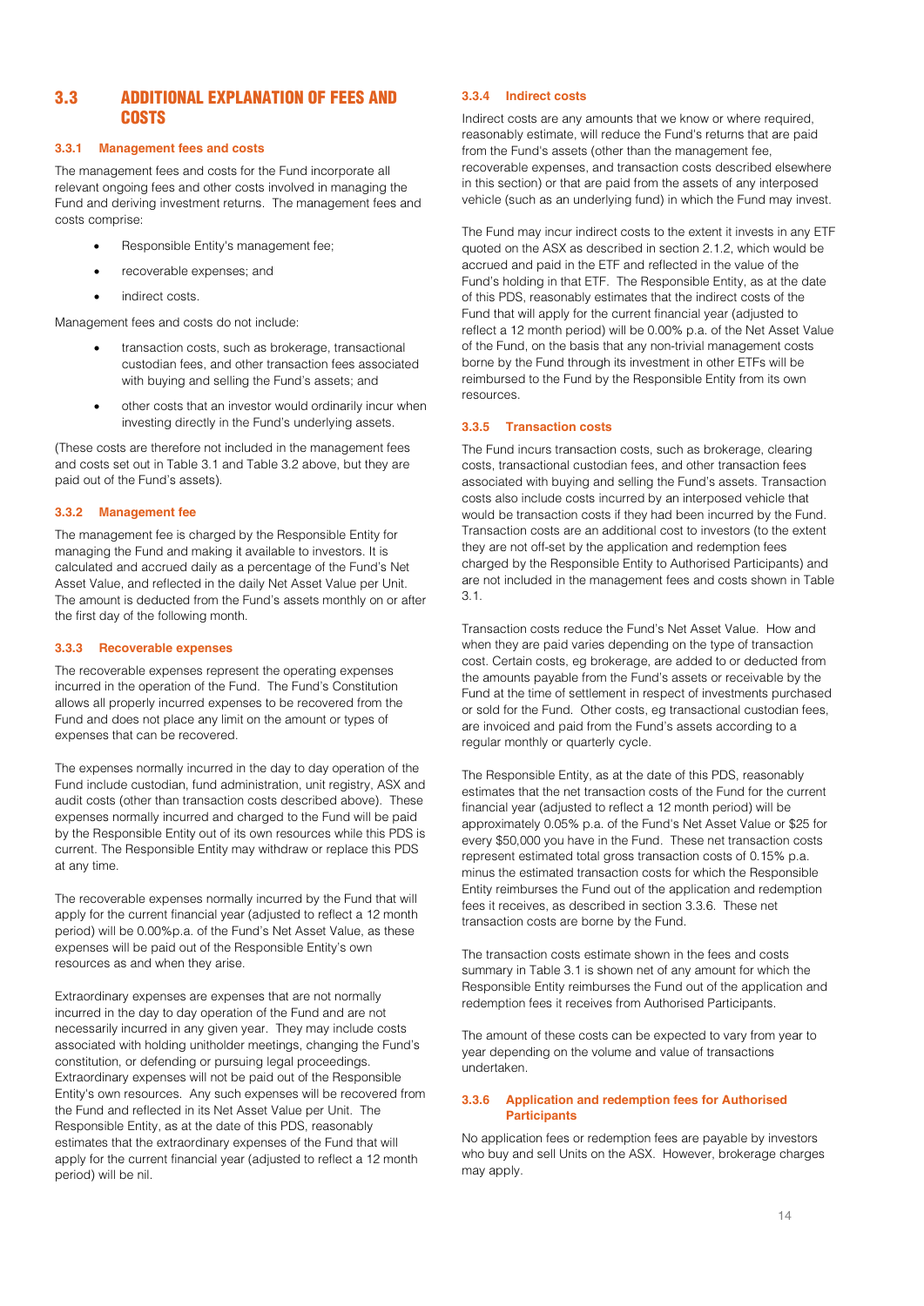## 3.3 ADDITIONAL EXPLANATION OF FEES AND COSTS

### 3.3.1 Management fees and costs

The management fees and costs for the Fund incorporate all relevant ongoing fees and other costs involved in managing the Fund and deriving investment returns. The management fees and costs comprise:

- Responsible Entity's management fee;
- recoverable expenses; and
- indirect costs.

Management fees and costs do not include:

- transaction costs, such as brokerage, transactional custodian fees, and other transaction fees associated with buying and selling the Fund's assets; and
- other costs that an investor would ordinarily incur when investing directly in the Fund's underlying assets.

(These costs are therefore not included in the management fees and costs set out in Table 3.1 and Table 3.2 above, but they are paid out of the Fund's assets).

### 3.3.2 Management fee

The management fee is charged by the Responsible Entity for managing the Fund and making it available to investors. It is calculated and accrued daily as a percentage of the Fund's Net Asset Value, and reflected in the daily Net Asset Value per Unit. The amount is deducted from the Fund's assets monthly on or after the first day of the following month.

### 3.3.3 Recoverable expenses

The recoverable expenses represent the operating expenses incurred in the operation of the Fund. The Fund's Constitution allows all properly incurred expenses to be recovered from the Fund and does not place any limit on the amount or types of expenses that can be recovered.

The expenses normally incurred in the day to day operation of the Fund include custodian, fund administration, unit registry, ASX and audit costs (other than transaction costs described above). These expenses normally incurred and charged to the Fund will be paid by the Responsible Entity out of its own resources while this PDS is current. The Responsible Entity may withdraw or replace this PDS at any time.

The recoverable expenses normally incurred by the Fund that will apply for the current financial year (adjusted to reflect a 12 month period) will be 0.00%p.a. of the Fund's Net Asset Value, as these expenses will be paid out of the Responsible Entity's own resources as and when they arise.

Extraordinary expenses are expenses that are not normally incurred in the day to day operation of the Fund and are not necessarily incurred in any given year. They may include costs associated with holding unitholder meetings, changing the Fund's constitution, or defending or pursuing legal proceedings. Extraordinary expenses will not be paid out of the Responsible Entity's own resources. Any such expenses will be recovered from the Fund and reflected in its Net Asset Value per Unit. The Responsible Entity, as at the date of this PDS, reasonably estimates that the extraordinary expenses of the Fund that will apply for the current financial year (adjusted to reflect a 12 month period) will be nil.

### 3.3.4 Indirect costs

Indirect costs are any amounts that we know or where required, reasonably estimate, will reduce the Fund's returns that are paid from the Fund's assets (other than the management fee, recoverable expenses, and transaction costs described elsewhere in this section) or that are paid from the assets of any interposed vehicle (such as an underlying fund) in which the Fund may invest.

The Fund may incur indirect costs to the extent it invests in any ETF quoted on the ASX as described in section 2.1.2, which would be accrued and paid in the ETF and reflected in the value of the Fund's holding in that ETF. The Responsible Entity, as at the date of this PDS, reasonably estimates that the indirect costs of the Fund that will apply for the current financial year (adjusted to reflect a 12 month period) will be 0.00% p.a. of the Net Asset Value of the Fund, on the basis that any non-trivial management costs borne by the Fund through its investment in other ETFs will be reimbursed to the Fund by the Responsible Entity from its own resources.

### 3.3.5 Transaction costs

The Fund incurs transaction costs, such as brokerage, clearing costs, transactional custodian fees, and other transaction fees associated with buying and selling the Fund's assets. Transaction costs also include costs incurred by an interposed vehicle that would be transaction costs if they had been incurred by the Fund. Transaction costs are an additional cost to investors (to the extent they are not off-set by the application and redemption fees charged by the Responsible Entity to Authorised Participants) and are not included in the management fees and costs shown in Table 3.1.

Transaction costs reduce the Fund's Net Asset Value. How and when they are paid varies depending on the type of transaction cost. Certain costs, eg brokerage, are added to or deducted from the amounts payable from the Fund's assets or receivable by the Fund at the time of settlement in respect of investments purchased or sold for the Fund. Other costs, eg transactional custodian fees, are invoiced and paid from the Fund's assets according to a regular monthly or quarterly cycle.

The Responsible Entity, as at the date of this PDS, reasonably estimates that the net transaction costs of the Fund for the current financial year (adjusted to reflect a 12 month period) will be approximately 0.05% p.a. of the Fund's Net Asset Value or $25 for every $50,000 you have in the Fund. These net transaction costs represent estimated total gross transaction costs of 0.15% p.a. minus the estimated transaction costs for which the Responsible Entity reimburses the Fund out of the application and redemption fees it receives, as described in section 3.3.6. These net transaction costs are borne by the Fund.

The transaction costs estimate shown in the fees and costs summary in Table 3.1 is shown net of any amount for which the Responsible Entity reimburses the Fund out of the application and redemption fees it receives from Authorised Participants.

The amount of these costs can be expected to vary from year to year depending on the volume and value of transactions undertaken.

### 3.3.6 Application and redemption fees for Authorised Participants

No application fees or redemption fees are payable by investors who buy and sell Units on the ASX. However, brokerage charges may apply.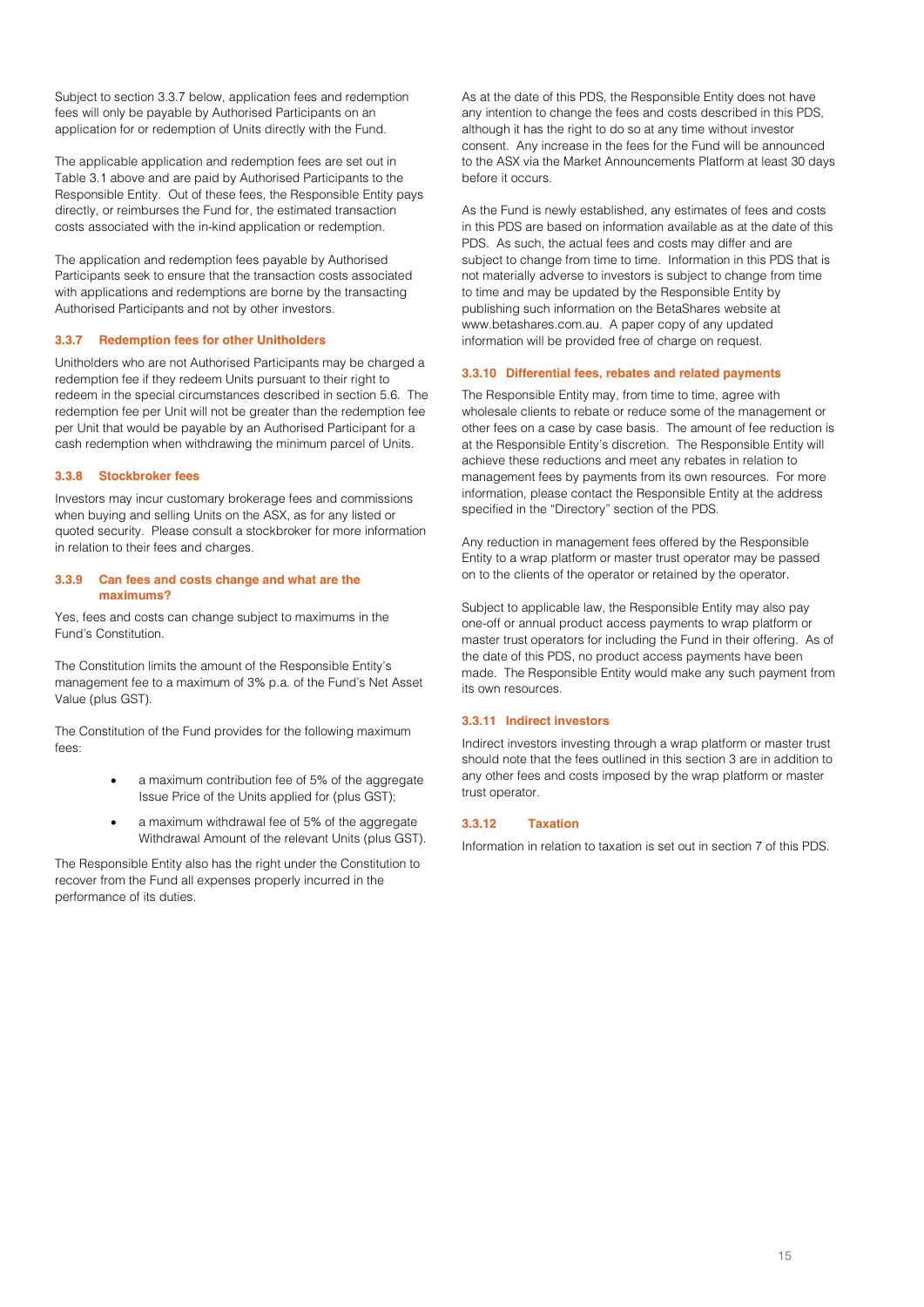Subject to section 3.3.7 below, application fees and redemption fees will only be payable by Authorised Participants on an application for or redemption of Units directly with the Fund.

The applicable application and redemption fees are set out in Table 3.1 above and are paid by Authorised Participants to the Responsible Entity. Out of these fees, the Responsible Entity pays directly, or reimburses the Fund for, the estimated transaction costs associated with the in-kind application or redemption.

The application and redemption fees payable by Authorised Participants seek to ensure that the transaction costs associated with applications and redemptions are borne by the transacting Authorised Participants and not by other investors.

### 3.3.7 Redemption fees for other Unitholders

Unitholders who are not Authorised Participants may be charged a redemption fee if they redeem Units pursuant to their right to redeem in the special circumstances described in section 5.6. The redemption fee per Unit will not be greater than the redemption fee per Unit that would be payable by an Authorised Participant for a cash redemption when withdrawing the minimum parcel of Units.

### 3.3.8 Stockbroker fees

Investors may incur customary brokerage fees and commissions when buying and selling Units on the ASX, as for any listed or quoted security. Please consult a stockbroker for more information in relation to their fees and charges.

### 3.3.9 Can fees and costs change and what are the maximums?

Yes, fees and costs can change subject to maximums in the Fund's Constitution.

The Constitution limits the amount of the Responsible Entity's management fee to a maximum of 3% p.a. of the Fund's Net Asset Value (plus GST).

The Constitution of the Fund provides for the following maximum fees:

- a maximum contribution fee of 5% of the aggregate Issue Price of the Units applied for (plus GST);
- a maximum withdrawal fee of 5% of the aggregate Withdrawal Amount of the relevant Units (plus GST).

The Responsible Entity also has the right under the Constitution to recover from the Fund all expenses properly incurred in the performance of its duties.

As at the date of this PDS, the Responsible Entity does not have any intention to change the fees and costs described in this PDS, although it has the right to do so at any time without investor consent. Any increase in the fees for the Fund will be announced to the ASX via the Market Announcements Platform at least 30 days before it occurs.

As the Fund is newly established, any estimates of fees and costs in this PDS are based on information available as at the date of this PDS. As such, the actual fees and costs may differ and are subject to change from time to time. Information in this PDS that is not materially adverse to investors is subject to change from time to time and may be updated by the Responsible Entity by publishing such information on the BetaShares website at www.betashares.com.au. A paper copy of any updated information will be provided free of charge on request.

### 3.3.10 Differential fees, rebates and related payments

The Responsible Entity may, from time to time, agree with wholesale clients to rebate or reduce some of the management or other fees on a case by case basis. The amount of fee reduction is at the Responsible Entity's discretion. The Responsible Entity will achieve these reductions and meet any rebates in relation to management fees by payments from its own resources. For more information, please contact the Responsible Entity at the address specified in the "Directory" section of the PDS.

Any reduction in management fees offered by the Responsible Entity to a wrap platform or master trust operator may be passed on to the clients of the operator or retained by the operator.

Subject to applicable law, the Responsible Entity may also pay one-off or annual product access payments to wrap platform or master trust operators for including the Fund in their offering. As of the date of this PDS, no product access payments have been made. The Responsible Entity would make any such payment from its own resources.

### 3.3.11 Indirect investors

Indirect investors investing through a wrap platform or master trust should note that the fees outlined in this section 3 are in addition to any other fees and costs imposed by the wrap platform or master trust operator.

### 3.3.12 Taxation

Information in relation to taxation is set out in section 7 of this PDS.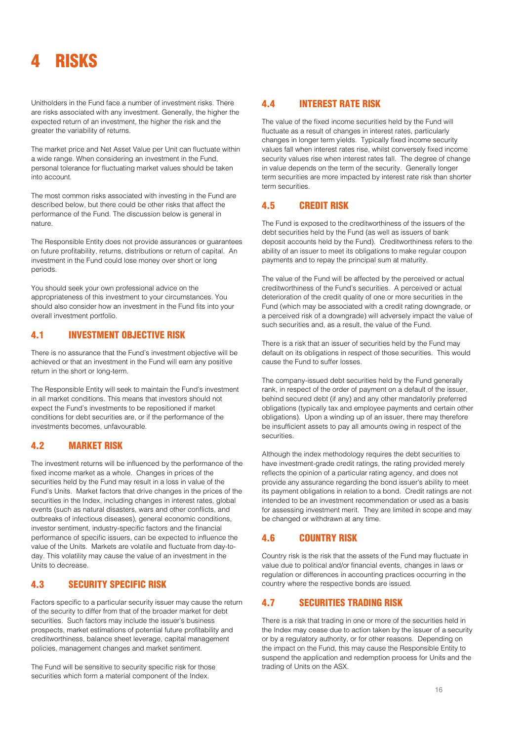# 4 RISKS

Unitholders in the Fund face a number of investment risks. There are risks associated with any investment. Generally, the higher the expected return of an investment, the higher the risk and the greater the variability of returns.

The market price and Net Asset Value per Unit can fluctuate within a wide range. When considering an investment in the Fund, personal tolerance for fluctuating market values should be taken into account.

The most common risks associated with investing in the Fund are described below, but there could be other risks that affect the performance of the Fund. The discussion below is general in nature.

The Responsible Entity does not provide assurances or guarantees on future profitability, returns, distributions or return of capital. An investment in the Fund could lose money over short or long periods.

You should seek your own professional advice on the appropriateness of this investment to your circumstances. You should also consider how an investment in the Fund fits into your overall investment portfolio.

## 4.1 INVESTMENT OBJECTIVE RISK

There is no assurance that the Fund's investment objective will be achieved or that an investment in the Fund will earn any positive return in the short or long-term.

The Responsible Entity will seek to maintain the Fund's investment in all market conditions. This means that investors should not expect the Fund's investments to be repositioned if market conditions for debt securities are, or if the performance of the investments becomes, unfavourable.

## 4.2 MARKET RISK

The investment returns will be influenced by the performance of the fixed income market as a whole. Changes in prices of the securities held by the Fund may result in a loss in value of the Fund's Units. Market factors that drive changes in the prices of the securities in the Index, including changes in interest rates, global events (such as natural disasters, wars and other conflicts, and outbreaks of infectious diseases), general economic conditions, investor sentiment, industry-specific factors and the financial performance of specific issuers, can be expected to influence the value of the Units. Markets are volatile and fluctuate from day-to-day. This volatility may cause the value of an investment in the Units to decrease.

## 4.3 SECURITY SPECIFIC RISK

Factors specific to a particular security issuer may cause the return of the security to differ from that of the broader market for debt securities. Such factors may include the issuer's business prospects, market estimations of potential future profitability and creditworthiness, balance sheet leverage, capital management policies, management changes and market sentiment.

The Fund will be sensitive to security specific risk for those securities which form a material component of the Index.

## 4.4 INTEREST RATE RISK

The value of the fixed income securities held by the Fund will fluctuate as a result of changes in interest rates, particularly changes in longer term yields. Typically fixed income security values fall when interest rates rise, whilst conversely fixed income security values rise when interest rates fall. The degree of change in value depends on the term of the security. Generally longer term securities are more impacted by interest rate risk than shorter term securities.

## 4.5 CREDIT RISK

The Fund is exposed to the creditworthiness of the issuers of the debt securities held by the Fund (as well as issuers of bank deposit accounts held by the Fund). Creditworthiness refers to the ability of an issuer to meet its obligations to make regular coupon payments and to repay the principal sum at maturity.

The value of the Fund will be affected by the perceived or actual creditworthiness of the Fund's securities. A perceived or actual deterioration of the credit quality of one or more securities in the Fund (which may be associated with a credit rating downgrade, or a perceived risk of a downgrade) will adversely impact the value of such securities and, as a result, the value of the Fund.

There is a risk that an issuer of securities held by the Fund may default on its obligations in respect of those securities. This would cause the Fund to suffer losses.

The company-issued debt securities held by the Fund generally rank, in respect of the order of payment on a default of the issuer, behind secured debt (if any) and any other mandatorily preferred obligations (typically tax and employee payments and certain other obligations). Upon a winding up of an issuer, there may therefore be insufficient assets to pay all amounts owing in respect of the securities.

Although the index methodology requires the debt securities to have investment-grade credit ratings, the rating provided merely reflects the opinion of a particular rating agency, and does not provide any assurance regarding the bond issuer's ability to meet its payment obligations in relation to a bond. Credit ratings are not intended to be an investment recommendation or used as a basis for assessing investment merit. They are limited in scope and may be changed or withdrawn at any time.

## 4.6 COUNTRY RISK

Country risk is the risk that the assets of the Fund may fluctuate in value due to political and/or financial events, changes in laws or regulation or differences in accounting practices occurring in the country where the respective bonds are issued.

## 4.7 SECURITIES TRADING RISK

There is a risk that trading in one or more of the securities held in the Index may cease due to action taken by the issuer of a security or by a regulatory authority, or for other reasons. Depending on the impact on the Fund, this may cause the Responsible Entity to suspend the application and redemption process for Units and the trading of Units on the ASX.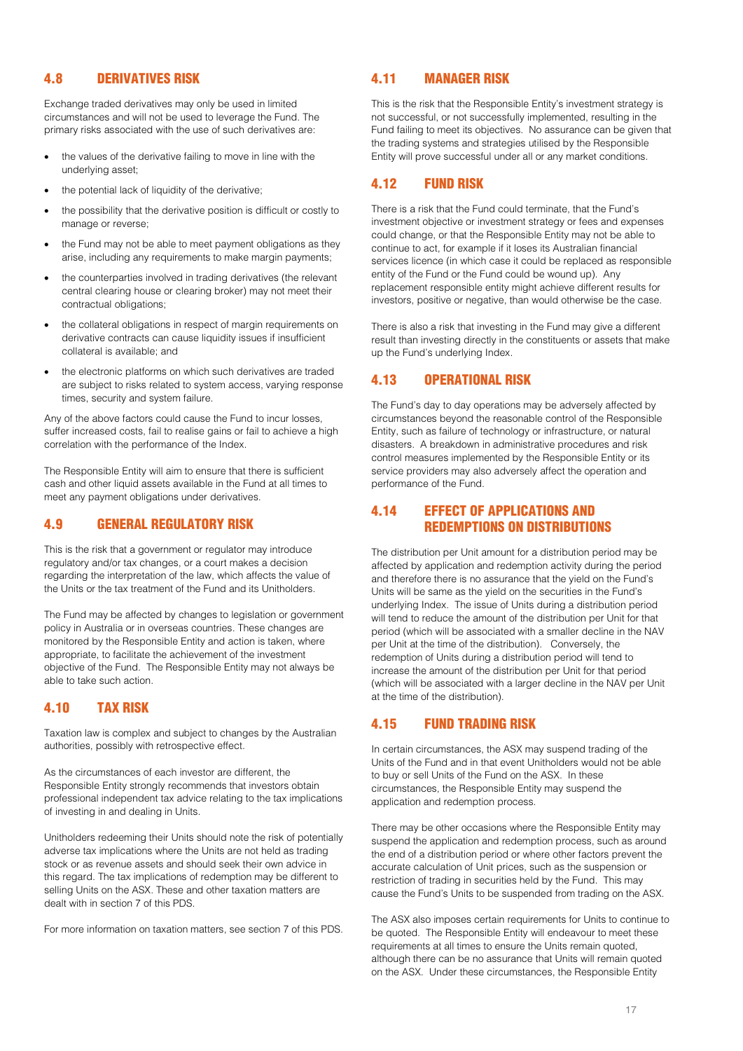## 4.8 DERIVATIVES RISK

Exchange traded derivatives may only be used in limited circumstances and will not be used to leverage the Fund. The primary risks associated with the use of such derivatives are:

- the values of the derivative failing to move in line with the underlying asset;
- the potential lack of liquidity of the derivative;
- the possibility that the derivative position is difficult or costly to manage or reverse;
- the Fund may not be able to meet payment obligations as they arise, including any requirements to make margin payments;
- the counterparties involved in trading derivatives (the relevant central clearing house or clearing broker) may not meet their contractual obligations;
- the collateral obligations in respect of margin requirements on derivative contracts can cause liquidity issues if insufficient collateral is available; and
- the electronic platforms on which such derivatives are traded are subject to risks related to system access, varying response times, security and system failure.

Any of the above factors could cause the Fund to incur losses, suffer increased costs, fail to realise gains or fail to achieve a high correlation with the performance of the Index.

The Responsible Entity will aim to ensure that there is sufficient cash and other liquid assets available in the Fund at all times to meet any payment obligations under derivatives.

## 4.9 GENERAL REGULATORY RISK

This is the risk that a government or regulator may introduce regulatory and/or tax changes, or a court makes a decision regarding the interpretation of the law, which affects the value of the Units or the tax treatment of the Fund and its Unitholders.

The Fund may be affected by changes to legislation or government policy in Australia or in overseas countries. These changes are monitored by the Responsible Entity and action is taken, where appropriate, to facilitate the achievement of the investment objective of the Fund. The Responsible Entity may not always be able to take such action.

## 4.10 TAX RISK

Taxation law is complex and subject to changes by the Australian authorities, possibly with retrospective effect.

As the circumstances of each investor are different, the Responsible Entity strongly recommends that investors obtain professional independent tax advice relating to the tax implications of investing in and dealing in Units.

Unitholders redeeming their Units should note the risk of potentially adverse tax implications where the Units are not held as trading stock or as revenue assets and should seek their own advice in this regard. The tax implications of redemption may be different to selling Units on the ASX. These and other taxation matters are dealt with in section 7 of this PDS.

For more information on taxation matters, see section 7 of this PDS.

## 4.11 MANAGER RISK

This is the risk that the Responsible Entity's investment strategy is not successful, or not successfully implemented, resulting in the Fund failing to meet its objectives. No assurance can be given that the trading systems and strategies utilised by the Responsible Entity will prove successful under all or any market conditions.

## 4.12 FUND RISK

There is a risk that the Fund could terminate, that the Fund's investment objective or investment strategy or fees and expenses could change, or that the Responsible Entity may not be able to continue to act, for example if it loses its Australian financial services licence (in which case it could be replaced as responsible entity of the Fund or the Fund could be wound up). Any replacement responsible entity might achieve different results for investors, positive or negative, than would otherwise be the case.

There is also a risk that investing in the Fund may give a different result than investing directly in the constituents or assets that make up the Fund's underlying Index.

## 4.13 OPERATIONAL RISK

The Fund's day to day operations may be adversely affected by circumstances beyond the reasonable control of the Responsible Entity, such as failure of technology or infrastructure, or natural disasters. A breakdown in administrative procedures and risk control measures implemented by the Responsible Entity or its service providers may also adversely affect the operation and performance of the Fund.

## 4.14 EFFECT OF APPLICATIONS AND REDEMPTIONS ON DISTRIBUTIONS

The distribution per Unit amount for a distribution period may be affected by application and redemption activity during the period and therefore there is no assurance that the yield on the Fund's Units will be same as the yield on the securities in the Fund's underlying Index. The issue of Units during a distribution period will tend to reduce the amount of the distribution per Unit for that period (which will be associated with a smaller decline in the NAV per Unit at the time of the distribution). Conversely, the redemption of Units during a distribution period will tend to increase the amount of the distribution per Unit for that period (which will be associated with a larger decline in the NAV per Unit at the time of the distribution).

## 4.15 FUND TRADING RISK

In certain circumstances, the ASX may suspend trading of the Units of the Fund and in that event Unitholders would not be able to buy or sell Units of the Fund on the ASX. In these circumstances, the Responsible Entity may suspend the application and redemption process.

There may be other occasions where the Responsible Entity may suspend the application and redemption process, such as around the end of a distribution period or where other factors prevent the accurate calculation of Unit prices, such as the suspension or restriction of trading in securities held by the Fund. This may cause the Fund's Units to be suspended from trading on the ASX.

The ASX also imposes certain requirements for Units to continue to be quoted. The Responsible Entity will endeavour to meet these requirements at all times to ensure the Units remain quoted, although there can be no assurance that Units will remain quoted on the ASX. Under these circumstances, the Responsible Entity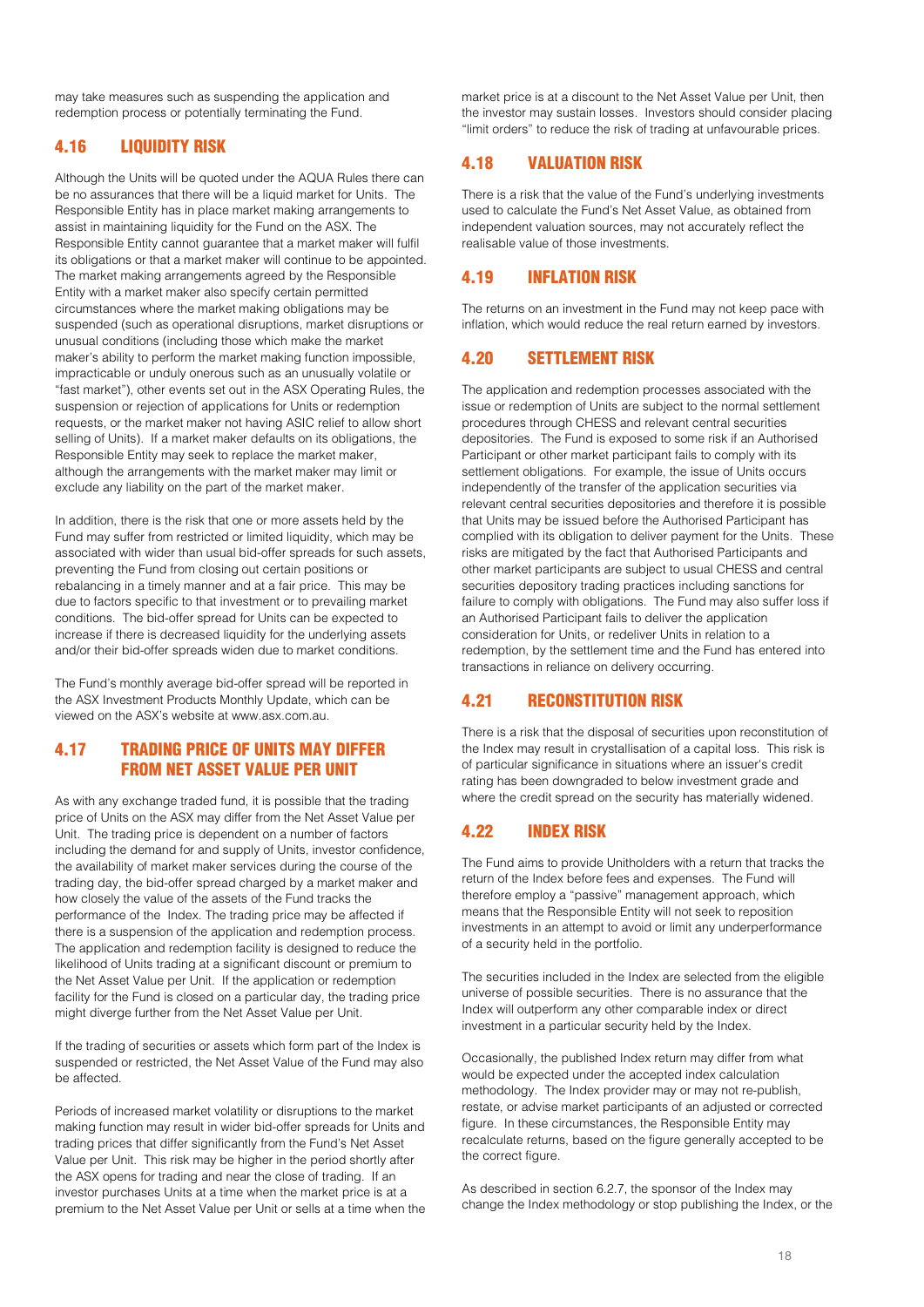may take measures such as suspending the application and redemption process or potentially terminating the Fund.

## 4.16 LIQUIDITY RISK

Although the Units will be quoted under the AQUA Rules there can be no assurances that there will be a liquid market for Units. The Responsible Entity has in place market making arrangements to assist in maintaining liquidity for the Fund on the ASX. The Responsible Entity cannot guarantee that a market maker will fulfil its obligations or that a market maker will continue to be appointed. The market making arrangements agreed by the Responsible Entity with a market maker also specify certain permitted circumstances where the market making obligations may be suspended (such as operational disruptions, market disruptions or unusual conditions (including those which make the market maker's ability to perform the market making function impossible, impracticable or unduly onerous such as an unusually volatile or "fast market"), other events set out in the ASX Operating Rules, the suspension or rejection of applications for Units or redemption requests, or the market maker not having ASIC relief to allow short selling of Units). If a market maker defaults on its obligations, the Responsible Entity may seek to replace the market maker, although the arrangements with the market maker may limit or exclude any liability on the part of the market maker.

In addition, there is the risk that one or more assets held by the Fund may suffer from restricted or limited liquidity, which may be associated with wider than usual bid-offer spreads for such assets, preventing the Fund from closing out certain positions or rebalancing in a timely manner and at a fair price. This may be due to factors specific to that investment or to prevailing market conditions. The bid-offer spread for Units can be expected to increase if there is decreased liquidity for the underlying assets and/or their bid-offer spreads widen due to market conditions.

The Fund's monthly average bid-offer spread will be reported in the ASX Investment Products Monthly Update, which can be viewed on the ASX's website at www.asx.com.au.

## 4.17 TRADING PRICE OF UNITS MAY DIFFER FROM NET ASSET VALUE PER UNIT

As with any exchange traded fund, it is possible that the trading price of Units on the ASX may differ from the Net Asset Value per Unit. The trading price is dependent on a number of factors including the demand for and supply of Units, investor confidence, the availability of market maker services during the course of the trading day, the bid-offer spread charged by a market maker and how closely the value of the assets of the Fund tracks the performance of the Index. The trading price may be affected if there is a suspension of the application and redemption process. The application and redemption facility is designed to reduce the likelihood of Units trading at a significant discount or premium to the Net Asset Value per Unit. If the application or redemption facility for the Fund is closed on a particular day, the trading price might diverge further from the Net Asset Value per Unit.

If the trading of securities or assets which form part of the Index is suspended or restricted, the Net Asset Value of the Fund may also be affected.

Periods of increased market volatility or disruptions to the market making function may result in wider bid-offer spreads for Units and trading prices that differ significantly from the Fund's Net Asset Value per Unit. This risk may be higher in the period shortly after the ASX opens for trading and near the close of trading. If an investor purchases Units at a time when the market price is at a premium to the Net Asset Value per Unit or sells at a time when the market price is at a discount to the Net Asset Value per Unit, then the investor may sustain losses. Investors should consider placing "limit orders" to reduce the risk of trading at unfavourable prices.

## 4.18 VALUATION RISK

There is a risk that the value of the Fund's underlying investments used to calculate the Fund's Net Asset Value, as obtained from independent valuation sources, may not accurately reflect the realisable value of those investments.

## 4.19 INFLATION RISK

The returns on an investment in the Fund may not keep pace with inflation, which would reduce the real return earned by investors.

## 4.20 SETTLEMENT RISK

The application and redemption processes associated with the issue or redemption of Units are subject to the normal settlement procedures through CHESS and relevant central securities depositories. The Fund is exposed to some risk if an Authorised Participant or other market participant fails to comply with its settlement obligations. For example, the issue of Units occurs independently of the transfer of the application securities via relevant central securities depositories and therefore it is possible that Units may be issued before the Authorised Participant has complied with its obligation to deliver payment for the Units. These risks are mitigated by the fact that Authorised Participants and other market participants are subject to usual CHESS and central securities depository trading practices including sanctions for failure to comply with obligations. The Fund may also suffer loss if an Authorised Participant fails to deliver the application consideration for Units, or redeliver Units in relation to a redemption, by the settlement time and the Fund has entered into transactions in reliance on delivery occurring.

## 4.21 RECONSTITUTION RISK

There is a risk that the disposal of securities upon reconstitution of the Index may result in crystallisation of a capital loss. This risk is of particular significance in situations where an issuer's credit rating has been downgraded to below investment grade and where the credit spread on the security has materially widened.

## 4.22 INDEX RISK

The Fund aims to provide Unitholders with a return that tracks the return of the Index before fees and expenses. The Fund will therefore employ a "passive" management approach, which means that the Responsible Entity will not seek to reposition investments in an attempt to avoid or limit any underperformance of a security held in the portfolio.

The securities included in the Index are selected from the eligible universe of possible securities. There is no assurance that the Index will outperform any other comparable index or direct investment in a particular security held by the Index.

Occasionally, the published Index return may differ from what would be expected under the accepted index calculation methodology. The Index provider may or may not re-publish, restate, or advise market participants of an adjusted or corrected figure. In these circumstances, the Responsible Entity may recalculate returns, based on the figure generally accepted to be the correct figure.

As described in section 6.2.7, the sponsor of the Index may change the Index methodology or stop publishing the Index, or the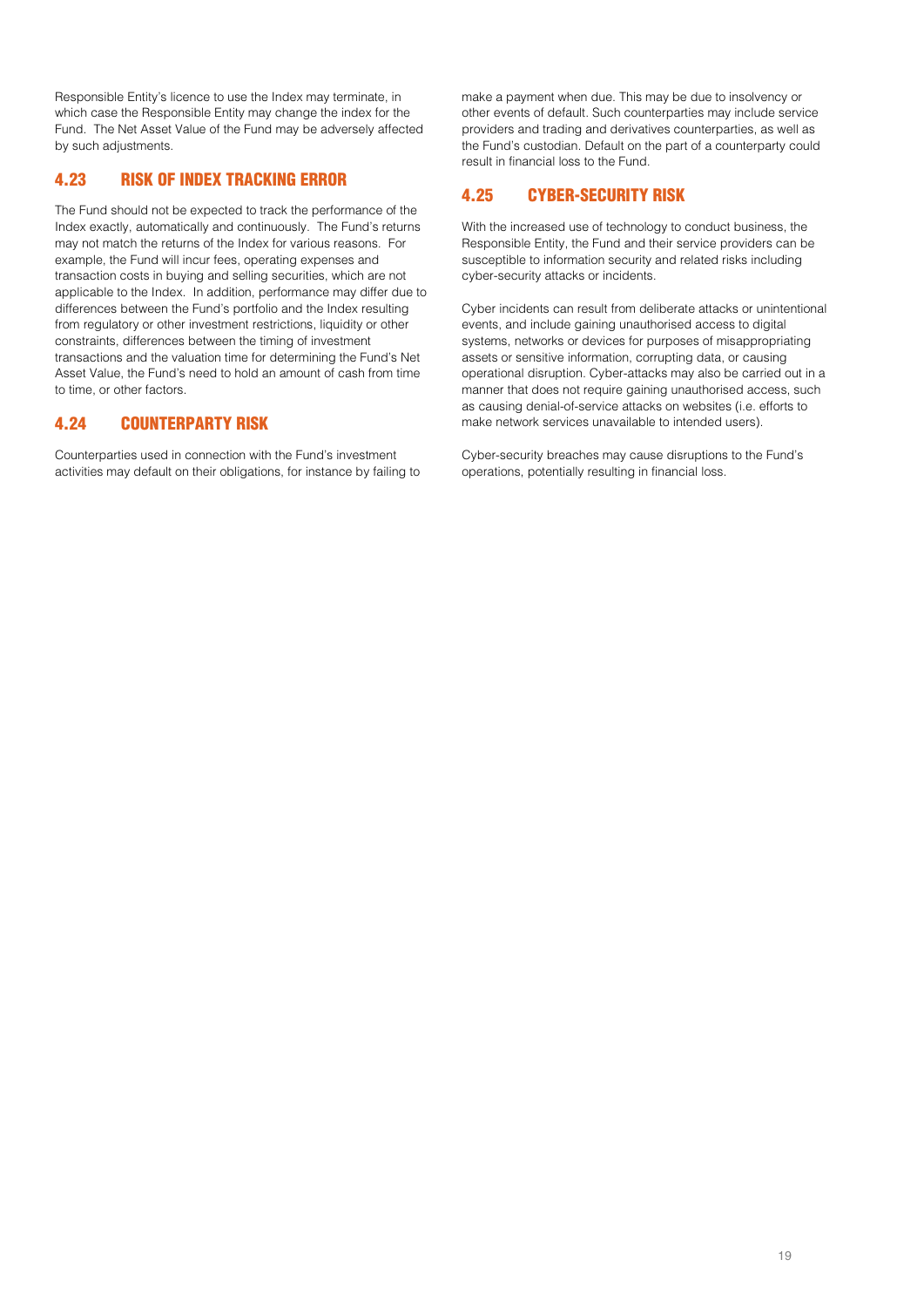Responsible Entity's licence to use the Index may terminate, in which case the Responsible Entity may change the index for the Fund. The Net Asset Value of the Fund may be adversely affected by such adjustments.

## 4.23 RISK OF INDEX TRACKING ERROR

The Fund should not be expected to track the performance of the Index exactly, automatically and continuously. The Fund's returns may not match the returns of the Index for various reasons. For example, the Fund will incur fees, operating expenses and transaction costs in buying and selling securities, which are not applicable to the Index. In addition, performance may differ due to differences between the Fund's portfolio and the Index resulting from regulatory or other investment restrictions, liquidity or other constraints, differences between the timing of investment transactions and the valuation time for determining the Fund's Net Asset Value, the Fund's need to hold an amount of cash from time to time, or other factors.

## 4.24 COUNTERPARTY RISK

Counterparties used in connection with the Fund's investment activities may default on their obligations, for instance by failing to make a payment when due. This may be due to insolvency or other events of default. Such counterparties may include service providers and trading and derivatives counterparties, as well as the Fund's custodian. Default on the part of a counterparty could result in financial loss to the Fund.

## 4.25 CYBER-SECURITY RISK

With the increased use of technology to conduct business, the Responsible Entity, the Fund and their service providers can be susceptible to information security and related risks including cyber-security attacks or incidents.

Cyber incidents can result from deliberate attacks or unintentional events, and include gaining unauthorised access to digital systems, networks or devices for purposes of misappropriating assets or sensitive information, corrupting data, or causing operational disruption. Cyber-attacks may also be carried out in a manner that does not require gaining unauthorised access, such as causing denial-of-service attacks on websites (i.e. efforts to make network services unavailable to intended users).

Cyber-security breaches may cause disruptions to the Fund's operations, potentially resulting in financial loss.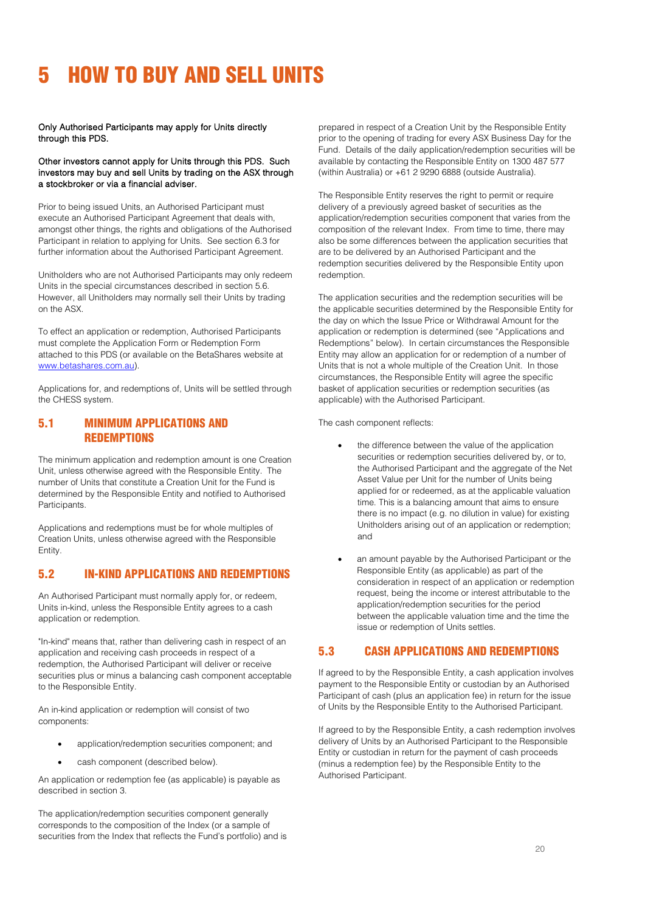# 5 HOW TO BUY AND SELL UNITS

Only Authorised Participants may apply for Units directly through this PDS.

Other investors cannot apply for Units through this PDS. Such investors may buy and sell Units by trading on the ASX through a stockbroker or via a financial adviser.

Prior to being issued Units, an Authorised Participant must execute an Authorised Participant Agreement that deals with, amongst other things, the rights and obligations of the Authorised Participant in relation to applying for Units. See section 6.3 for further information about the Authorised Participant Agreement.

Unitholders who are not Authorised Participants may only redeem Units in the special circumstances described in section 5.6. However, all Unitholders may normally sell their Units by trading on the ASX.

To effect an application or redemption, Authorised Participants must complete the Application Form or Redemption Form attached to this PDS (or available on the BetaShares website at www.betashares.com.au).

Applications for, and redemptions of, Units will be settled through the CHESS system.

## 5.1 MINIMUM APPLICATIONS AND REDEMPTIONS

The minimum application and redemption amount is one Creation Unit, unless otherwise agreed with the Responsible Entity. The number of Units that constitute a Creation Unit for the Fund is determined by the Responsible Entity and notified to Authorised Participants.

Applications and redemptions must be for whole multiples of Creation Units, unless otherwise agreed with the Responsible Entity.

## 5.2 IN-KIND APPLICATIONS AND REDEMPTIONS

An Authorised Participant must normally apply for, or redeem, Units in-kind, unless the Responsible Entity agrees to a cash application or redemption.

"In-kind" means that, rather than delivering cash in respect of an application and receiving cash proceeds in respect of a redemption, the Authorised Participant will deliver or receive securities plus or minus a balancing cash component acceptable to the Responsible Entity.

An in-kind application or redemption will consist of two components:

- application/redemption securities component; and
- cash component (described below).

An application or redemption fee (as applicable) is payable as described in section 3.

The application/redemption securities component generally corresponds to the composition of the Index (or a sample of securities from the Index that reflects the Fund's portfolio) and is prepared in respect of a Creation Unit by the Responsible Entity prior to the opening of trading for every ASX Business Day for the Fund. Details of the daily application/redemption securities will be available by contacting the Responsible Entity on 1300 487 577 (within Australia) or +61 2 9290 6888 (outside Australia).

The Responsible Entity reserves the right to permit or require delivery of a previously agreed basket of securities as the application/redemption securities component that varies from the composition of the relevant Index. From time to time, there may also be some differences between the application securities that are to be delivered by an Authorised Participant and the redemption securities delivered by the Responsible Entity upon redemption.

The application securities and the redemption securities will be the applicable securities determined by the Responsible Entity for the day on which the Issue Price or Withdrawal Amount for the application or redemption is determined (see "Applications and Redemptions" below). In certain circumstances the Responsible Entity may allow an application for or redemption of a number of Units that is not a whole multiple of the Creation Unit. In those circumstances, the Responsible Entity will agree the specific basket of application securities or redemption securities (as applicable) with the Authorised Participant.

The cash component reflects:

- the difference between the value of the application securities or redemption securities delivered by, or to, the Authorised Participant and the aggregate of the Net Asset Value per Unit for the number of Units being applied for or redeemed, as at the applicable valuation time. This is a balancing amount that aims to ensure there is no impact (e.g. no dilution in value) for existing Unitholders arising out of an application or redemption; and
- an amount payable by the Authorised Participant or the Responsible Entity (as applicable) as part of the consideration in respect of an application or redemption request, being the income or interest attributable to the application/redemption securities for the period between the applicable valuation time and the time the issue or redemption of Units settles.

## 5.3 CASH APPLICATIONS AND REDEMPTIONS

If agreed to by the Responsible Entity, a cash application involves payment to the Responsible Entity or custodian by an Authorised Participant of cash (plus an application fee) in return for the issue of Units by the Responsible Entity to the Authorised Participant.

If agreed to by the Responsible Entity, a cash redemption involves delivery of Units by an Authorised Participant to the Responsible Entity or custodian in return for the payment of cash proceeds (minus a redemption fee) by the Responsible Entity to the Authorised Participant.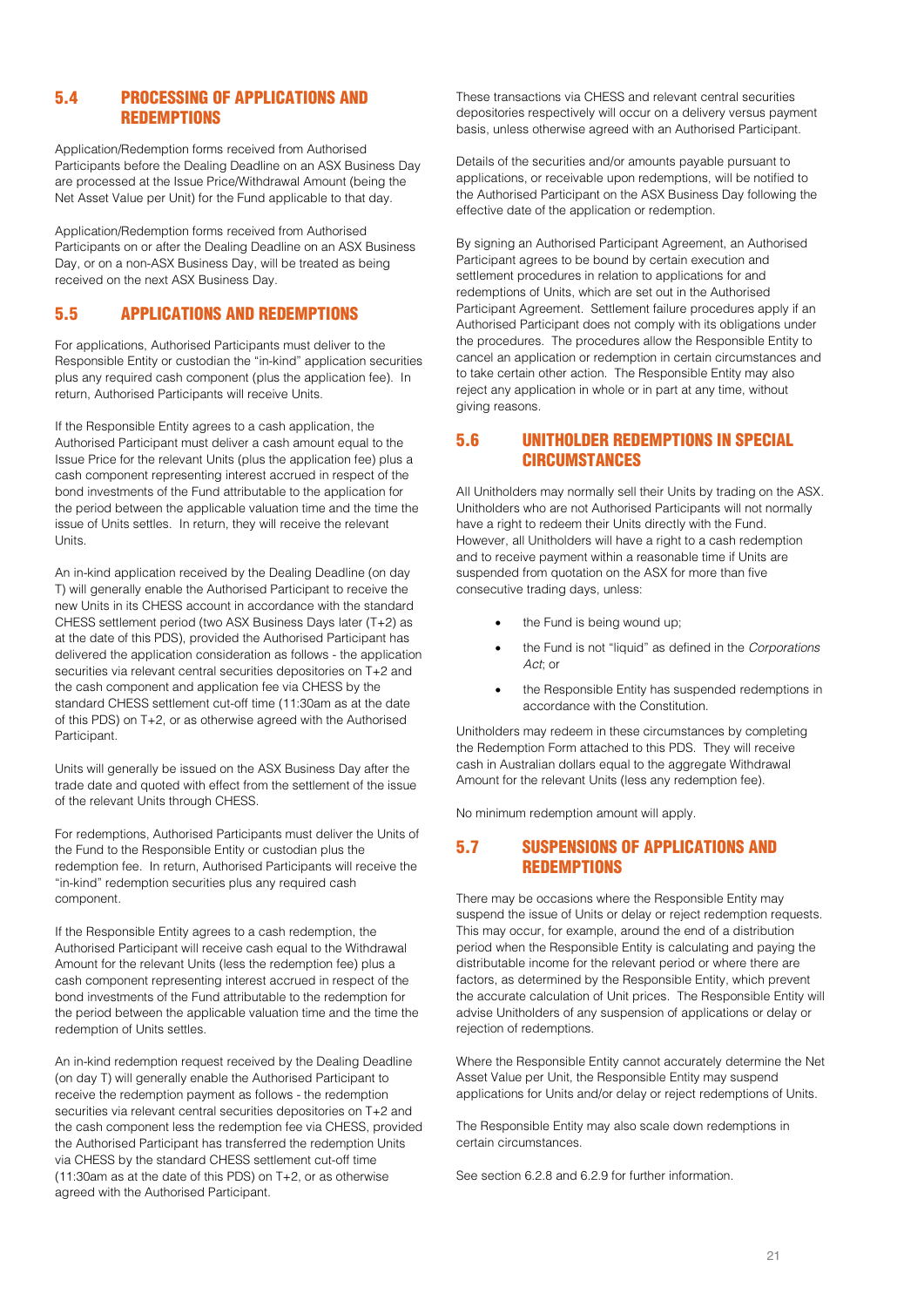## 5.4 PROCESSING OF APPLICATIONS AND REDEMPTIONS

Application/Redemption forms received from Authorised Participants before the Dealing Deadline on an ASX Business Day are processed at the Issue Price/Withdrawal Amount (being the Net Asset Value per Unit) for the Fund applicable to that day.

Application/Redemption forms received from Authorised Participants on or after the Dealing Deadline on an ASX Business Day, or on a non-ASX Business Day, will be treated as being received on the next ASX Business Day.

## 5.5 APPLICATIONS AND REDEMPTIONS

For applications, Authorised Participants must deliver to the Responsible Entity or custodian the "in-kind" application securities plus any required cash component (plus the application fee). In return, Authorised Participants will receive Units.

If the Responsible Entity agrees to a cash application, the Authorised Participant must deliver a cash amount equal to the Issue Price for the relevant Units (plus the application fee) plus a cash component representing interest accrued in respect of the bond investments of the Fund attributable to the application for the period between the applicable valuation time and the time the issue of Units settles. In return, they will receive the relevant Units.

An in-kind application received by the Dealing Deadline (on day T) will generally enable the Authorised Participant to receive the new Units in its CHESS account in accordance with the standard CHESS settlement period (two ASX Business Days later (T+2) as at the date of this PDS), provided the Authorised Participant has delivered the application consideration as follows - the application securities via relevant central securities depositories on T+2 and the cash component and application fee via CHESS by the standard CHESS settlement cut-off time (11:30am as at the date of this PDS) on T+2, or as otherwise agreed with the Authorised Participant.

Units will generally be issued on the ASX Business Day after the trade date and quoted with effect from the settlement of the issue of the relevant Units through CHESS.

For redemptions, Authorised Participants must deliver the Units of the Fund to the Responsible Entity or custodian plus the redemption fee. In return, Authorised Participants will receive the "in-kind" redemption securities plus any required cash component.

If the Responsible Entity agrees to a cash redemption, the Authorised Participant will receive cash equal to the Withdrawal Amount for the relevant Units (less the redemption fee) plus a cash component representing interest accrued in respect of the bond investments of the Fund attributable to the redemption for the period between the applicable valuation time and the time the redemption of Units settles.

An in-kind redemption request received by the Dealing Deadline (on day T) will generally enable the Authorised Participant to receive the redemption payment as follows - the redemption securities via relevant central securities depositories on T+2 and the cash component less the redemption fee via CHESS, provided the Authorised Participant has transferred the redemption Units via CHESS by the standard CHESS settlement cut-off time (11:30am as at the date of this PDS) on T+2, or as otherwise agreed with the Authorised Participant.

These transactions via CHESS and relevant central securities depositories respectively will occur on a delivery versus payment basis, unless otherwise agreed with an Authorised Participant.

Details of the securities and/or amounts payable pursuant to applications, or receivable upon redemptions, will be notified to the Authorised Participant on the ASX Business Day following the effective date of the application or redemption.

By signing an Authorised Participant Agreement, an Authorised Participant agrees to be bound by certain execution and settlement procedures in relation to applications for and redemptions of Units, which are set out in the Authorised Participant Agreement. Settlement failure procedures apply if an Authorised Participant does not comply with its obligations under the procedures. The procedures allow the Responsible Entity to cancel an application or redemption in certain circumstances and to take certain other action. The Responsible Entity may also reject any application in whole or in part at any time, without giving reasons.

## 5.6 UNITHOLDER REDEMPTIONS IN SPECIAL CIRCUMSTANCES

All Unitholders may normally sell their Units by trading on the ASX. Unitholders who are not Authorised Participants will not normally have a right to redeem their Units directly with the Fund. However, all Unitholders will have a right to a cash redemption and to receive payment within a reasonable time if Units are suspended from quotation on the ASX for more than five consecutive trading days, unless:

- the Fund is being wound up;
- the Fund is not "liquid" as defined in the *Corporations Act*; or
- the Responsible Entity has suspended redemptions in accordance with the Constitution.

Unitholders may redeem in these circumstances by completing the Redemption Form attached to this PDS. They will receive cash in Australian dollars equal to the aggregate Withdrawal Amount for the relevant Units (less any redemption fee).

No minimum redemption amount will apply.

## 5.7 SUSPENSIONS OF APPLICATIONS AND REDEMPTIONS

There may be occasions where the Responsible Entity may suspend the issue of Units or delay or reject redemption requests. This may occur, for example, around the end of a distribution period when the Responsible Entity is calculating and paying the distributable income for the relevant period or where there are factors, as determined by the Responsible Entity, which prevent the accurate calculation of Unit prices. The Responsible Entity will advise Unitholders of any suspension of applications or delay or rejection of redemptions.

Where the Responsible Entity cannot accurately determine the Net Asset Value per Unit, the Responsible Entity may suspend applications for Units and/or delay or reject redemptions of Units.

The Responsible Entity may also scale down redemptions in certain circumstances.

See section 6.2.8 and 6.2.9 for further information.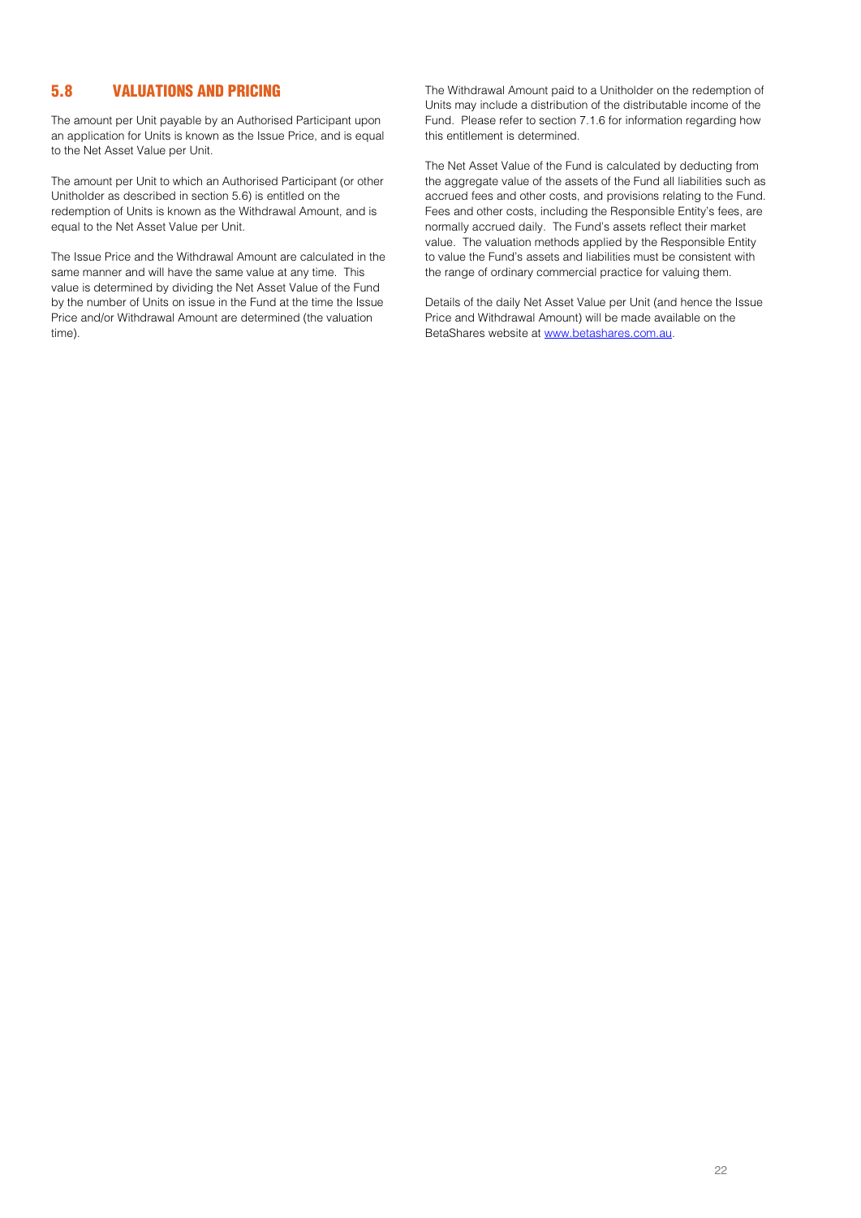## 5.8 VALUATIONS AND PRICING

The amount per Unit payable by an Authorised Participant upon an application for Units is known as the Issue Price, and is equal to the Net Asset Value per Unit.

The amount per Unit to which an Authorised Participant (or other Unitholder as described in section 5.6) is entitled on the redemption of Units is known as the Withdrawal Amount, and is equal to the Net Asset Value per Unit.

The Issue Price and the Withdrawal Amount are calculated in the same manner and will have the same value at any time. This value is determined by dividing the Net Asset Value of the Fund by the number of Units on issue in the Fund at the time the Issue Price and/or Withdrawal Amount are determined (the valuation time).

The Withdrawal Amount paid to a Unitholder on the redemption of Units may include a distribution of the distributable income of the Fund. Please refer to section 7.1.6 for information regarding how this entitlement is determined.

The Net Asset Value of the Fund is calculated by deducting from the aggregate value of the assets of the Fund all liabilities such as accrued fees and other costs, and provisions relating to the Fund. Fees and other costs, including the Responsible Entity's fees, are normally accrued daily. The Fund's assets reflect their market value. The valuation methods applied by the Responsible Entity to value the Fund's assets and liabilities must be consistent with the range of ordinary commercial practice for valuing them.

Details of the daily Net Asset Value per Unit (and hence the Issue Price and Withdrawal Amount) will be made available on the BetaShares website at www.betashares.com.au.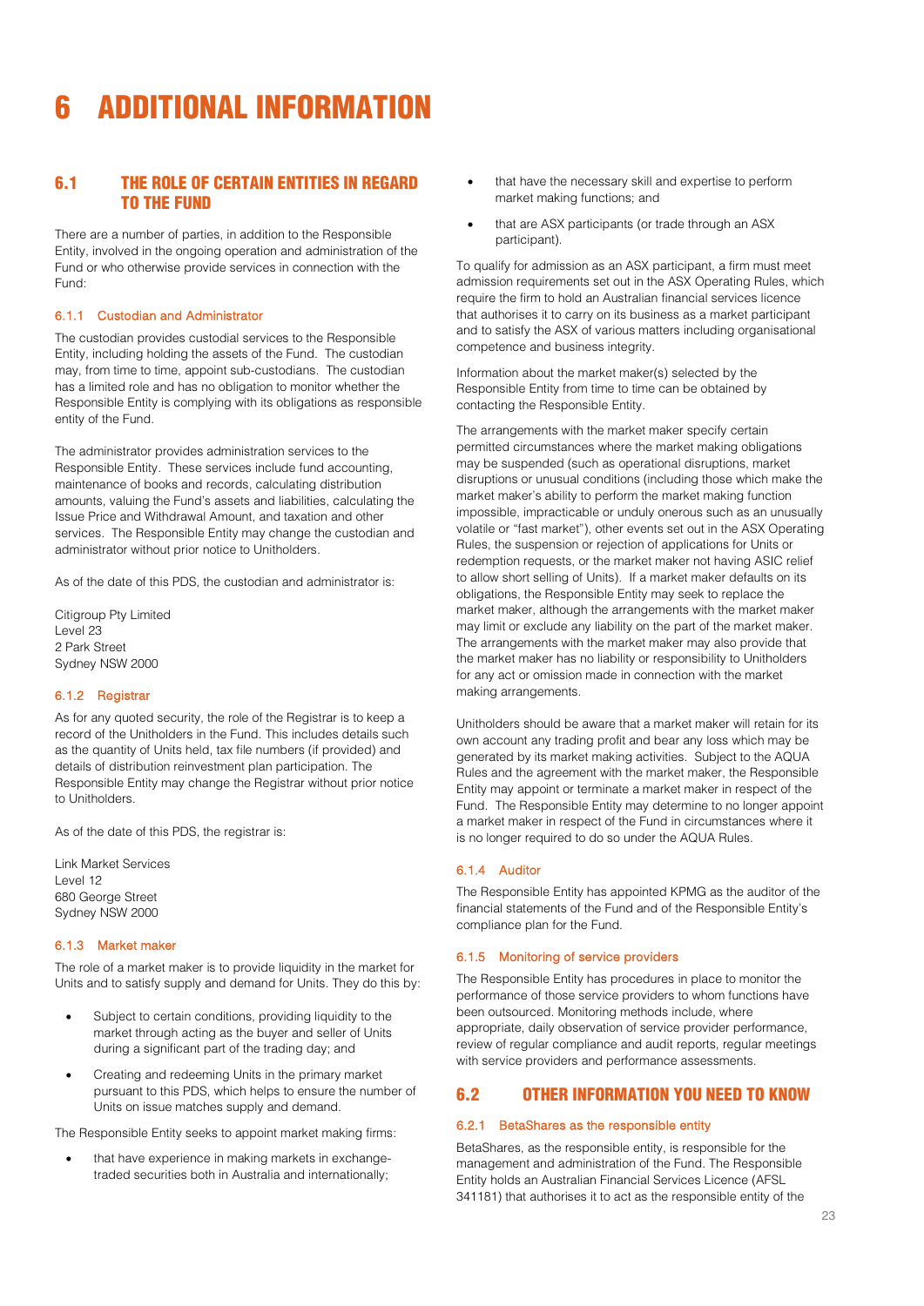# 6 ADDITIONAL INFORMATION

## 6.1 THE ROLE OF CERTAIN ENTITIES IN REGARD TO THE FUND

There are a number of parties, in addition to the Responsible Entity, involved in the ongoing operation and administration of the Fund or who otherwise provide services in connection with the Fund:

### 6.1.1 Custodian and Administrator

The custodian provides custodial services to the Responsible Entity, including holding the assets of the Fund. The custodian may, from time to time, appoint sub-custodians. The custodian has a limited role and has no obligation to monitor whether the Responsible Entity is complying with its obligations as responsible entity of the Fund.

The administrator provides administration services to the Responsible Entity. These services include fund accounting, maintenance of books and records, calculating distribution amounts, valuing the Fund's assets and liabilities, calculating the Issue Price and Withdrawal Amount, and taxation and other services. The Responsible Entity may change the custodian and administrator without prior notice to Unitholders.

As of the date of this PDS, the custodian and administrator is:

Citigroup Pty Limited
Level 23
2 Park Street
Sydney NSW 2000

### 6.1.2 Registrar

As for any quoted security, the role of the Registrar is to keep a record of the Unitholders in the Fund. This includes details such as the quantity of Units held, tax file numbers (if provided) and details of distribution reinvestment plan participation. The Responsible Entity may change the Registrar without prior notice to Unitholders.

As of the date of this PDS, the registrar is:

Link Market Services
Level 12
680 George Street
Sydney NSW 2000

### 6.1.3 Market maker

The role of a market maker is to provide liquidity in the market for Units and to satisfy supply and demand for Units. They do this by:

- Subject to certain conditions, providing liquidity to the market through acting as the buyer and seller of Units during a significant part of the trading day; and
- Creating and redeeming Units in the primary market pursuant to this PDS, which helps to ensure the number of Units on issue matches supply and demand.

The Responsible Entity seeks to appoint market making firms:

- that have experience in making markets in exchange-traded securities both in Australia and internationally;
- that have the necessary skill and expertise to perform market making functions; and
- that are ASX participants (or trade through an ASX participant).

To qualify for admission as an ASX participant, a firm must meet admission requirements set out in the ASX Operating Rules, which require the firm to hold an Australian financial services licence that authorises it to carry on its business as a market participant and to satisfy the ASX of various matters including organisational competence and business integrity.

Information about the market maker(s) selected by the Responsible Entity from time to time can be obtained by contacting the Responsible Entity.

The arrangements with the market maker specify certain permitted circumstances where the market making obligations may be suspended (such as operational disruptions, market disruptions or unusual conditions (including those which make the market maker's ability to perform the market making function impossible, impracticable or unduly onerous such as an unusually volatile or "fast market"), other events set out in the ASX Operating Rules, the suspension or rejection of applications for Units or redemption requests, or the market maker not having ASIC relief to allow short selling of Units). If a market maker defaults on its obligations, the Responsible Entity may seek to replace the market maker, although the arrangements with the market maker may limit or exclude any liability on the part of the market maker. The arrangements with the market maker may also provide that the market maker has no liability or responsibility to Unitholders for any act or omission made in connection with the market making arrangements.

Unitholders should be aware that a market maker will retain for its own account any trading profit and bear any loss which may be generated by its market making activities. Subject to the AQUA Rules and the agreement with the market maker, the Responsible Entity may appoint or terminate a market maker in respect of the Fund. The Responsible Entity may determine to no longer appoint a market maker in respect of the Fund in circumstances where it is no longer required to do so under the AQUA Rules.

### 6.1.4 Auditor

The Responsible Entity has appointed KPMG as the auditor of the financial statements of the Fund and of the Responsible Entity's compliance plan for the Fund.

### 6.1.5 Monitoring of service providers

The Responsible Entity has procedures in place to monitor the performance of those service providers to whom functions have been outsourced. Monitoring methods include, where appropriate, daily observation of service provider performance, review of regular compliance and audit reports, regular meetings with service providers and performance assessments.

## 6.2 OTHER INFORMATION YOU NEED TO KNOW

### 6.2.1 BetaShares as the responsible entity

BetaShares, as the responsible entity, is responsible for the management and administration of the Fund. The Responsible Entity holds an Australian Financial Services Licence (AFSL 341181) that authorises it to act as the responsible entity of the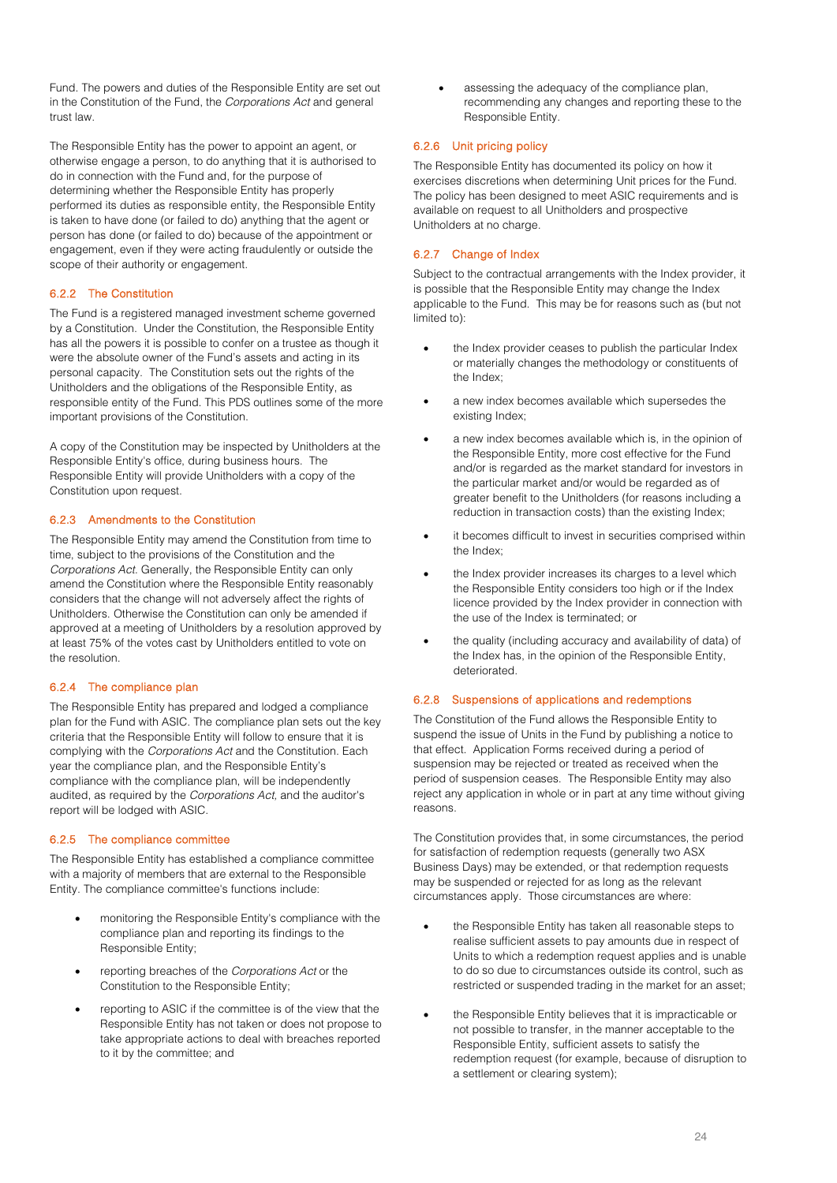Fund. The powers and duties of the Responsible Entity are set out in the Constitution of the Fund, the *Corporations Act* and general trust law.

The Responsible Entity has the power to appoint an agent, or otherwise engage a person, to do anything that it is authorised to do in connection with the Fund and, for the purpose of determining whether the Responsible Entity has properly performed its duties as responsible entity, the Responsible Entity is taken to have done (or failed to do) anything that the agent or person has done (or failed to do) because of the appointment or engagement, even if they were acting fraudulently or outside the scope of their authority or engagement.

### 6.2.2 The Constitution

The Fund is a registered managed investment scheme governed by a Constitution. Under the Constitution, the Responsible Entity has all the powers it is possible to confer on a trustee as though it were the absolute owner of the Fund's assets and acting in its personal capacity. The Constitution sets out the rights of the Unitholders and the obligations of the Responsible Entity, as responsible entity of the Fund. This PDS outlines some of the more important provisions of the Constitution.

A copy of the Constitution may be inspected by Unitholders at the Responsible Entity's office, during business hours. The Responsible Entity will provide Unitholders with a copy of the Constitution upon request.

### 6.2.3 Amendments to the Constitution

The Responsible Entity may amend the Constitution from time to time, subject to the provisions of the Constitution and the *Corporations Act*. Generally, the Responsible Entity can only amend the Constitution where the Responsible Entity reasonably considers that the change will not adversely affect the rights of Unitholders. Otherwise the Constitution can only be amended if approved at a meeting of Unitholders by a resolution approved by at least 75% of the votes cast by Unitholders entitled to vote on the resolution.

### 6.2.4 The compliance plan

The Responsible Entity has prepared and lodged a compliance plan for the Fund with ASIC. The compliance plan sets out the key criteria that the Responsible Entity will follow to ensure that it is complying with the *Corporations Act* and the Constitution. Each year the compliance plan, and the Responsible Entity's compliance with the compliance plan, will be independently audited, as required by the *Corporations Act*, and the auditor's report will be lodged with ASIC.

### 6.2.5 The compliance committee

The Responsible Entity has established a compliance committee with a majority of members that are external to the Responsible Entity. The compliance committee's functions include:

- monitoring the Responsible Entity's compliance with the compliance plan and reporting its findings to the Responsible Entity;
- reporting breaches of the *Corporations Act* or the Constitution to the Responsible Entity;
- reporting to ASIC if the committee is of the view that the Responsible Entity has not taken or does not propose to take appropriate actions to deal with breaches reported to it by the committee; and
- assessing the adequacy of the compliance plan, recommending any changes and reporting these to the Responsible Entity.

### 6.2.6 Unit pricing policy

The Responsible Entity has documented its policy on how it exercises discretions when determining Unit prices for the Fund. The policy has been designed to meet ASIC requirements and is available on request to all Unitholders and prospective Unitholders at no charge.

### 6.2.7 Change of Index

Subject to the contractual arrangements with the Index provider, it is possible that the Responsible Entity may change the Index applicable to the Fund. This may be for reasons such as (but not limited to):

- the Index provider ceases to publish the particular Index or materially changes the methodology or constituents of the Index;
- a new index becomes available which supersedes the existing Index;
- a new index becomes available which is, in the opinion of the Responsible Entity, more cost effective for the Fund and/or is regarded as the market standard for investors in the particular market and/or would be regarded as of greater benefit to the Unitholders (for reasons including a reduction in transaction costs) than the existing Index;
- it becomes difficult to invest in securities comprised within the Index;
- the Index provider increases its charges to a level which the Responsible Entity considers too high or if the Index licence provided by the Index provider in connection with the use of the Index is terminated; or
- the quality (including accuracy and availability of data) of the Index has, in the opinion of the Responsible Entity, deteriorated.

### 6.2.8 Suspensions of applications and redemptions

The Constitution of the Fund allows the Responsible Entity to suspend the issue of Units in the Fund by publishing a notice to that effect. Application Forms received during a period of suspension may be rejected or treated as received when the period of suspension ceases. The Responsible Entity may also reject any application in whole or in part at any time without giving reasons.

The Constitution provides that, in some circumstances, the period for satisfaction of redemption requests (generally two ASX Business Days) may be extended, or that redemption requests may be suspended or rejected for as long as the relevant circumstances apply. Those circumstances are where:

- the Responsible Entity has taken all reasonable steps to realise sufficient assets to pay amounts due in respect of Units to which a redemption request applies and is unable to do so due to circumstances outside its control, such as restricted or suspended trading in the market for an asset;
- the Responsible Entity believes that it is impracticable or not possible to transfer, in the manner acceptable to the Responsible Entity, sufficient assets to satisfy the redemption request (for example, because of disruption to a settlement or clearing system);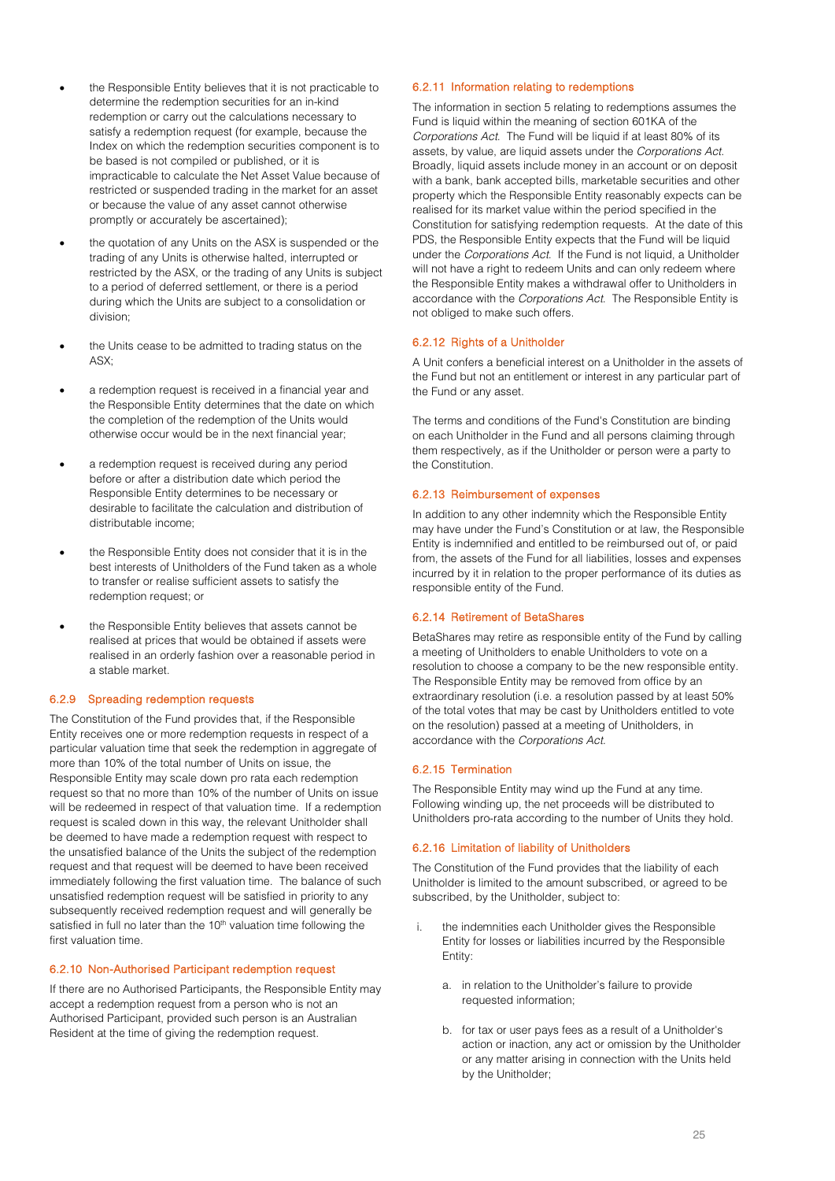- the Responsible Entity believes that it is not practicable to determine the redemption securities for an in-kind redemption or carry out the calculations necessary to satisfy a redemption request (for example, because the Index on which the redemption securities component is to be based is not compiled or published, or it is impracticable to calculate the Net Asset Value because of restricted or suspended trading in the market for an asset or because the value of any asset cannot otherwise promptly or accurately be ascertained);

- the quotation of any Units on the ASX is suspended or the trading of any Units is otherwise halted, interrupted or restricted by the ASX, or the trading of any Units is subject to a period of deferred settlement, or there is a period during which the Units are subject to a consolidation or division;

- the Units cease to be admitted to trading status on the ASX;

- a redemption request is received in a financial year and the Responsible Entity determines that the date on which the completion of the redemption of the Units would otherwise occur would be in the next financial year;

- a redemption request is received during any period before or after a distribution date which period the Responsible Entity determines to be necessary or desirable to facilitate the calculation and distribution of distributable income;

- the Responsible Entity does not consider that it is in the best interests of Unitholders of the Fund taken as a whole to transfer or realise sufficient assets to satisfy the redemption request; or

- the Responsible Entity believes that assets cannot be realised at prices that would be obtained if assets were realised in an orderly fashion over a reasonable period in a stable market.

### 6.2.9 Spreading redemption requests

The Constitution of the Fund provides that, if the Responsible Entity receives one or more redemption requests in respect of a particular valuation time that seek the redemption in aggregate of more than 10% of the total number of Units on issue, the Responsible Entity may scale down pro rata each redemption request so that no more than 10% of the number of Units on issue will be redeemed in respect of that valuation time. If a redemption request is scaled down in this way, the relevant Unitholder shall be deemed to have made a redemption request with respect to the unsatisfied balance of the Units the subject of the redemption request and that request will be deemed to have been received immediately following the first valuation time. The balance of such unsatisfied redemption request will be satisfied in priority to any subsequently received redemption request and will generally be satisfied in full no later than the 10th valuation time following the first valuation time.

### 6.2.10 Non-Authorised Participant redemption request

If there are no Authorised Participants, the Responsible Entity may accept a redemption request from a person who is not an Authorised Participant, provided such person is an Australian Resident at the time of giving the redemption request.

### 6.2.11 Information relating to redemptions

The information in section 5 relating to redemptions assumes the Fund is liquid within the meaning of section 601KA of the *Corporations Act*. The Fund will be liquid if at least 80% of its assets, by value, are liquid assets under the *Corporations Act*. Broadly, liquid assets include money in an account or on deposit with a bank, bank accepted bills, marketable securities and other property which the Responsible Entity reasonably expects can be realised for its market value within the period specified in the Constitution for satisfying redemption requests. At the date of this PDS, the Responsible Entity expects that the Fund will be liquid under the *Corporations Act*. If the Fund is not liquid, a Unitholder will not have a right to redeem Units and can only redeem where the Responsible Entity makes a withdrawal offer to Unitholders in accordance with the *Corporations Act*. The Responsible Entity is not obliged to make such offers.

### 6.2.12 Rights of a Unitholder

A Unit confers a beneficial interest on a Unitholder in the assets of the Fund but not an entitlement or interest in any particular part of the Fund or any asset.

The terms and conditions of the Fund's Constitution are binding on each Unitholder in the Fund and all persons claiming through them respectively, as if the Unitholder or person were a party to the Constitution.

### 6.2.13 Reimbursement of expenses

In addition to any other indemnity which the Responsible Entity may have under the Fund's Constitution or at law, the Responsible Entity is indemnified and entitled to be reimbursed out of, or paid from, the assets of the Fund for all liabilities, losses and expenses incurred by it in relation to the proper performance of its duties as responsible entity of the Fund.

### 6.2.14 Retirement of BetaShares

BetaShares may retire as responsible entity of the Fund by calling a meeting of Unitholders to enable Unitholders to vote on a resolution to choose a company to be the new responsible entity. The Responsible Entity may be removed from office by an extraordinary resolution (i.e. a resolution passed by at least 50% of the total votes that may be cast by Unitholders entitled to vote on the resolution) passed at a meeting of Unitholders, in accordance with the *Corporations Act*.

### 6.2.15 Termination

The Responsible Entity may wind up the Fund at any time. Following winding up, the net proceeds will be distributed to Unitholders pro-rata according to the number of Units they hold.

### 6.2.16 Limitation of liability of Unitholders

The Constitution of the Fund provides that the liability of each Unitholder is limited to the amount subscribed, or agreed to be subscribed, by the Unitholder, subject to:

i. the indemnities each Unitholder gives the Responsible Entity for losses or liabilities incurred by the Responsible Entity:

   a. in relation to the Unitholder's failure to provide requested information;

   b. for tax or user pays fees as a result of a Unitholder's action or inaction, any act or omission by the Unitholder or any matter arising in connection with the Units held by the Unitholder;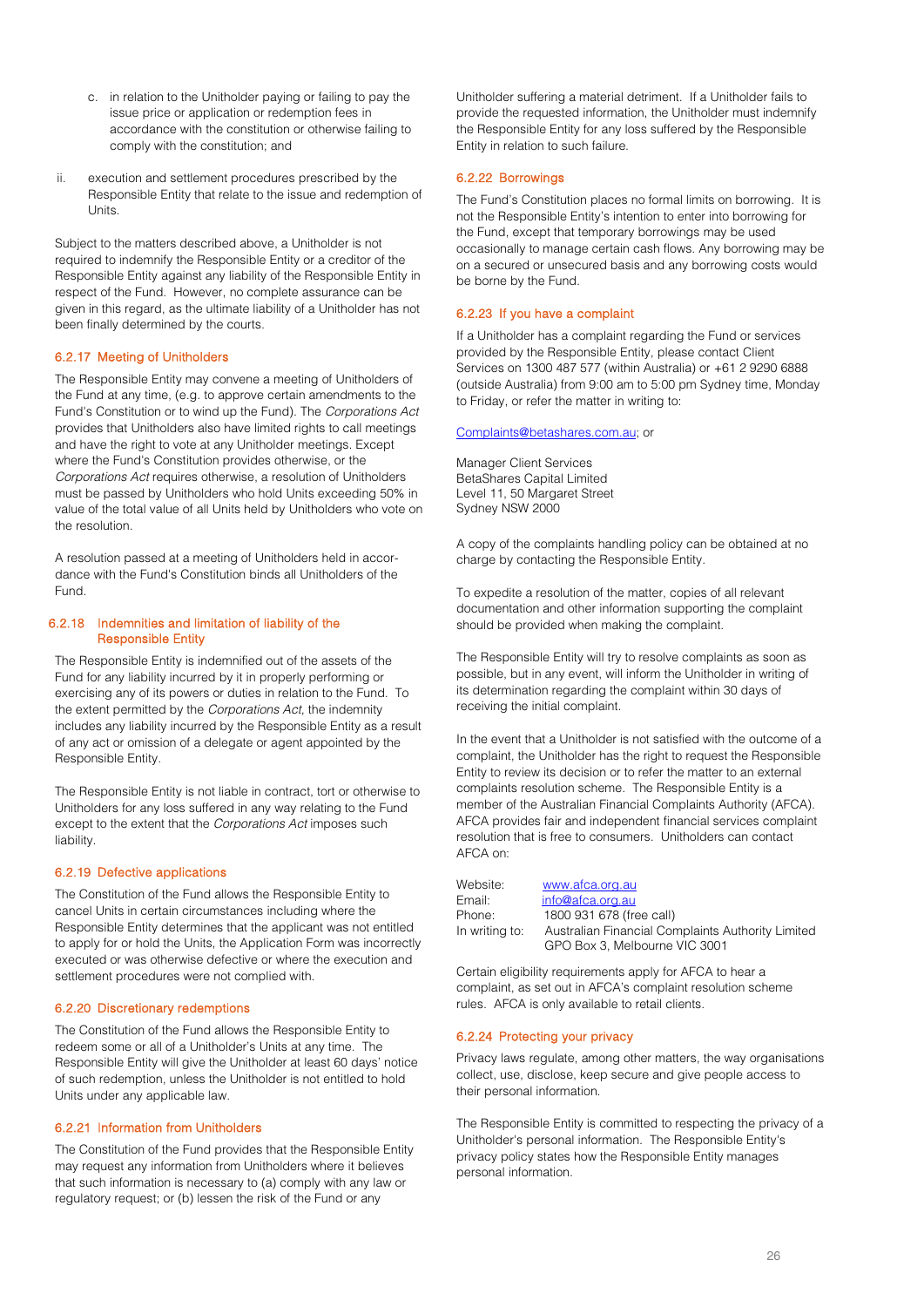c. in relation to the Unitholder paying or failing to pay the issue price or application or redemption fees in accordance with the constitution or otherwise failing to comply with the constitution; and

ii. execution and settlement procedures prescribed by the Responsible Entity that relate to the issue and redemption of Units.

Subject to the matters described above, a Unitholder is not required to indemnify the Responsible Entity or a creditor of the Responsible Entity against any liability of the Responsible Entity in respect of the Fund. However, no complete assurance can be given in this regard, as the ultimate liability of a Unitholder has not been finally determined by the courts.

### 6.2.17 Meeting of Unitholders

The Responsible Entity may convene a meeting of Unitholders of the Fund at any time, (e.g. to approve certain amendments to the Fund's Constitution or to wind up the Fund). The *Corporations Act* provides that Unitholders also have limited rights to call meetings and have the right to vote at any Unitholder meetings. Except where the Fund's Constitution provides otherwise, or the *Corporations Act* requires otherwise, a resolution of Unitholders must be passed by Unitholders who hold Units exceeding 50% in value of the total value of all Units held by Unitholders who vote on the resolution.

A resolution passed at a meeting of Unitholders held in accordance with the Fund's Constitution binds all Unitholders of the Fund.

### 6.2.18 Indemnities and limitation of liability of the Responsible Entity

The Responsible Entity is indemnified out of the assets of the Fund for any liability incurred by it in properly performing or exercising any of its powers or duties in relation to the Fund. To the extent permitted by the *Corporations Act*, the indemnity includes any liability incurred by the Responsible Entity as a result of any act or omission of a delegate or agent appointed by the Responsible Entity.

The Responsible Entity is not liable in contract, tort or otherwise to Unitholders for any loss suffered in any way relating to the Fund except to the extent that the *Corporations Act* imposes such liability.

### 6.2.19 Defective applications

The Constitution of the Fund allows the Responsible Entity to cancel Units in certain circumstances including where the Responsible Entity determines that the applicant was not entitled to apply for or hold the Units, the Application Form was incorrectly executed or was otherwise defective or where the execution and settlement procedures were not complied with.

### 6.2.20 Discretionary redemptions

The Constitution of the Fund allows the Responsible Entity to redeem some or all of a Unitholder's Units at any time. The Responsible Entity will give the Unitholder at least 60 days' notice of such redemption, unless the Unitholder is not entitled to hold Units under any applicable law.

### 6.2.21 Information from Unitholders

The Constitution of the Fund provides that the Responsible Entity may request any information from Unitholders where it believes that such information is necessary to (a) comply with any law or regulatory request; or (b) lessen the risk of the Fund or any Unitholder suffering a material detriment. If a Unitholder fails to provide the requested information, the Unitholder must indemnify the Responsible Entity for any loss suffered by the Responsible Entity in relation to such failure.

### 6.2.22 Borrowings

The Fund's Constitution places no formal limits on borrowing. It is not the Responsible Entity's intention to enter into borrowing for the Fund, except that temporary borrowings may be used occasionally to manage certain cash flows. Any borrowing may be on a secured or unsecured basis and any borrowing costs would be borne by the Fund.

### 6.2.23 If you have a complaint

If a Unitholder has a complaint regarding the Fund or services provided by the Responsible Entity, please contact Client Services on 1300 487 577 (within Australia) or +61 2 9290 6888 (outside Australia) from 9:00 am to 5:00 pm Sydney time, Monday to Friday, or refer the matter in writing to:

Complaints@betashares.com.au; or

Manager Client Services
BetaShares Capital Limited
Level 11, 50 Margaret Street
Sydney NSW 2000

A copy of the complaints handling policy can be obtained at no charge by contacting the Responsible Entity.

To expedite a resolution of the matter, copies of all relevant documentation and other information supporting the complaint should be provided when making the complaint.

The Responsible Entity will try to resolve complaints as soon as possible, but in any event, will inform the Unitholder in writing of its determination regarding the complaint within 30 days of receiving the initial complaint.

In the event that a Unitholder is not satisfied with the outcome of a complaint, the Unitholder has the right to request the Responsible Entity to review its decision or to refer the matter to an external complaints resolution scheme. The Responsible Entity is a member of the Australian Financial Complaints Authority (AFCA). AFCA provides fair and independent financial services complaint resolution that is free to consumers. Unitholders can contact AFCA on:

| | |
|---|---|
| Website: | www.afca.org.au |
| Email: | info@afca.org.au |
| Phone: | 1800 931 678 (free call) |
| In writing to: | Australian Financial Complaints Authority Limited GPO Box 3, Melbourne VIC 3001 |

Certain eligibility requirements apply for AFCA to hear a complaint, as set out in AFCA's complaint resolution scheme rules. AFCA is only available to retail clients.

### 6.2.24 Protecting your privacy

Privacy laws regulate, among other matters, the way organisations collect, use, disclose, keep secure and give people access to their personal information.

The Responsible Entity is committed to respecting the privacy of a Unitholder's personal information. The Responsible Entity's privacy policy states how the Responsible Entity manages personal information.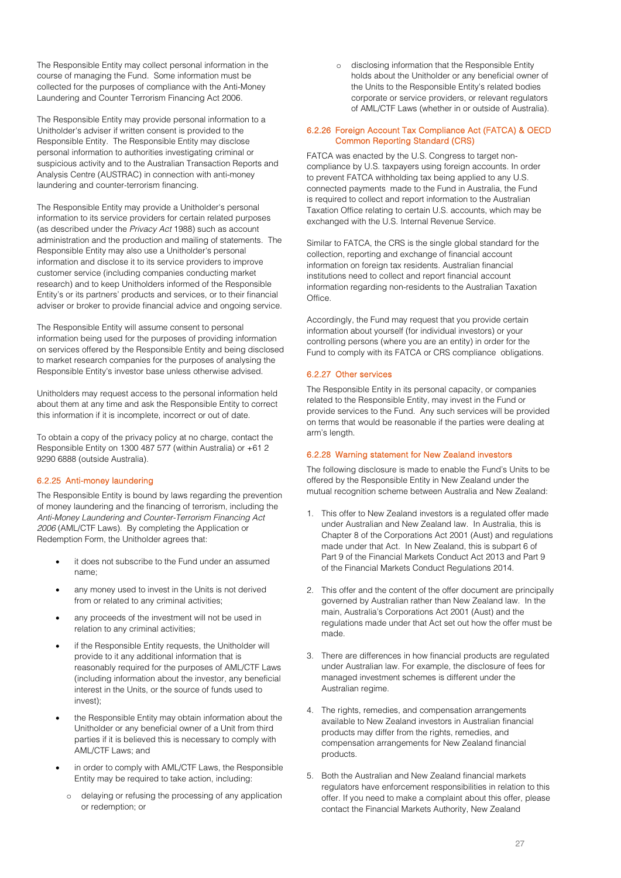The Responsible Entity may collect personal information in the course of managing the Fund. Some information must be collected for the purposes of compliance with the Anti-Money Laundering and Counter Terrorism Financing Act 2006.

The Responsible Entity may provide personal information to a Unitholder's adviser if written consent is provided to the Responsible Entity. The Responsible Entity may disclose personal information to authorities investigating criminal or suspicious activity and to the Australian Transaction Reports and Analysis Centre (AUSTRAC) in connection with anti-money laundering and counter-terrorism financing.

The Responsible Entity may provide a Unitholder's personal information to its service providers for certain related purposes (as described under the *Privacy Act* 1988) such as account administration and the production and mailing of statements. The Responsible Entity may also use a Unitholder's personal information and disclose it to its service providers to improve customer service (including companies conducting market research) and to keep Unitholders informed of the Responsible Entity's or its partners' products and services, or to their financial adviser or broker to provide financial advice and ongoing service.

The Responsible Entity will assume consent to personal information being used for the purposes of providing information on services offered by the Responsible Entity and being disclosed to market research companies for the purposes of analysing the Responsible Entity's investor base unless otherwise advised.

Unitholders may request access to the personal information held about them at any time and ask the Responsible Entity to correct this information if it is incomplete, incorrect or out of date.

To obtain a copy of the privacy policy at no charge, contact the Responsible Entity on 1300 487 577 (within Australia) or +61 2 9290 6888 (outside Australia).

#### 6.2.25 Anti-money laundering

The Responsible Entity is bound by laws regarding the prevention of money laundering and the financing of terrorism, including the *Anti-Money Laundering and Counter-Terrorism Financing Act 2006* (AML/CTF Laws). By completing the Application or Redemption Form, the Unitholder agrees that:

- it does not subscribe to the Fund under an assumed name;
- any money used to invest in the Units is not derived from or related to any criminal activities;
- any proceeds of the investment will not be used in relation to any criminal activities;
- if the Responsible Entity requests, the Unitholder will provide to it any additional information that is reasonably required for the purposes of AML/CTF Laws (including information about the investor, any beneficial interest in the Units, or the source of funds used to invest);
- the Responsible Entity may obtain information about the Unitholder or any beneficial owner of a Unit from third parties if it is believed this is necessary to comply with AML/CTF Laws; and
- in order to comply with AML/CTF Laws, the Responsible Entity may be required to take action, including:
  - delaying or refusing the processing of any application or redemption; or
  - disclosing information that the Responsible Entity holds about the Unitholder or any beneficial owner of the Units to the Responsible Entity's related bodies corporate or service providers, or relevant regulators of AML/CTF Laws (whether in or outside of Australia).

#### 6.2.26 Foreign Account Tax Compliance Act (FATCA) & OECD Common Reporting Standard (CRS)

FATCA was enacted by the U.S. Congress to target non-compliance by U.S. taxpayers using foreign accounts. In order to prevent FATCA withholding tax being applied to any U.S. connected payments made to the Fund in Australia, the Fund is required to collect and report information to the Australian Taxation Office relating to certain U.S. accounts, which may be exchanged with the U.S. Internal Revenue Service.

Similar to FATCA, the CRS is the single global standard for the collection, reporting and exchange of financial account information on foreign tax residents. Australian financial institutions need to collect and report financial account information regarding non-residents to the Australian Taxation Office.

Accordingly, the Fund may request that you provide certain information about yourself (for individual investors) or your controlling persons (where you are an entity) in order for the Fund to comply with its FATCA or CRS compliance obligations.

#### 6.2.27 Other services

The Responsible Entity in its personal capacity, or companies related to the Responsible Entity, may invest in the Fund or provide services to the Fund. Any such services will be provided on terms that would be reasonable if the parties were dealing at arm's length.

#### 6.2.28 Warning statement for New Zealand investors

The following disclosure is made to enable the Fund's Units to be offered by the Responsible Entity in New Zealand under the mutual recognition scheme between Australia and New Zealand:

1. This offer to New Zealand investors is a regulated offer made under Australian and New Zealand law. In Australia, this is Chapter 8 of the Corporations Act 2001 (Aust) and regulations made under that Act. In New Zealand, this is subpart 6 of Part 9 of the Financial Markets Conduct Act 2013 and Part 9 of the Financial Markets Conduct Regulations 2014.

2. This offer and the content of the offer document are principally governed by Australian rather than New Zealand law. In the main, Australia's Corporations Act 2001 (Aust) and the regulations made under that Act set out how the offer must be made.

3. There are differences in how financial products are regulated under Australian law. For example, the disclosure of fees for managed investment schemes is different under the Australian regime.

4. The rights, remedies, and compensation arrangements available to New Zealand investors in Australian financial products may differ from the rights, remedies, and compensation arrangements for New Zealand financial products.

5. Both the Australian and New Zealand financial markets regulators have enforcement responsibilities in relation to this offer. If you need to make a complaint about this offer, please contact the Financial Markets Authority, New Zealand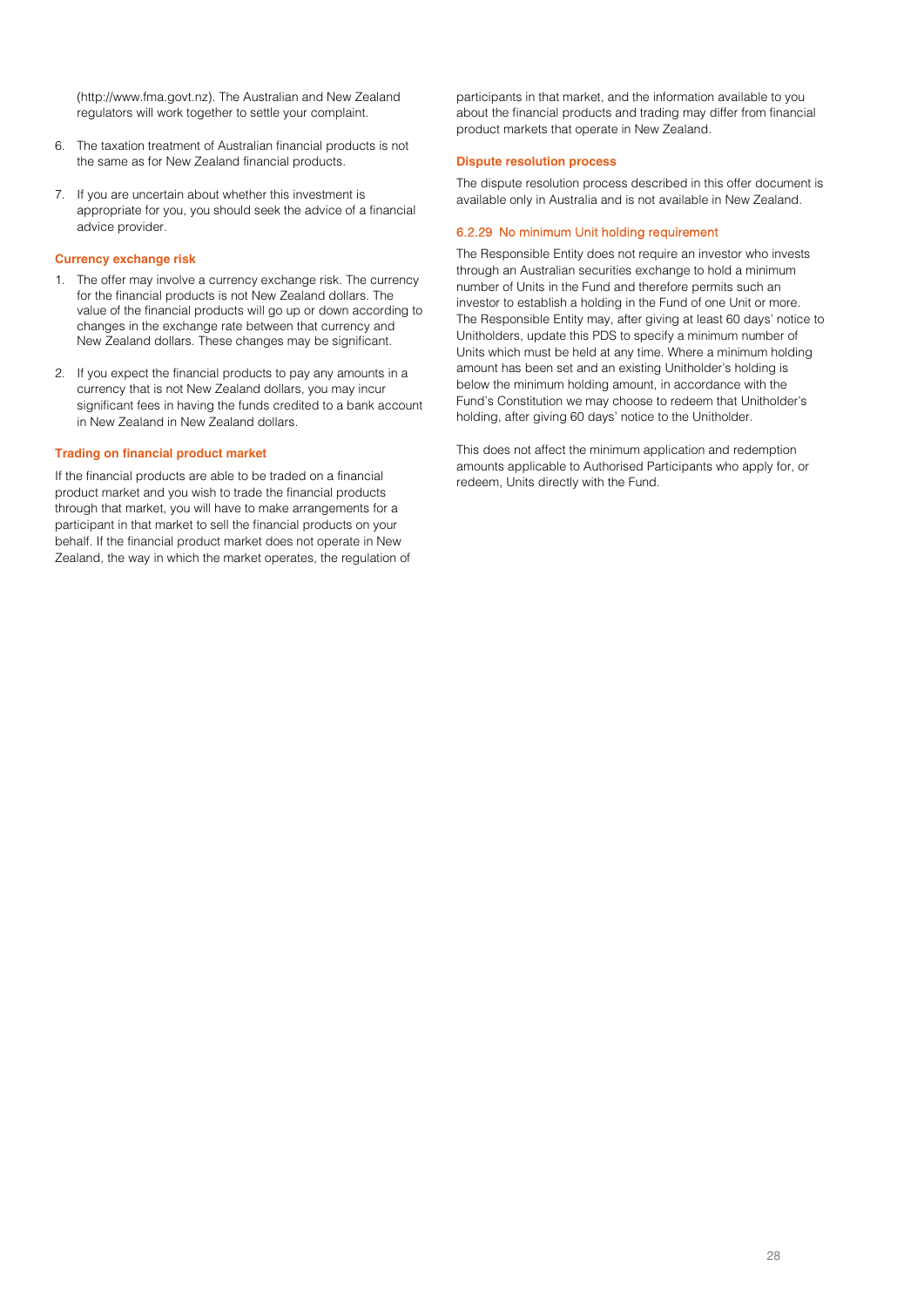(http://www.fma.govt.nz). The Australian and New Zealand regulators will work together to settle your complaint.

6. The taxation treatment of Australian financial products is not the same as for New Zealand financial products.

7. If you are uncertain about whether this investment is appropriate for you, you should seek the advice of a financial advice provider.

#### Currency exchange risk

1. The offer may involve a currency exchange risk. The currency for the financial products is not New Zealand dollars. The value of the financial products will go up or down according to changes in the exchange rate between that currency and New Zealand dollars. These changes may be significant.

2. If you expect the financial products to pay any amounts in a currency that is not New Zealand dollars, you may incur significant fees in having the funds credited to a bank account in New Zealand in New Zealand dollars.

#### Trading on financial product market

If the financial products are able to be traded on a financial product market and you wish to trade the financial products through that market, you will have to make arrangements for a participant in that market to sell the financial products on your behalf. If the financial product market does not operate in New Zealand, the way in which the market operates, the regulation of participants in that market, and the information available to you about the financial products and trading may differ from financial product markets that operate in New Zealand.

#### Dispute resolution process

The dispute resolution process described in this offer document is available only in Australia and is not available in New Zealand.

### 6.2.29 No minimum Unit holding requirement

The Responsible Entity does not require an investor who invests through an Australian securities exchange to hold a minimum number of Units in the Fund and therefore permits such an investor to establish a holding in the Fund of one Unit or more. The Responsible Entity may, after giving at least 60 days' notice to Unitholders, update this PDS to specify a minimum number of Units which must be held at any time. Where a minimum holding amount has been set and an existing Unitholder's holding is below the minimum holding amount, in accordance with the Fund's Constitution we may choose to redeem that Unitholder's holding, after giving 60 days' notice to the Unitholder.

This does not affect the minimum application and redemption amounts applicable to Authorised Participants who apply for, or redeem, Units directly with the Fund.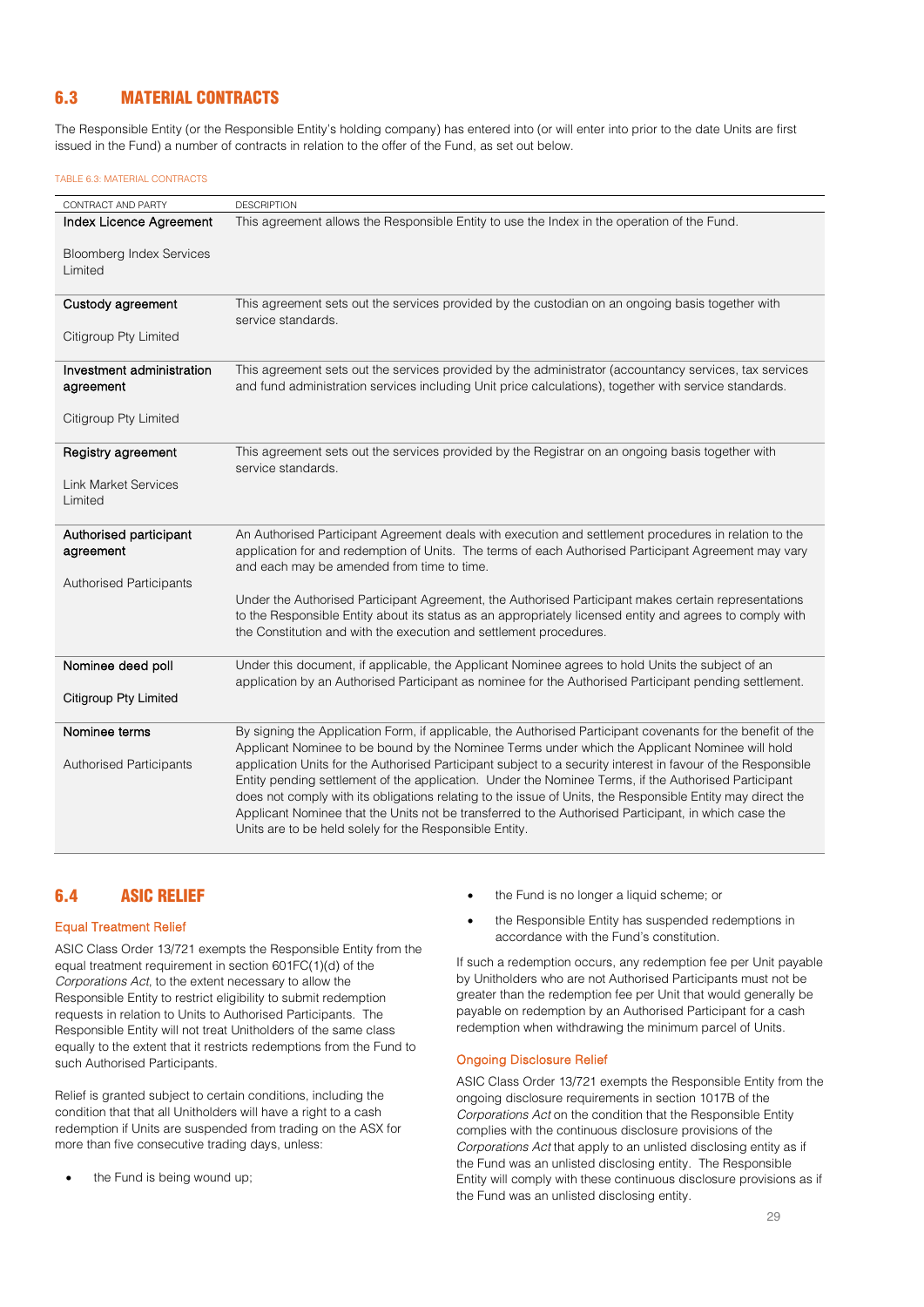## 6.3 MATERIAL CONTRACTS

The Responsible Entity (or the Responsible Entity's holding company) has entered into (or will enter into prior to the date Units are first issued in the Fund) a number of contracts in relation to the offer of the Fund, as set out below.

TABLE 6.3: MATERIAL CONTRACTS

| CONTRACT AND PARTY | DESCRIPTION |
|---|---|
| Index Licence Agreement<br><br>Bloomberg Index Services Limited | This agreement allows the Responsible Entity to use the Index in the operation of the Fund. |
| Custody agreement<br><br>Citigroup Pty Limited | This agreement sets out the services provided by the custodian on an ongoing basis together with service standards. |
| Investment administration agreement<br><br>Citigroup Pty Limited | This agreement sets out the services provided by the administrator (accountancy services, tax services and fund administration services including Unit price calculations), together with service standards. |
| Registry agreement<br><br>Link Market Services Limited | This agreement sets out the services provided by the Registrar on an ongoing basis together with service standards. |
| Authorised participant agreement<br><br>Authorised Participants | An Authorised Participant Agreement deals with execution and settlement procedures in relation to the application for and redemption of Units. The terms of each Authorised Participant Agreement may vary and each may be amended from time to time.<br><br>Under the Authorised Participant Agreement, the Authorised Participant makes certain representations to the Responsible Entity about its status as an appropriately licensed entity and agrees to comply with the Constitution and with the execution and settlement procedures. |
| Nominee deed poll<br><br>Citigroup Pty Limited | Under this document, if applicable, the Applicant Nominee agrees to hold Units the subject of an application by an Authorised Participant as nominee for the Authorised Participant pending settlement. |
| Nominee terms<br><br>Authorised Participants | By signing the Application Form, if applicable, the Authorised Participant covenants for the benefit of the Applicant Nominee to be bound by the Nominee Terms under which the Applicant Nominee will hold application Units for the Authorised Participant subject to a security interest in favour of the Responsible Entity pending settlement of the application. Under the Nominee Terms, if the Authorised Participant does not comply with its obligations relating to the issue of Units, the Responsible Entity may direct the Applicant Nominee that the Units not be transferred to the Authorised Participant, in which case the Units are to be held solely for the Responsible Entity. |

## 6.4 ASIC RELIEF

### Equal Treatment Relief

ASIC Class Order 13/721 exempts the Responsible Entity from the equal treatment requirement in section 601FC(1)(d) of the *Corporations Act*, to the extent necessary to allow the Responsible Entity to restrict eligibility to submit redemption requests in relation to Units to Authorised Participants. The Responsible Entity will not treat Unitholders of the same class equally to the extent that it restricts redemptions from the Fund to such Authorised Participants.

Relief is granted subject to certain conditions, including the condition that that all Unitholders will have a right to a cash redemption if Units are suspended from trading on the ASX for more than five consecutive trading days, unless:

- the Fund is being wound up;
- the Fund is no longer a liquid scheme; or
- the Responsible Entity has suspended redemptions in accordance with the Fund's constitution.

If such a redemption occurs, any redemption fee per Unit payable by Unitholders who are not Authorised Participants must not be greater than the redemption fee per Unit that would generally be payable on redemption by an Authorised Participant for a cash redemption when withdrawing the minimum parcel of Units.

### Ongoing Disclosure Relief

ASIC Class Order 13/721 exempts the Responsible Entity from the ongoing disclosure requirements in section 1017B of the *Corporations Act* on the condition that the Responsible Entity complies with the continuous disclosure provisions of the *Corporations Act* that apply to an unlisted disclosing entity as if the Fund was an unlisted disclosing entity. The Responsible Entity will comply with these continuous disclosure provisions as if the Fund was an unlisted disclosing entity.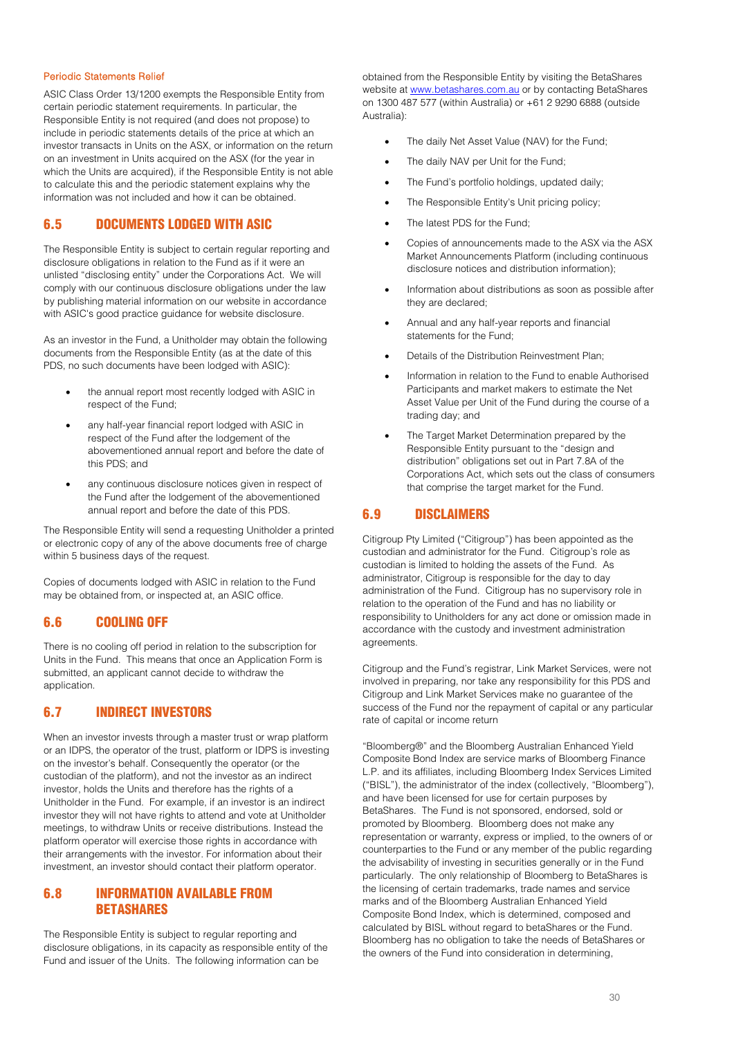### Periodic Statements Relief

ASIC Class Order 13/1200 exempts the Responsible Entity from certain periodic statement requirements. In particular, the Responsible Entity is not required (and does not propose) to include in periodic statements details of the price at which an investor transacts in Units on the ASX, or information on the return on an investment in Units acquired on the ASX (for the year in which the Units are acquired), if the Responsible Entity is not able to calculate this and the periodic statement explains why the information was not included and how it can be obtained.

## 6.5 DOCUMENTS LODGED WITH ASIC

The Responsible Entity is subject to certain regular reporting and disclosure obligations in relation to the Fund as if it were an unlisted "disclosing entity" under the Corporations Act. We will comply with our continuous disclosure obligations under the law by publishing material information on our website in accordance with ASIC's good practice guidance for website disclosure.

As an investor in the Fund, a Unitholder may obtain the following documents from the Responsible Entity (as at the date of this PDS, no such documents have been lodged with ASIC):

- the annual report most recently lodged with ASIC in respect of the Fund;
- any half-year financial report lodged with ASIC in respect of the Fund after the lodgement of the abovementioned annual report and before the date of this PDS; and
- any continuous disclosure notices given in respect of the Fund after the lodgement of the abovementioned annual report and before the date of this PDS.

The Responsible Entity will send a requesting Unitholder a printed or electronic copy of any of the above documents free of charge within 5 business days of the request.

Copies of documents lodged with ASIC in relation to the Fund may be obtained from, or inspected at, an ASIC office.

## 6.6 COOLING OFF

There is no cooling off period in relation to the subscription for Units in the Fund. This means that once an Application Form is submitted, an applicant cannot decide to withdraw the application.

## 6.7 INDIRECT INVESTORS

When an investor invests through a master trust or wrap platform or an IDPS, the operator of the trust, platform or IDPS is investing on the investor's behalf. Consequently the operator (or the custodian of the platform), and not the investor as an indirect investor, holds the Units and therefore has the rights of a Unitholder in the Fund. For example, if an investor is an indirect investor they will not have rights to attend and vote at Unitholder meetings, to withdraw Units or receive distributions. Instead the platform operator will exercise those rights in accordance with their arrangements with the investor. For information about their investment, an investor should contact their platform operator.

## 6.8 INFORMATION AVAILABLE FROM BETASHARES

The Responsible Entity is subject to regular reporting and disclosure obligations, in its capacity as responsible entity of the Fund and issuer of the Units. The following information can be obtained from the Responsible Entity by visiting the BetaShares website at www.betashares.com.au or by contacting BetaShares on 1300 487 577 (within Australia) or +61 2 9290 6888 (outside Australia):

- The daily Net Asset Value (NAV) for the Fund;
- The daily NAV per Unit for the Fund;
- The Fund's portfolio holdings, updated daily;
- The Responsible Entity's Unit pricing policy;
- The latest PDS for the Fund;
- Copies of announcements made to the ASX via the ASX Market Announcements Platform (including continuous disclosure notices and distribution information);
- Information about distributions as soon as possible after they are declared;
- Annual and any half-year reports and financial statements for the Fund;
- Details of the Distribution Reinvestment Plan;
- Information in relation to the Fund to enable Authorised Participants and market makers to estimate the Net Asset Value per Unit of the Fund during the course of a trading day; and
- The Target Market Determination prepared by the Responsible Entity pursuant to the "design and distribution" obligations set out in Part 7.8A of the Corporations Act, which sets out the class of consumers that comprise the target market for the Fund.

## 6.9 DISCLAIMERS

Citigroup Pty Limited ("Citigroup") has been appointed as the custodian and administrator for the Fund. Citigroup's role as custodian is limited to holding the assets of the Fund. As administrator, Citigroup is responsible for the day to day administration of the Fund. Citigroup has no supervisory role in relation to the operation of the Fund and has no liability or responsibility to Unitholders for any act done or omission made in accordance with the custody and investment administration agreements.

Citigroup and the Fund's registrar, Link Market Services, were not involved in preparing, nor take any responsibility for this PDS and Citigroup and Link Market Services make no guarantee of the success of the Fund nor the repayment of capital or any particular rate of capital or income return

"Bloomberg®" and the Bloomberg Australian Enhanced Yield Composite Bond Index are service marks of Bloomberg Finance L.P. and its affiliates, including Bloomberg Index Services Limited ("BISL"), the administrator of the index (collectively, "Bloomberg"), and have been licensed for use for certain purposes by BetaShares. The Fund is not sponsored, endorsed, sold or promoted by Bloomberg. Bloomberg does not make any representation or warranty, express or implied, to the owners of or counterparties to the Fund or any member of the public regarding the advisability of investing in securities generally or in the Fund particularly. The only relationship of Bloomberg to BetaShares is the licensing of certain trademarks, trade names and service marks and of the Bloomberg Australian Enhanced Yield Composite Bond Index, which is determined, composed and calculated by BISL without regard to betaShares or the Fund. Bloomberg has no obligation to take the needs of BetaShares or the owners of the Fund into consideration in determining,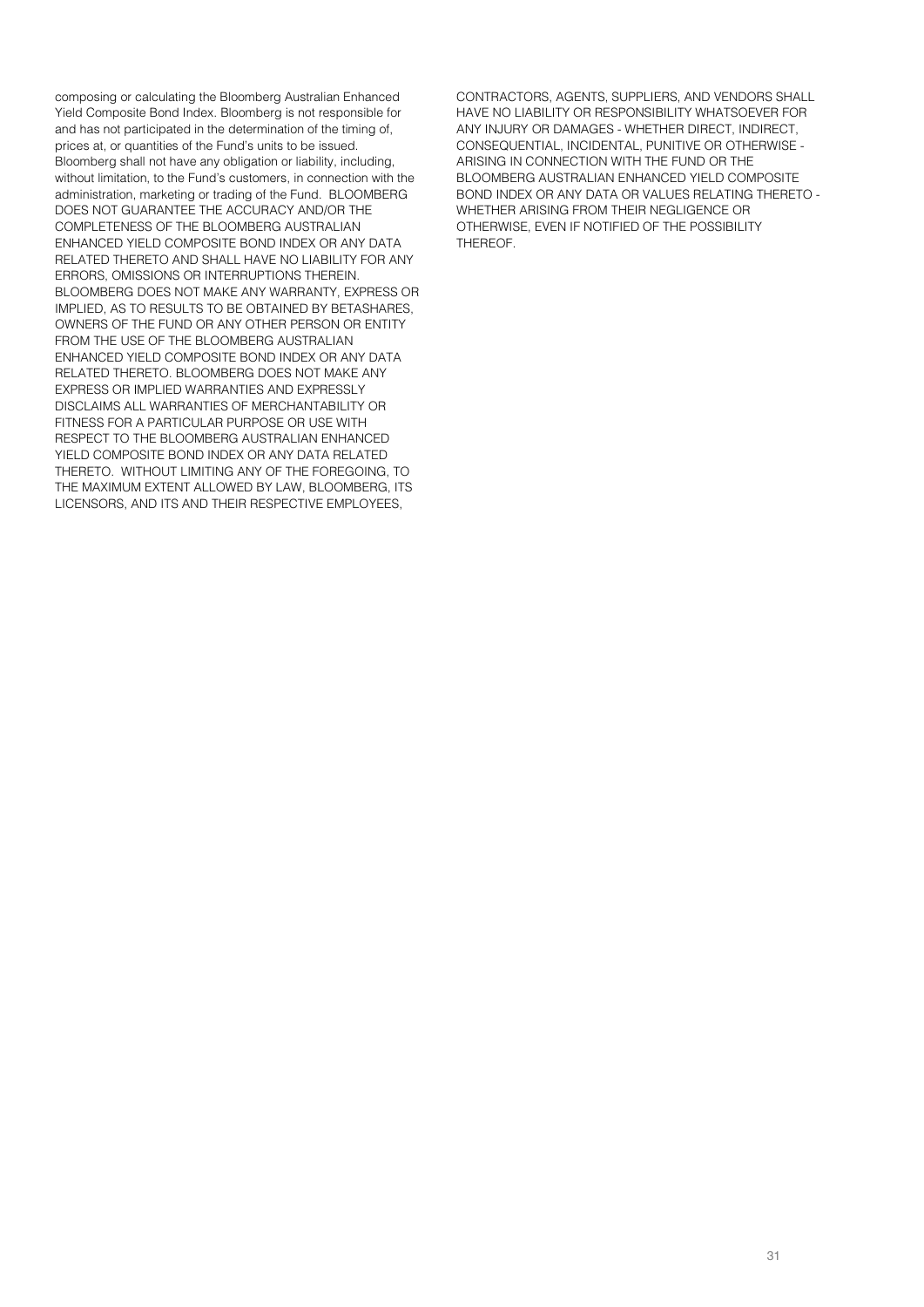composing or calculating the Bloomberg Australian Enhanced Yield Composite Bond Index. Bloomberg is not responsible for and has not participated in the determination of the timing of, prices at, or quantities of the Fund's units to be issued. Bloomberg shall not have any obligation or liability, including, without limitation, to the Fund's customers, in connection with the administration, marketing or trading of the Fund. BLOOMBERG DOES NOT GUARANTEE THE ACCURACY AND/OR THE COMPLETENESS OF THE BLOOMBERG AUSTRALIAN ENHANCED YIELD COMPOSITE BOND INDEX OR ANY DATA RELATED THERETO AND SHALL HAVE NO LIABILITY FOR ANY ERRORS, OMISSIONS OR INTERRUPTIONS THEREIN. BLOOMBERG DOES NOT MAKE ANY WARRANTY, EXPRESS OR IMPLIED, AS TO RESULTS TO BE OBTAINED BY BETASHARES, OWNERS OF THE FUND OR ANY OTHER PERSON OR ENTITY FROM THE USE OF THE BLOOMBERG AUSTRALIAN ENHANCED YIELD COMPOSITE BOND INDEX OR ANY DATA RELATED THERETO. BLOOMBERG DOES NOT MAKE ANY EXPRESS OR IMPLIED WARRANTIES AND EXPRESSLY DISCLAIMS ALL WARRANTIES OF MERCHANTABILITY OR FITNESS FOR A PARTICULAR PURPOSE OR USE WITH RESPECT TO THE BLOOMBERG AUSTRALIAN ENHANCED YIELD COMPOSITE BOND INDEX OR ANY DATA RELATED THERETO. WITHOUT LIMITING ANY OF THE FOREGOING, TO THE MAXIMUM EXTENT ALLOWED BY LAW, BLOOMBERG, ITS LICENSORS, AND ITS AND THEIR RESPECTIVE EMPLOYEES, CONTRACTORS, AGENTS, SUPPLIERS, AND VENDORS SHALL HAVE NO LIABILITY OR RESPONSIBILITY WHATSOEVER FOR ANY INJURY OR DAMAGES - WHETHER DIRECT, INDIRECT, CONSEQUENTIAL, INCIDENTAL, PUNITIVE OR OTHERWISE - ARISING IN CONNECTION WITH THE FUND OR THE BLOOMBERG AUSTRALIAN ENHANCED YIELD COMPOSITE BOND INDEX OR ANY DATA OR VALUES RELATING THERETO - WHETHER ARISING FROM THEIR NEGLIGENCE OR OTHERWISE, EVEN IF NOTIFIED OF THE POSSIBILITY THEREOF.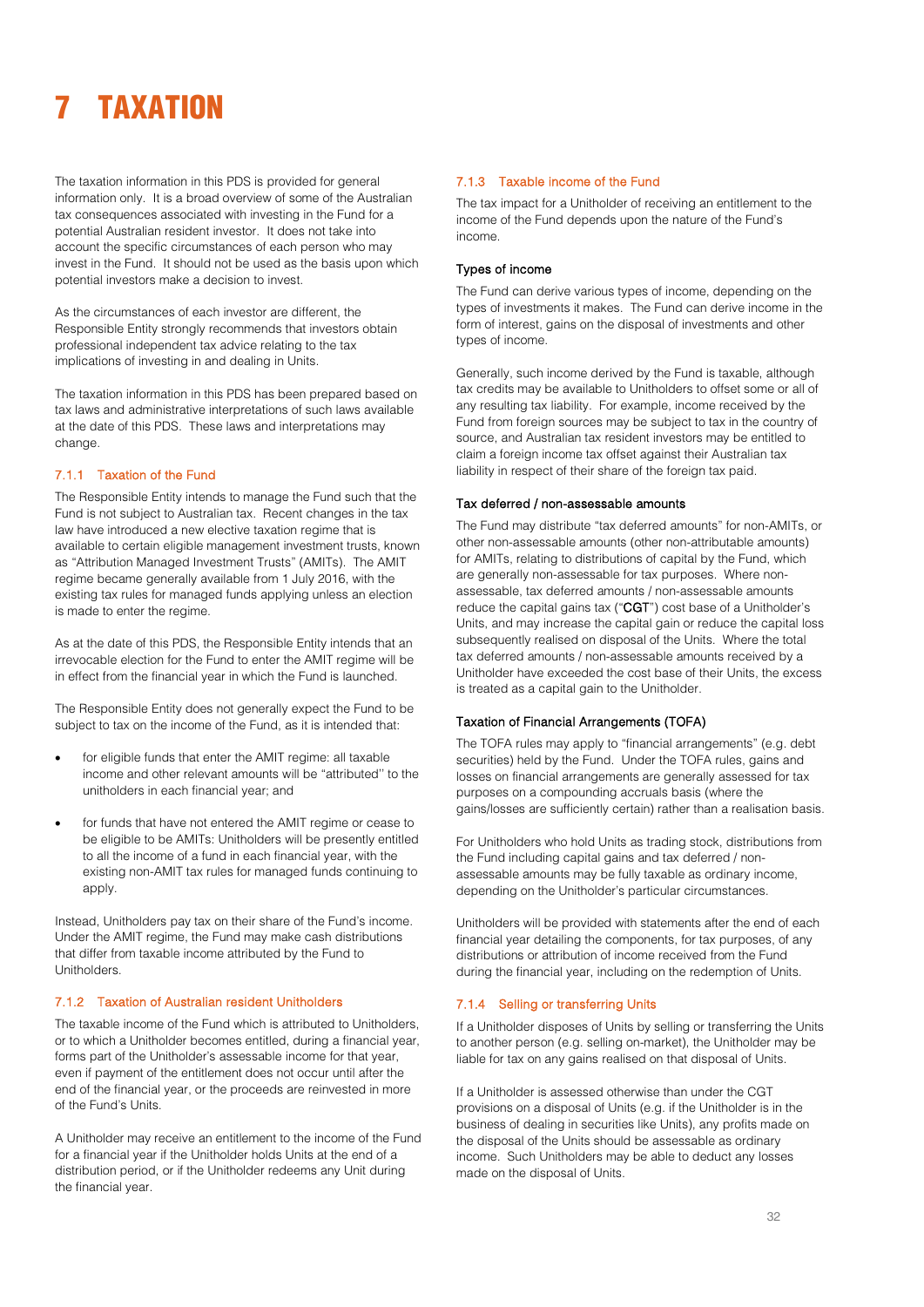# 7 TAXATION

The taxation information in this PDS is provided for general information only. It is a broad overview of some of the Australian tax consequences associated with investing in the Fund for a potential Australian resident investor. It does not take into account the specific circumstances of each person who may invest in the Fund. It should not be used as the basis upon which potential investors make a decision to invest.

As the circumstances of each investor are different, the Responsible Entity strongly recommends that investors obtain professional independent tax advice relating to the tax implications of investing in and dealing in Units.

The taxation information in this PDS has been prepared based on tax laws and administrative interpretations of such laws available at the date of this PDS. These laws and interpretations may change.

### 7.1.1 Taxation of the Fund

The Responsible Entity intends to manage the Fund such that the Fund is not subject to Australian tax. Recent changes in the tax law have introduced a new elective taxation regime that is available to certain eligible management investment trusts, known as "Attribution Managed Investment Trusts" (AMITs). The AMIT regime became generally available from 1 July 2016, with the existing tax rules for managed funds applying unless an election is made to enter the regime.

As at the date of this PDS, the Responsible Entity intends that an irrevocable election for the Fund to enter the AMIT regime will be in effect from the financial year in which the Fund is launched.

The Responsible Entity does not generally expect the Fund to be subject to tax on the income of the Fund, as it is intended that:

- for eligible funds that enter the AMIT regime: all taxable income and other relevant amounts will be "attributed" to the unitholders in each financial year; and
- for funds that have not entered the AMIT regime or cease to be eligible to be AMITs: Unitholders will be presently entitled to all the income of a fund in each financial year, with the existing non-AMIT tax rules for managed funds continuing to apply.

Instead, Unitholders pay tax on their share of the Fund's income. Under the AMIT regime, the Fund may make cash distributions that differ from taxable income attributed by the Fund to Unitholders.

### 7.1.2 Taxation of Australian resident Unitholders

The taxable income of the Fund which is attributed to Unitholders, or to which a Unitholder becomes entitled, during a financial year, forms part of the Unitholder's assessable income for that year, even if payment of the entitlement does not occur until after the end of the financial year, or the proceeds are reinvested in more of the Fund's Units.

A Unitholder may receive an entitlement to the income of the Fund for a financial year if the Unitholder holds Units at the end of a distribution period, or if the Unitholder redeems any Unit during the financial year.

### 7.1.3 Taxable income of the Fund

The tax impact for a Unitholder of receiving an entitlement to the income of the Fund depends upon the nature of the Fund's income.

#### Types of income

The Fund can derive various types of income, depending on the types of investments it makes. The Fund can derive income in the form of interest, gains on the disposal of investments and other types of income.

Generally, such income derived by the Fund is taxable, although tax credits may be available to Unitholders to offset some or all of any resulting tax liability. For example, income received by the Fund from foreign sources may be subject to tax in the country of source, and Australian tax resident investors may be entitled to claim a foreign income tax offset against their Australian tax liability in respect of their share of the foreign tax paid.

#### Tax deferred / non-assessable amounts

The Fund may distribute "tax deferred amounts" for non-AMITs, or other non-assessable amounts (other non-attributable amounts) for AMITs, relating to distributions of capital by the Fund, which are generally non-assessable for tax purposes. Where non-assessable, tax deferred amounts / non-assessable amounts reduce the capital gains tax ("**CGT**") cost base of a Unitholder's Units, and may increase the capital gain or reduce the capital loss subsequently realised on disposal of the Units. Where the total tax deferred amounts / non-assessable amounts received by a Unitholder have exceeded the cost base of their Units, the excess is treated as a capital gain to the Unitholder.

#### Taxation of Financial Arrangements (TOFA)

The TOFA rules may apply to "financial arrangements" (e.g. debt securities) held by the Fund. Under the TOFA rules, gains and losses on financial arrangements are generally assessed for tax purposes on a compounding accruals basis (where the gains/losses are sufficiently certain) rather than a realisation basis.

For Unitholders who hold Units as trading stock, distributions from the Fund including capital gains and tax deferred / non-assessable amounts may be fully taxable as ordinary income, depending on the Unitholder's particular circumstances.

Unitholders will be provided with statements after the end of each financial year detailing the components, for tax purposes, of any distributions or attribution of income received from the Fund during the financial year, including on the redemption of Units.

### 7.1.4 Selling or transferring Units

If a Unitholder disposes of Units by selling or transferring the Units to another person (e.g. selling on-market), the Unitholder may be liable for tax on any gains realised on that disposal of Units.

If a Unitholder is assessed otherwise than under the CGT provisions on a disposal of Units (e.g. if the Unitholder is in the business of dealing in securities like Units), any profits made on the disposal of the Units should be assessable as ordinary income. Such Unitholders may be able to deduct any losses made on the disposal of Units.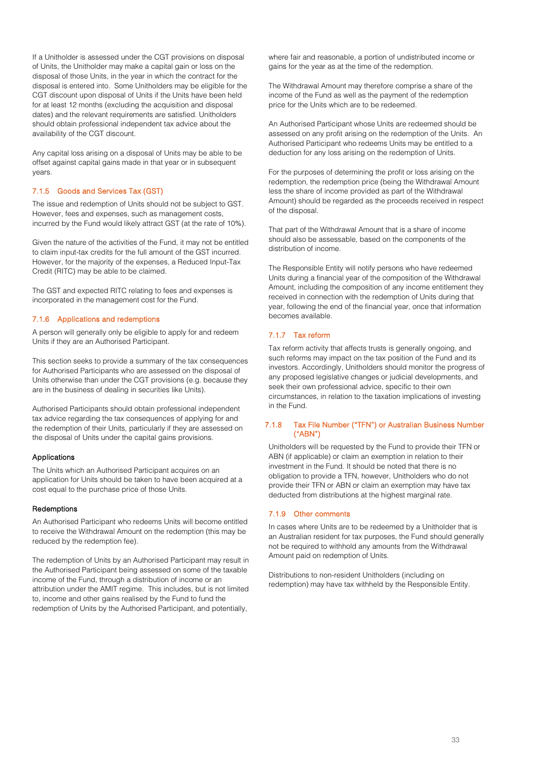If a Unitholder is assessed under the CGT provisions on disposal of Units, the Unitholder may make a capital gain or loss on the disposal of those Units, in the year in which the contract for the disposal is entered into. Some Unitholders may be eligible for the CGT discount upon disposal of Units if the Units have been held for at least 12 months (excluding the acquisition and disposal dates) and the relevant requirements are satisfied. Unitholders should obtain professional independent tax advice about the availability of the CGT discount.

Any capital loss arising on a disposal of Units may be able to be offset against capital gains made in that year or in subsequent years.

### 7.1.5 Goods and Services Tax (GST)

The issue and redemption of Units should not be subject to GST. However, fees and expenses, such as management costs, incurred by the Fund would likely attract GST (at the rate of 10%).

Given the nature of the activities of the Fund, it may not be entitled to claim input-tax credits for the full amount of the GST incurred. However, for the majority of the expenses, a Reduced Input-Tax Credit (RITC) may be able to be claimed.

The GST and expected RITC relating to fees and expenses is incorporated in the management cost for the Fund.

### 7.1.6 Applications and redemptions

A person will generally only be eligible to apply for and redeem Units if they are an Authorised Participant.

This section seeks to provide a summary of the tax consequences for Authorised Participants who are assessed on the disposal of Units otherwise than under the CGT provisions (e.g. because they are in the business of dealing in securities like Units).

Authorised Participants should obtain professional independent tax advice regarding the tax consequences of applying for and the redemption of their Units, particularly if they are assessed on the disposal of Units under the capital gains provisions.

#### Applications

The Units which an Authorised Participant acquires on an application for Units should be taken to have been acquired at a cost equal to the purchase price of those Units.

#### Redemptions

An Authorised Participant who redeems Units will become entitled to receive the Withdrawal Amount on the redemption (this may be reduced by the redemption fee).

The redemption of Units by an Authorised Participant may result in the Authorised Participant being assessed on some of the taxable income of the Fund, through a distribution of income or an attribution under the AMIT regime. This includes, but is not limited to, income and other gains realised by the Fund to fund the redemption of Units by the Authorised Participant, and potentially, where fair and reasonable, a portion of undistributed income or gains for the year as at the time of the redemption.

The Withdrawal Amount may therefore comprise a share of the income of the Fund as well as the payment of the redemption price for the Units which are to be redeemed.

An Authorised Participant whose Units are redeemed should be assessed on any profit arising on the redemption of the Units. An Authorised Participant who redeems Units may be entitled to a deduction for any loss arising on the redemption of Units.

For the purposes of determining the profit or loss arising on the redemption, the redemption price (being the Withdrawal Amount less the share of income provided as part of the Withdrawal Amount) should be regarded as the proceeds received in respect of the disposal.

That part of the Withdrawal Amount that is a share of income should also be assessable, based on the components of the distribution of income.

The Responsible Entity will notify persons who have redeemed Units during a financial year of the composition of the Withdrawal Amount, including the composition of any income entitlement they received in connection with the redemption of Units during that year, following the end of the financial year, once that information becomes available.

### 7.1.7 Tax reform

Tax reform activity that affects trusts is generally ongoing, and such reforms may impact on the tax position of the Fund and its investors. Accordingly, Unitholders should monitor the progress of any proposed legislative changes or judicial developments, and seek their own professional advice, specific to their own circumstances, in relation to the taxation implications of investing in the Fund.

### 7.1.8 Tax File Number ("TFN") or Australian Business Number ("ABN")

Unitholders will be requested by the Fund to provide their TFN or ABN (if applicable) or claim an exemption in relation to their investment in the Fund. It should be noted that there is no obligation to provide a TFN, however, Unitholders who do not provide their TFN or ABN or claim an exemption may have tax deducted from distributions at the highest marginal rate.

### 7.1.9 Other comments

In cases where Units are to be redeemed by a Unitholder that is an Australian resident for tax purposes, the Fund should generally not be required to withhold any amounts from the Withdrawal Amount paid on redemption of Units.

Distributions to non-resident Unitholders (including on redemption) may have tax withheld by the Responsible Entity.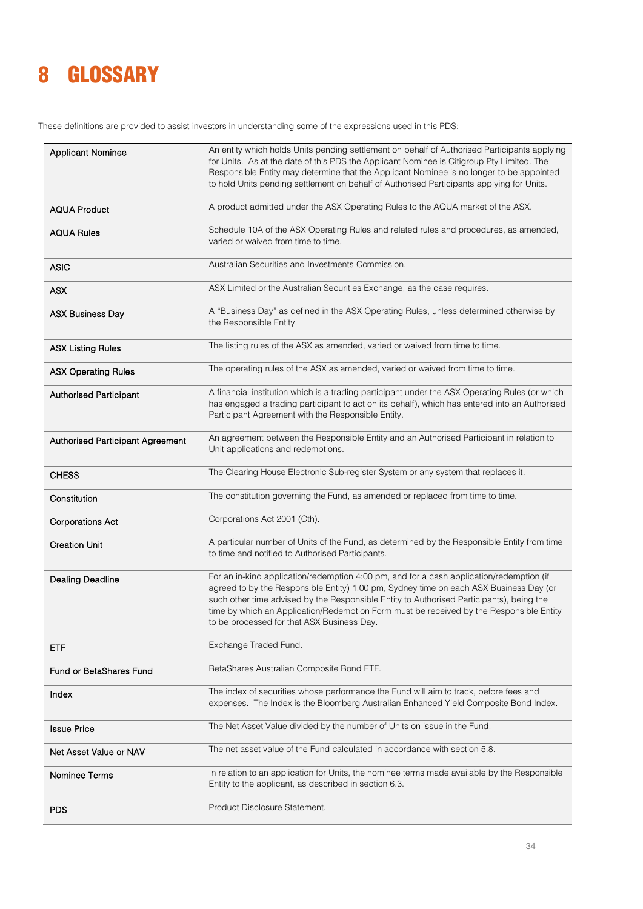# 8 GLOSSARY

These definitions are provided to assist investors in understanding some of the expressions used in this PDS:

| | |
|---|---|
| Applicant Nominee | An entity which holds Units pending settlement on behalf of Authorised Participants applying for Units. As at the date of this PDS the Applicant Nominee is Citigroup Pty Limited. The Responsible Entity may determine that the Applicant Nominee is no longer to be appointed to hold Units pending settlement on behalf of Authorised Participants applying for Units. |
| AQUA Product | A product admitted under the ASX Operating Rules to the AQUA market of the ASX. |
| AQUA Rules | Schedule 10A of the ASX Operating Rules and related rules and procedures, as amended, varied or waived from time to time. |
| ASIC | Australian Securities and Investments Commission. |
| ASX | ASX Limited or the Australian Securities Exchange, as the case requires. |
| ASX Business Day | A "Business Day" as defined in the ASX Operating Rules, unless determined otherwise by the Responsible Entity. |
| ASX Listing Rules | The listing rules of the ASX as amended, varied or waived from time to time. |
| ASX Operating Rules | The operating rules of the ASX as amended, varied or waived from time to time. |
| Authorised Participant | A financial institution which is a trading participant under the ASX Operating Rules (or which has engaged a trading participant to act on its behalf), which has entered into an Authorised Participant Agreement with the Responsible Entity. |
| Authorised Participant Agreement | An agreement between the Responsible Entity and an Authorised Participant in relation to Unit applications and redemptions. |
| CHESS | The Clearing House Electronic Sub-register System or any system that replaces it. |
| Constitution | The constitution governing the Fund, as amended or replaced from time to time. |
| Corporations Act | Corporations Act 2001 (Cth). |
| Creation Unit | A particular number of Units of the Fund, as determined by the Responsible Entity from time to time and notified to Authorised Participants. |
| Dealing Deadline | For an in-kind application/redemption 4:00 pm, and for a cash application/redemption (if agreed to by the Responsible Entity) 1:00 pm, Sydney time on each ASX Business Day (or such other time advised by the Responsible Entity to Authorised Participants), being the time by which an Application/Redemption Form must be received by the Responsible Entity to be processed for that ASX Business Day. |
| ETF | Exchange Traded Fund. |
| Fund or BetaShares Fund | BetaShares Australian Composite Bond ETF. |
| Index | The index of securities whose performance the Fund will aim to track, before fees and expenses. The Index is the Bloomberg Australian Enhanced Yield Composite Bond Index. |
| Issue Price | The Net Asset Value divided by the number of Units on issue in the Fund. |
| Net Asset Value or NAV | The net asset value of the Fund calculated in accordance with section 5.8. |
| Nominee Terms | In relation to an application for Units, the nominee terms made available by the Responsible Entity to the applicant, as described in section 6.3. |
| PDS | Product Disclosure Statement. |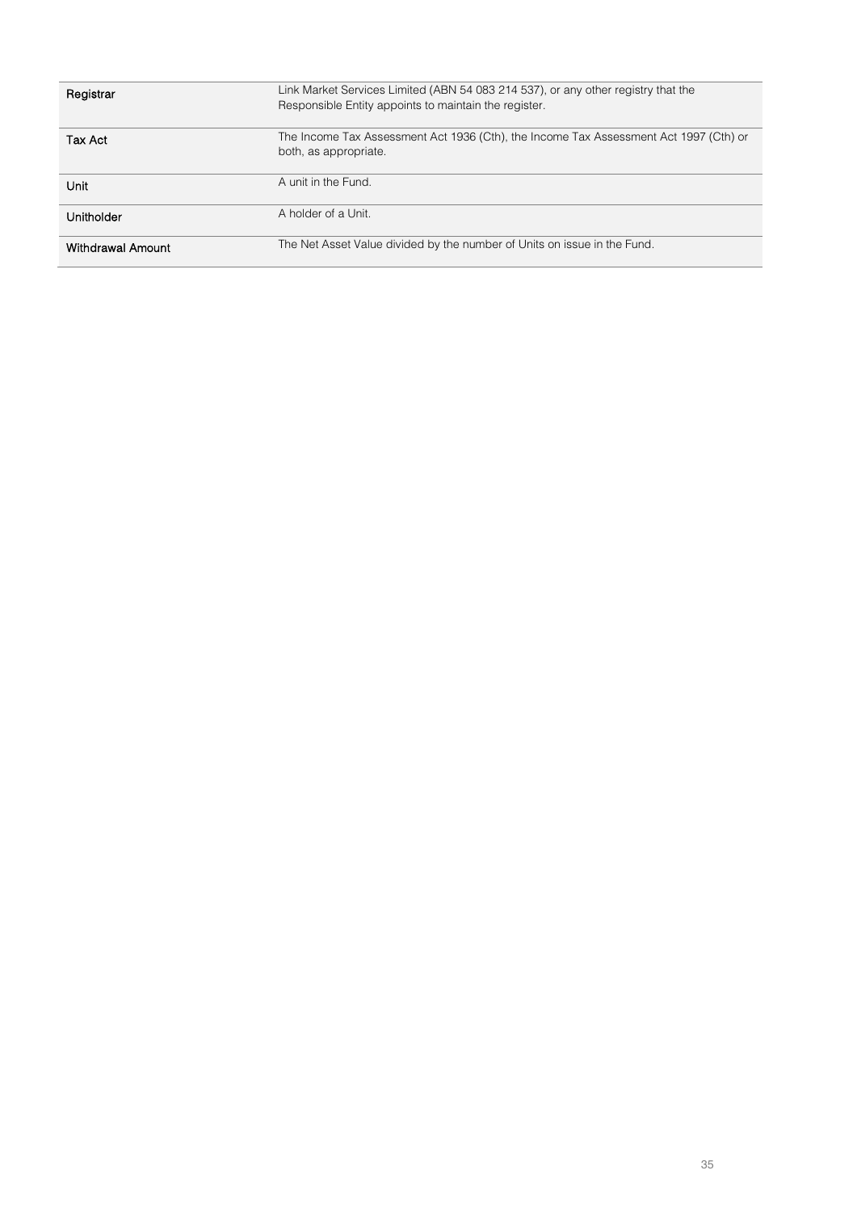| | |
|---|---|
| **Registrar** | Link Market Services Limited (ABN 54 083 214 537), or any other registry that the Responsible Entity appoints to maintain the register. |
| **Tax Act** | The Income Tax Assessment Act 1936 (Cth), the Income Tax Assessment Act 1997 (Cth) or both, as appropriate. |
| **Unit** | A unit in the Fund. |
| **Unitholder** | A holder of a Unit. |
| **Withdrawal Amount** | The Net Asset Value divided by the number of Units on issue in the Fund. |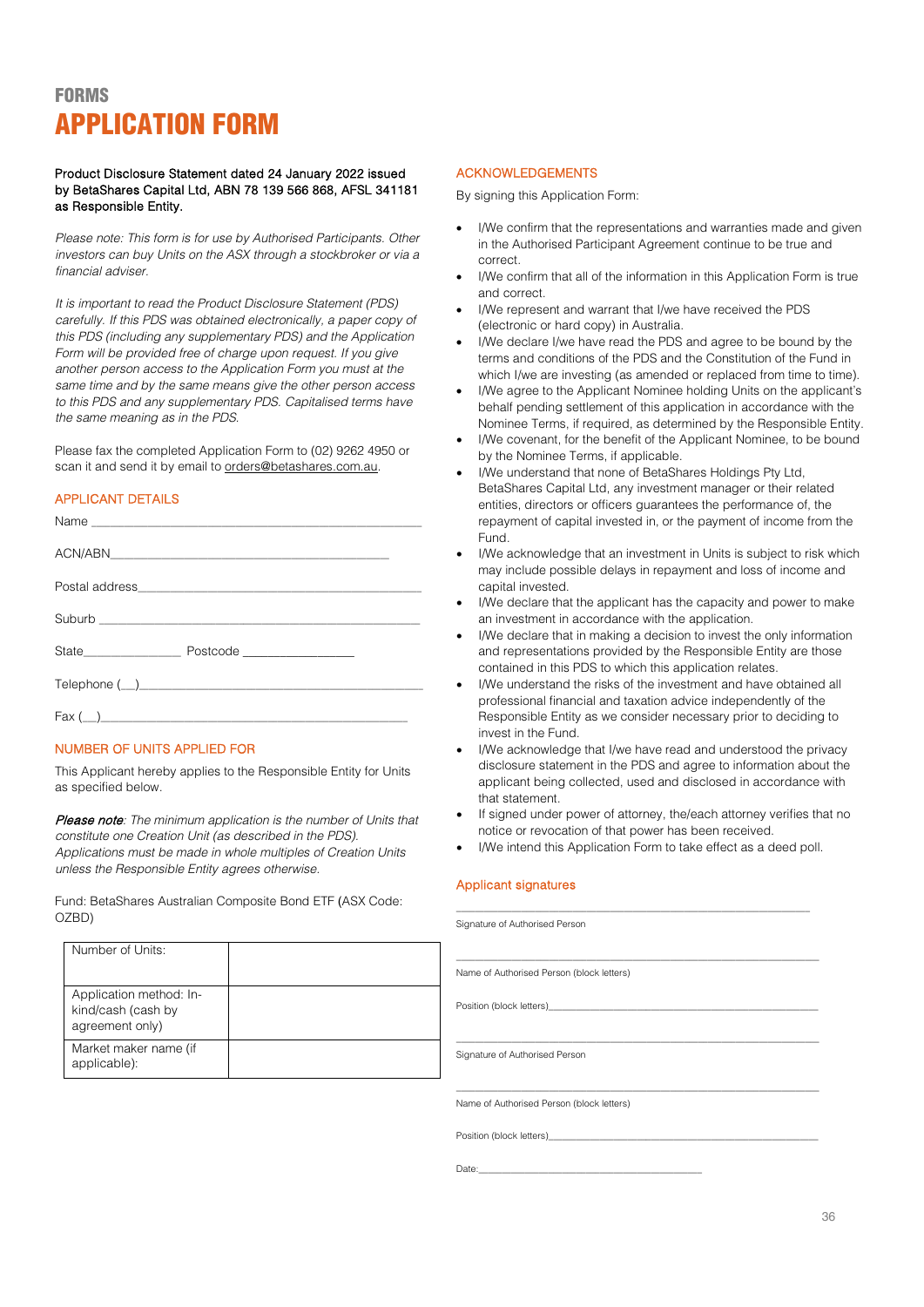# FORMS

# APPLICATION FORM

**Product Disclosure Statement dated 24 January 2022 issued by BetaShares Capital Ltd, ABN 78 139 566 868, AFSL 341181 as Responsible Entity.**

*Please note: This form is for use by Authorised Participants. Other investors can buy Units on the ASX through a stockbroker or via a financial adviser.*

*It is important to read the Product Disclosure Statement (PDS) carefully. If this PDS was obtained electronically, a paper copy of this PDS (including any supplementary PDS) and the Application Form will be provided free of charge upon request. If you give another person access to the Application Form you must at the same time and by the same means give the other person access to this PDS and any supplementary PDS. Capitalised terms have the same meaning as in the PDS.*

Please fax the completed Application Form to (02) 9262 4950 or scan it and send it by email to orders@betashares.com.au.

## APPLICANT DETAILS

Name ______________________________________________

ACN/ABN___________________________________________

Postal address______________________________________

Suburb ____________________________________________

State______________ Postcode ________________

Telephone (__)______________________________________

Fax (__)___________________________________________

## NUMBER OF UNITS APPLIED FOR

This Applicant hereby applies to the Responsible Entity for Units as specified below.

***Please note**: The minimum application is the number of Units that constitute one Creation Unit (as described in the PDS). Applications must be made in whole multiples of Creation Units unless the Responsible Entity agrees otherwise.*

Fund: BetaShares Australian Composite Bond ETF (ASX Code: OZBD)

| | |
|---|---|
| Number of Units: | |
| Application method: In-kind/cash (cash by agreement only) | |
| Market maker name (if applicable): | |

## ACKNOWLEDGEMENTS

By signing this Application Form:

- I/We confirm that the representations and warranties made and given in the Authorised Participant Agreement continue to be true and correct.
- I/We confirm that all of the information in this Application Form is true and correct.
- I/We represent and warrant that I/we have received the PDS (electronic or hard copy) in Australia.
- I/We declare I/we have read the PDS and agree to be bound by the terms and conditions of the PDS and the Constitution of the Fund in which I/we are investing (as amended or replaced from time to time).
- I/We agree to the Applicant Nominee holding Units on the applicant's behalf pending settlement of this application in accordance with the Nominee Terms, if required, as determined by the Responsible Entity.
- I/We covenant, for the benefit of the Applicant Nominee, to be bound by the Nominee Terms, if applicable.
- I/We understand that none of BetaShares Holdings Pty Ltd, BetaShares Capital Ltd, any investment manager or their related entities, directors or officers guarantees the performance of, the repayment of capital invested in, or the payment of income from the Fund.
- I/We acknowledge that an investment in Units is subject to risk which may include possible delays in repayment and loss of income and capital invested.
- I/We declare that the applicant has the capacity and power to make an investment in accordance with the application.
- I/We declare that in making a decision to invest the only information and representations provided by the Responsible Entity are those contained in this PDS to which this application relates.
- I/We understand the risks of the investment and have obtained all professional financial and taxation advice independently of the Responsible Entity as we consider necessary prior to deciding to invest in the Fund.
- I/We acknowledge that I/we have read and understood the privacy disclosure statement in the PDS and agree to information about the applicant being collected, used and disclosed in accordance with that statement.
- If signed under power of attorney, the/each attorney verifies that no notice or revocation of that power has been received.
- I/We intend this Application Form to take effect as a deed poll.

## Applicant signatures

______________________________________________
Signature of Authorised Person

______________________________________________
Name of Authorised Person (block letters)

Position (block letters)_________________________

______________________________________________
Signature of Authorised Person

______________________________________________
Name of Authorised Person (block letters)

Position (block letters)_________________________

Date:_______________________________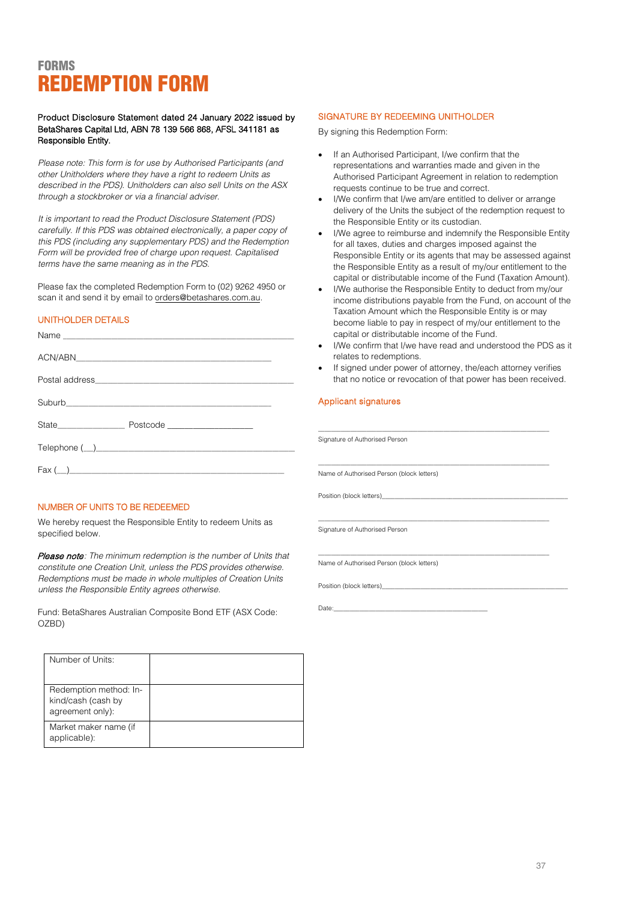# FORMS
# REDEMPTION FORM

**Product Disclosure Statement dated 24 January 2022 issued by BetaShares Capital Ltd, ABN 78 139 566 868, AFSL 341181 as Responsible Entity.**

*Please note: This form is for use by Authorised Participants (and other Unitholders where they have a right to redeem Units as described in the PDS). Unitholders can also sell Units on the ASX through a stockbroker or via a financial adviser.*

*It is important to read the Product Disclosure Statement (PDS) carefully. If this PDS was obtained electronically, a paper copy of this PDS (including any supplementary PDS) and the Redemption Form will be provided free of charge upon request. Capitalised terms have the same meaning as in the PDS.*

Please fax the completed Redemption Form to (02) 9262 4950 or scan it and send it by email to orders@betashares.com.au.

## UNITHOLDER DETAILS

Name ______________________________________________

ACN/ABN____________________________________________

Postal address______________________________________

Suburb_____________________________________________

State______________ Postcode __________________

Telephone (__)_______________________________________

Fax (__)_____________________________________________

## NUMBER OF UNITS TO BE REDEEMED

We hereby request the Responsible Entity to redeem Units as specified below.

***Please note****: The minimum redemption is the number of Units that constitute one Creation Unit, unless the PDS provides otherwise. Redemptions must be made in whole multiples of Creation Units unless the Responsible Entity agrees otherwise.*

Fund: BetaShares Australian Composite Bond ETF (ASX Code: OZBD)

| | |
|---|---|
| Number of Units: | |
| Redemption method: In-kind/cash (cash by agreement only): | |
| Market maker name (if applicable): | |

## SIGNATURE BY REDEEMING UNITHOLDER

By signing this Redemption Form:

- If an Authorised Participant, I/we confirm that the representations and warranties made and given in the Authorised Participant Agreement in relation to redemption requests continue to be true and correct.
- I/We confirm that I/we am/are entitled to deliver or arrange delivery of the Units the subject of the redemption request to the Responsible Entity or its custodian.
- I/We agree to reimburse and indemnify the Responsible Entity for all taxes, duties and charges imposed against the Responsible Entity or its agents that may be assessed against the Responsible Entity as a result of my/our entitlement to the capital or distributable income of the Fund (Taxation Amount).
- I/We authorise the Responsible Entity to deduct from my/our income distributions payable from the Fund, on account of the Taxation Amount which the Responsible Entity is or may become liable to pay in respect of my/our entitlement to the capital or distributable income of the Fund.
- I/We confirm that I/we have read and understood the PDS as it relates to redemptions.
- If signed under power of attorney, the/each attorney verifies that no notice or revocation of that power has been received.

### Applicant signatures

______________________________________________

Signature of Authorised Person

______________________________________________

Name of Authorised Person (block letters)

Position (block letters)______________________________

______________________________________________

Signature of Authorised Person

______________________________________________

Name of Authorised Person (block letters)

Position (block letters)______________________________

Date:_______________________________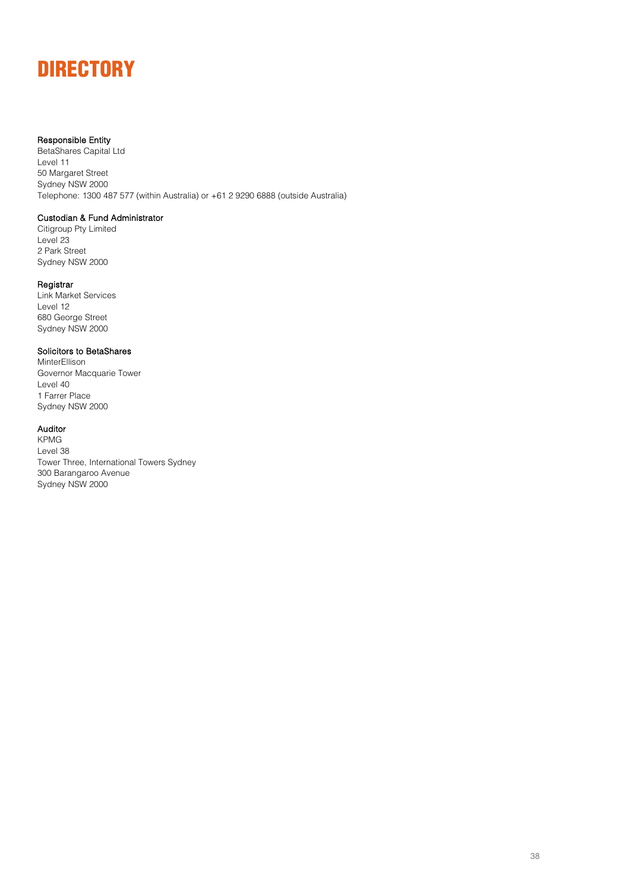# DIRECTORY

**Responsible Entity**
BetaShares Capital Ltd
Level 11
50 Margaret Street
Sydney NSW 2000
Telephone: 1300 487 577 (within Australia) or +61 2 9290 6888 (outside Australia)

**Custodian & Fund Administrator**
Citigroup Pty Limited
Level 23
2 Park Street
Sydney NSW 2000

**Registrar**
Link Market Services
Level 12
680 George Street
Sydney NSW 2000

**Solicitors to BetaShares**
MinterEllison
Governor Macquarie Tower
Level 40
1 Farrer Place
Sydney NSW 2000

**Auditor**
KPMG
Level 38
Tower Three, International Towers Sydney
300 Barangaroo Avenue
Sydney NSW 2000